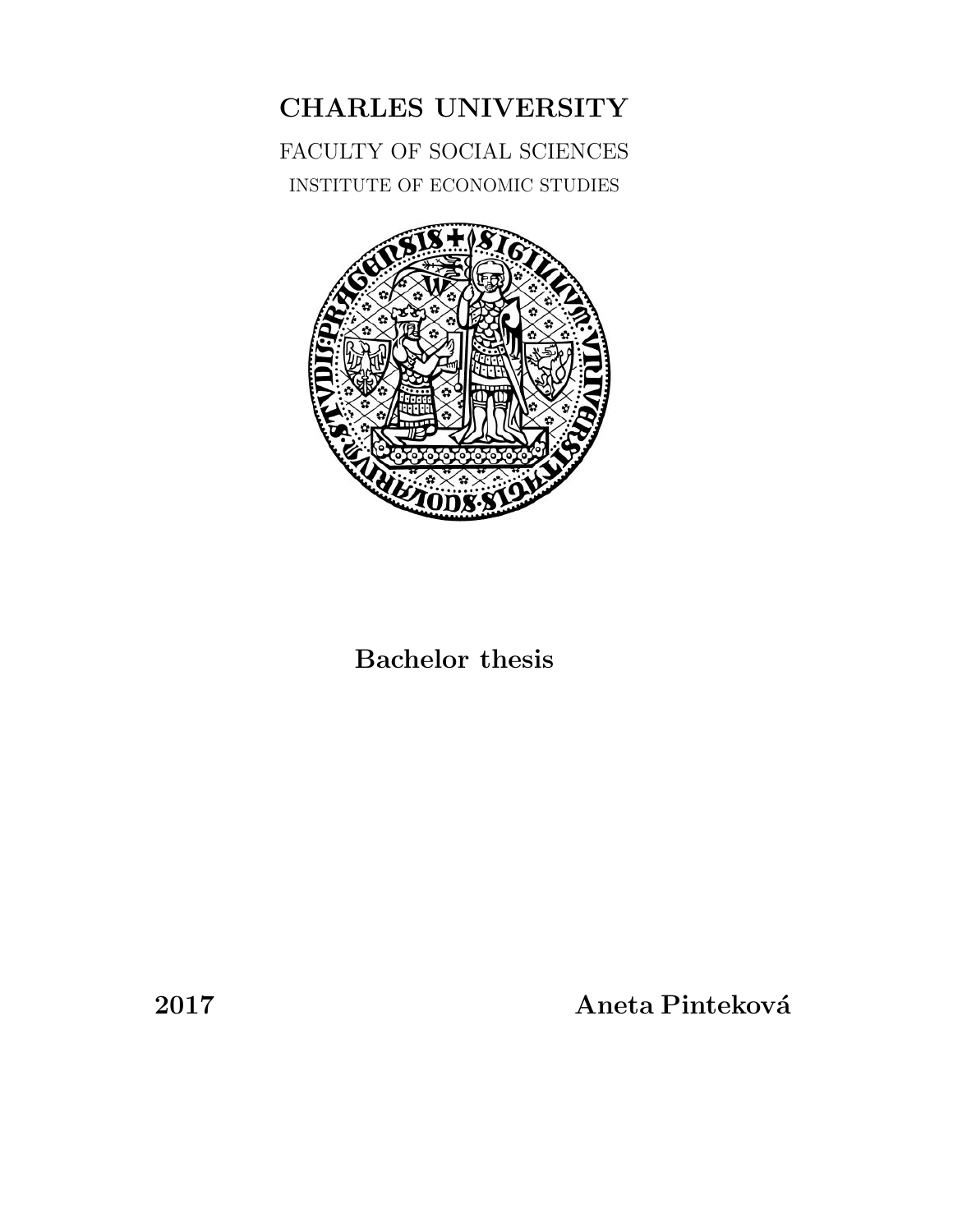# CHARLES UNIVERSITY

FACULTY OF SOCIAL SCIENCES

INSTITUTE OF ECONOMIC STUDIES

**Bachelor thesis**

**2017** **Aneta Pinteková**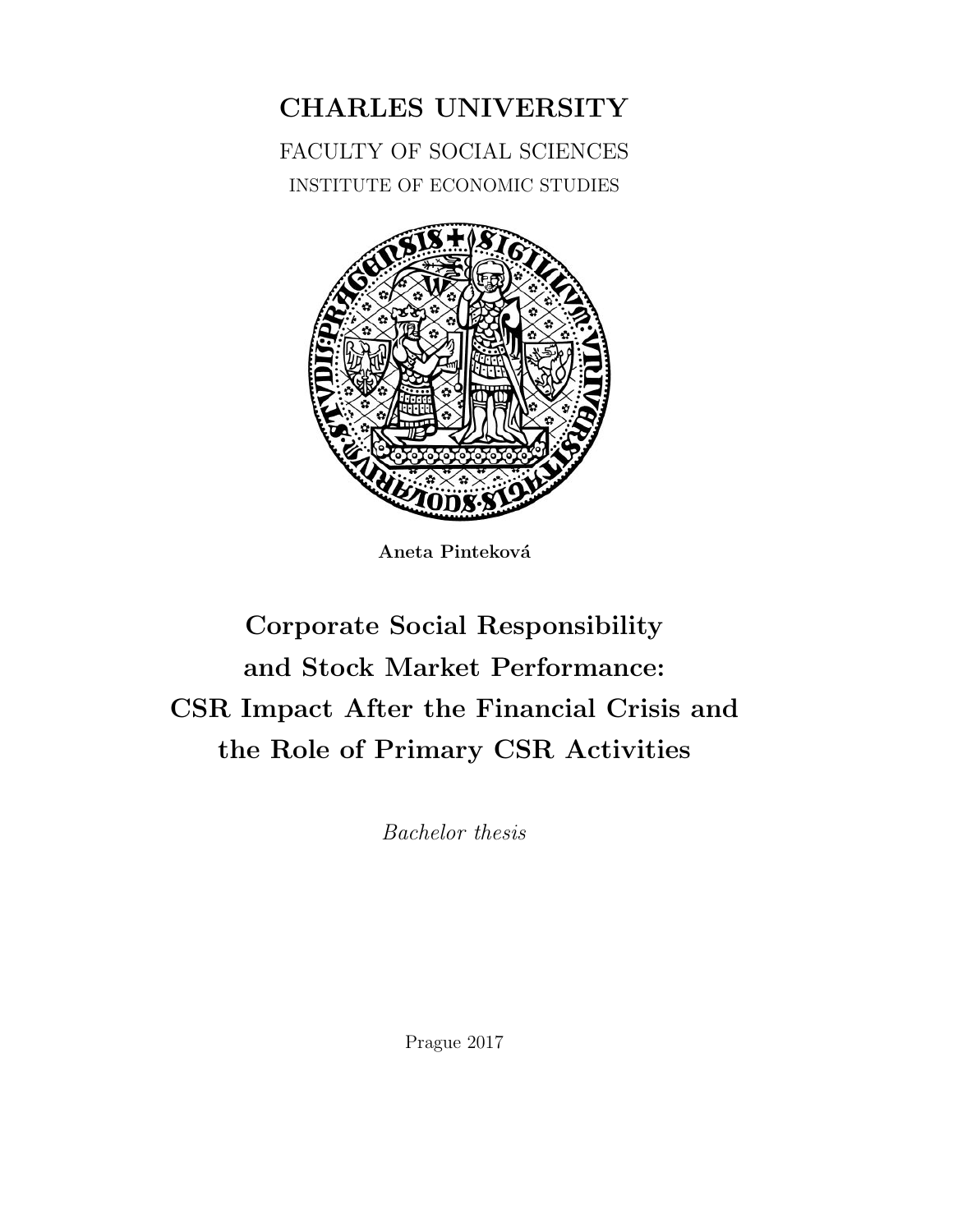# CHARLES UNIVERSITY

FACULTY OF SOCIAL SCIENCES

INSTITUTE OF ECONOMIC STUDIES

**Aneta Pinteková**

# Corporate Social Responsibility and Stock Market Performance: CSR Impact After the Financial Crisis and the Role of Primary CSR Activities

*Bachelor thesis*

Prague 2017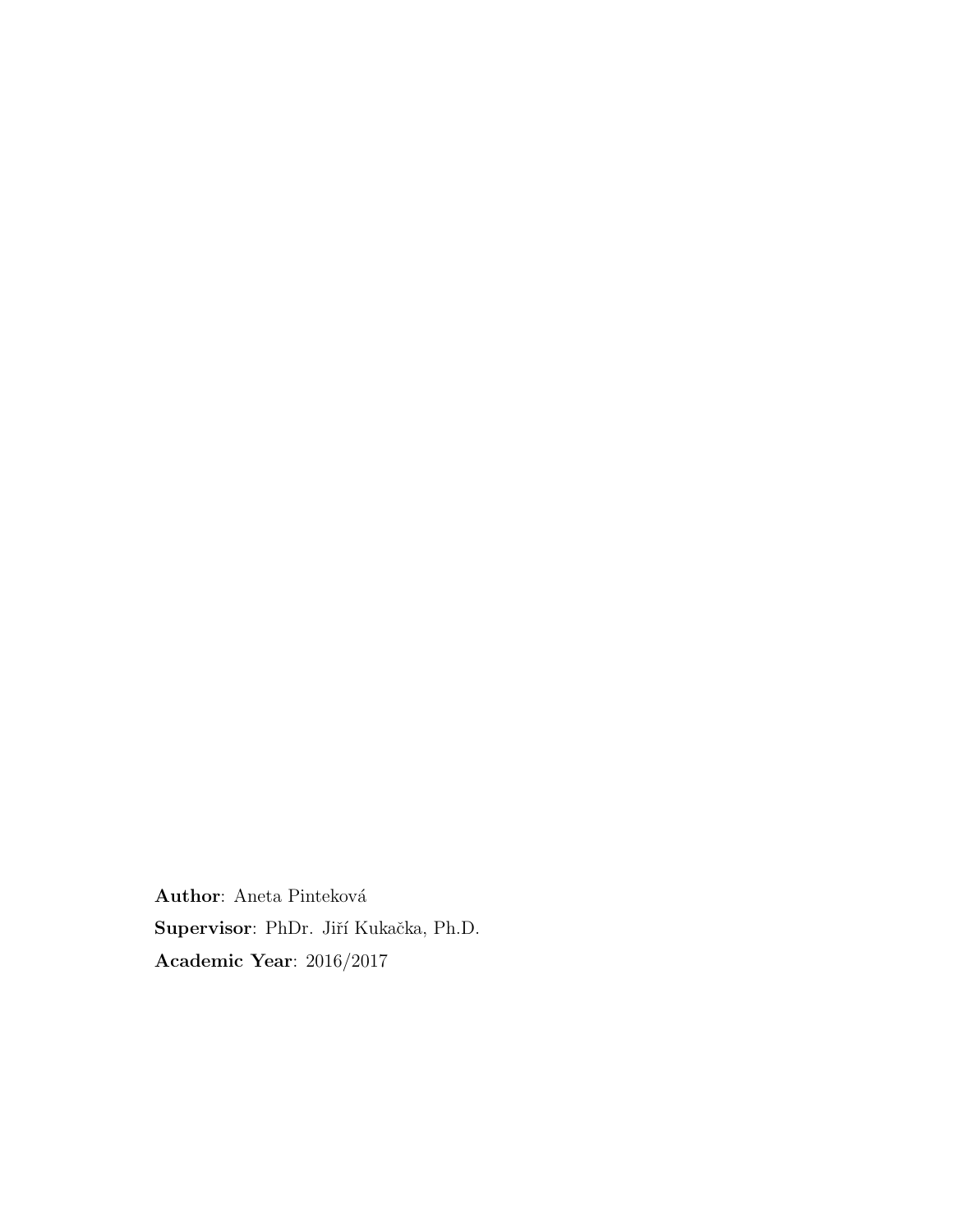**Author**: Aneta Pinteková

**Supervisor**: PhDr. Jiří Kukačka, Ph.D.

**Academic Year**: 2016/2017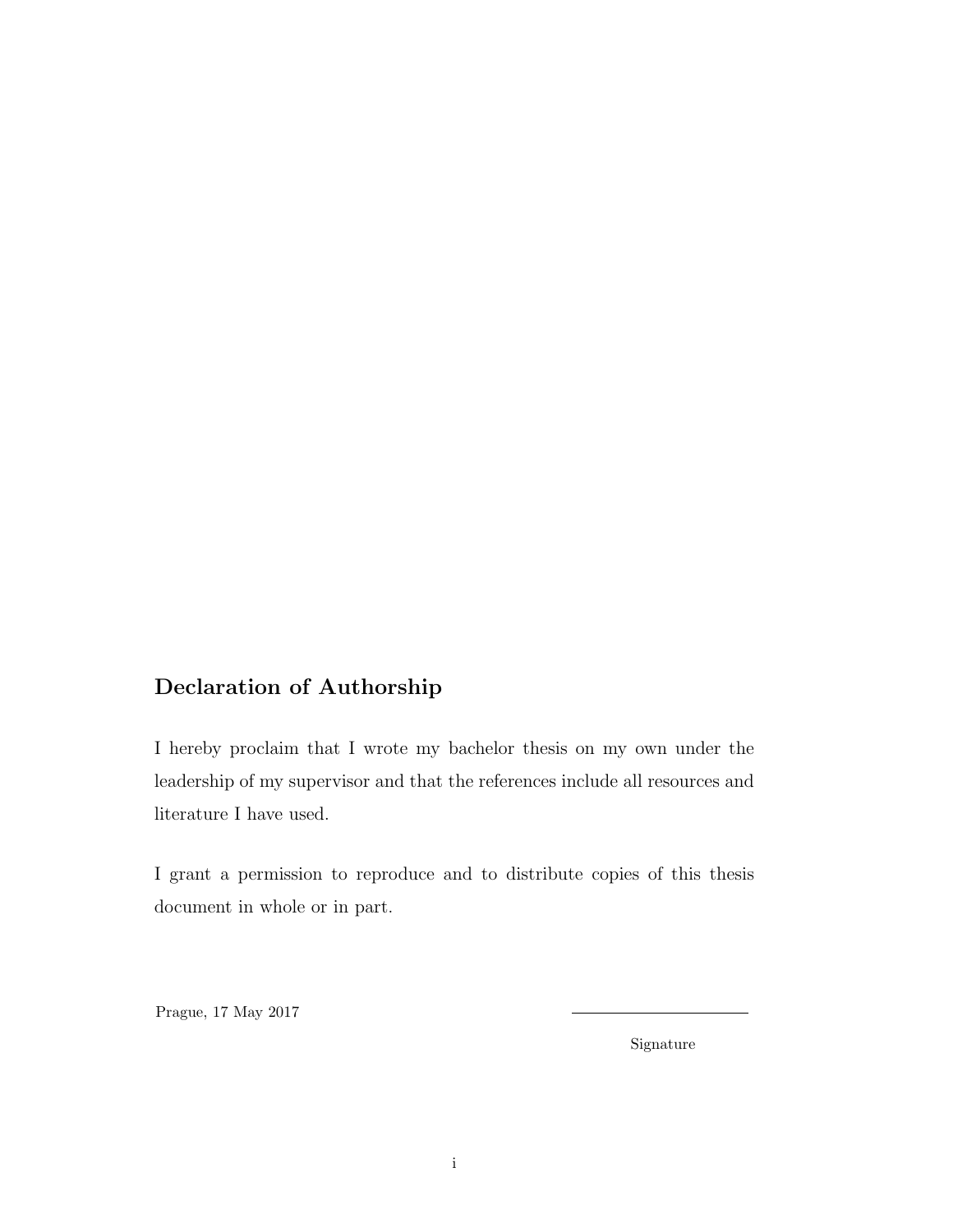## Declaration of Authorship

I hereby proclaim that I wrote my bachelor thesis on my own under the leadership of my supervisor and that the references include all resources and literature I have used.

I grant a permission to reproduce and to distribute copies of this thesis document in whole or in part.

Prague, 17 May 2017

Signature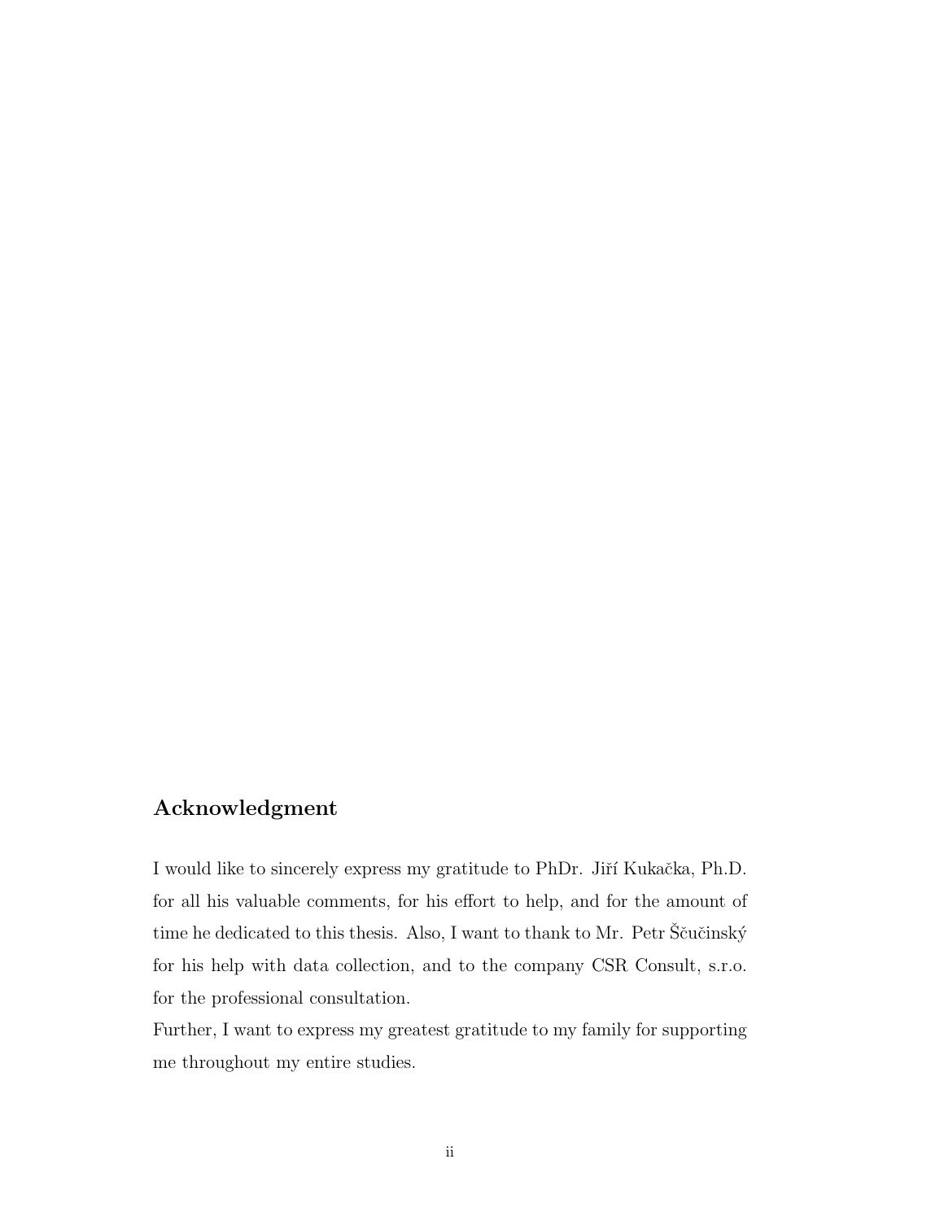## Acknowledgment

I would like to sincerely express my gratitude to PhDr. Jiří Kukačka, Ph.D. for all his valuable comments, for his effort to help, and for the amount of time he dedicated to this thesis. Also, I want to thank to Mr. Petr Ščučinský for his help with data collection, and to the company CSR Consult, s.r.o. for the professional consultation.

Further, I want to express my greatest gratitude to my family for supporting me throughout my entire studies.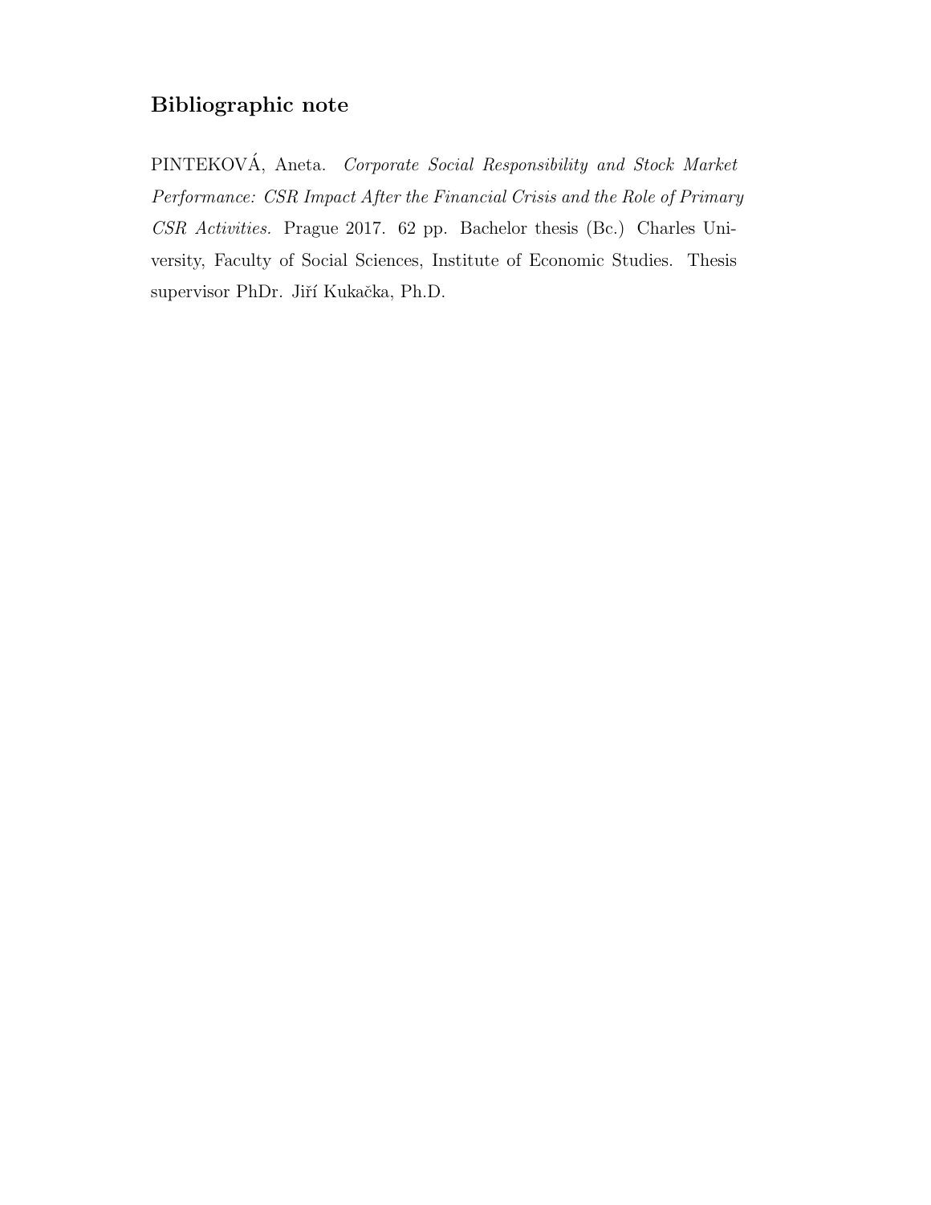## Bibliographic note

PINTEKOVÁ, Aneta. *Corporate Social Responsibility and Stock Market Performance: CSR Impact After the Financial Crisis and the Role of Primary CSR Activities.* Prague 2017. 62 pp. Bachelor thesis (Bc.) Charles University, Faculty of Social Sciences, Institute of Economic Studies. Thesis supervisor PhDr. Jiří Kukačka, Ph.D.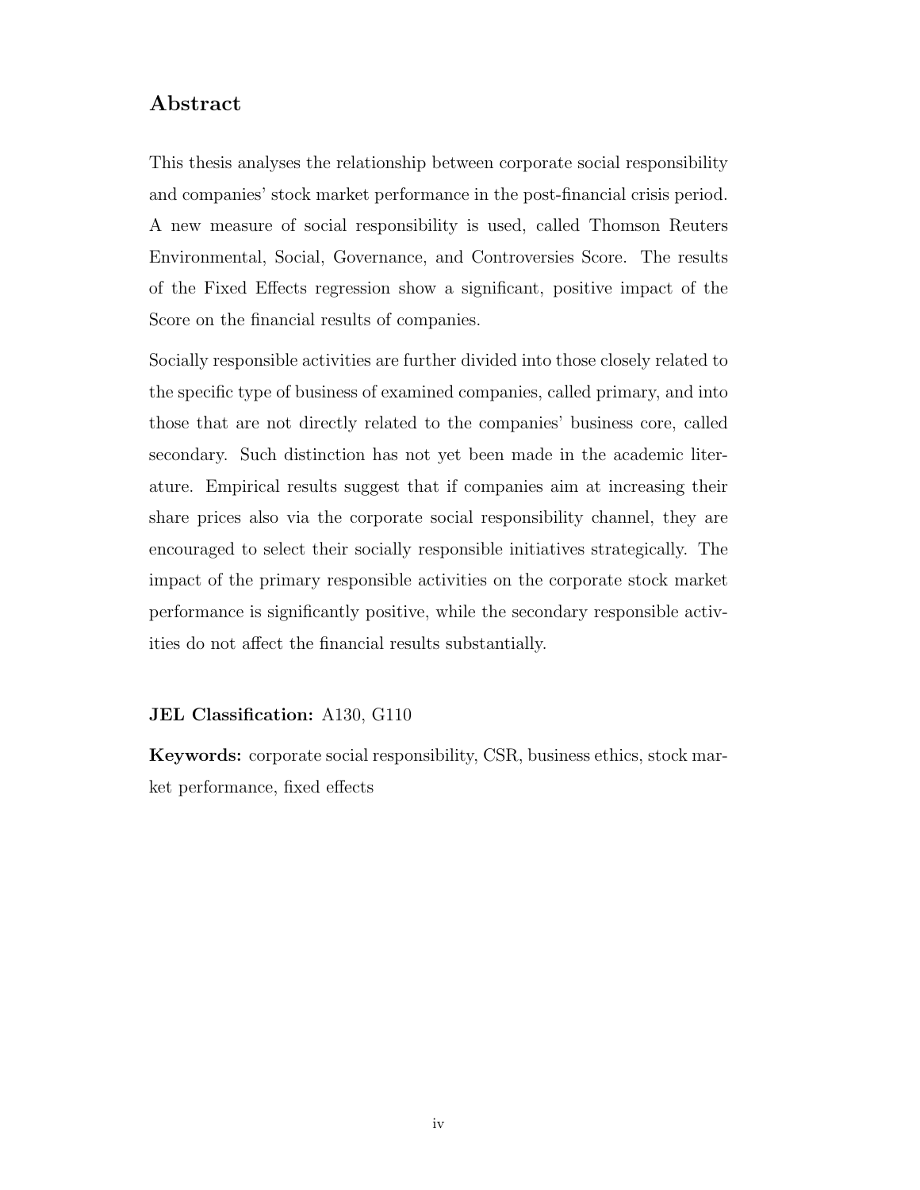## Abstract

This thesis analyses the relationship between corporate social responsibility and companies' stock market performance in the post-financial crisis period. A new measure of social responsibility is used, called Thomson Reuters Environmental, Social, Governance, and Controversies Score. The results of the Fixed Effects regression show a significant, positive impact of the Score on the financial results of companies.

Socially responsible activities are further divided into those closely related to the specific type of business of examined companies, called primary, and into those that are not directly related to the companies' business core, called secondary. Such distinction has not yet been made in the academic literature. Empirical results suggest that if companies aim at increasing their share prices also via the corporate social responsibility channel, they are encouraged to select their socially responsible initiatives strategically. The impact of the primary responsible activities on the corporate stock market performance is significantly positive, while the secondary responsible activities do not affect the financial results substantially.

**JEL Classification:** A130, G110

**Keywords:** corporate social responsibility, CSR, business ethics, stock market performance, fixed effects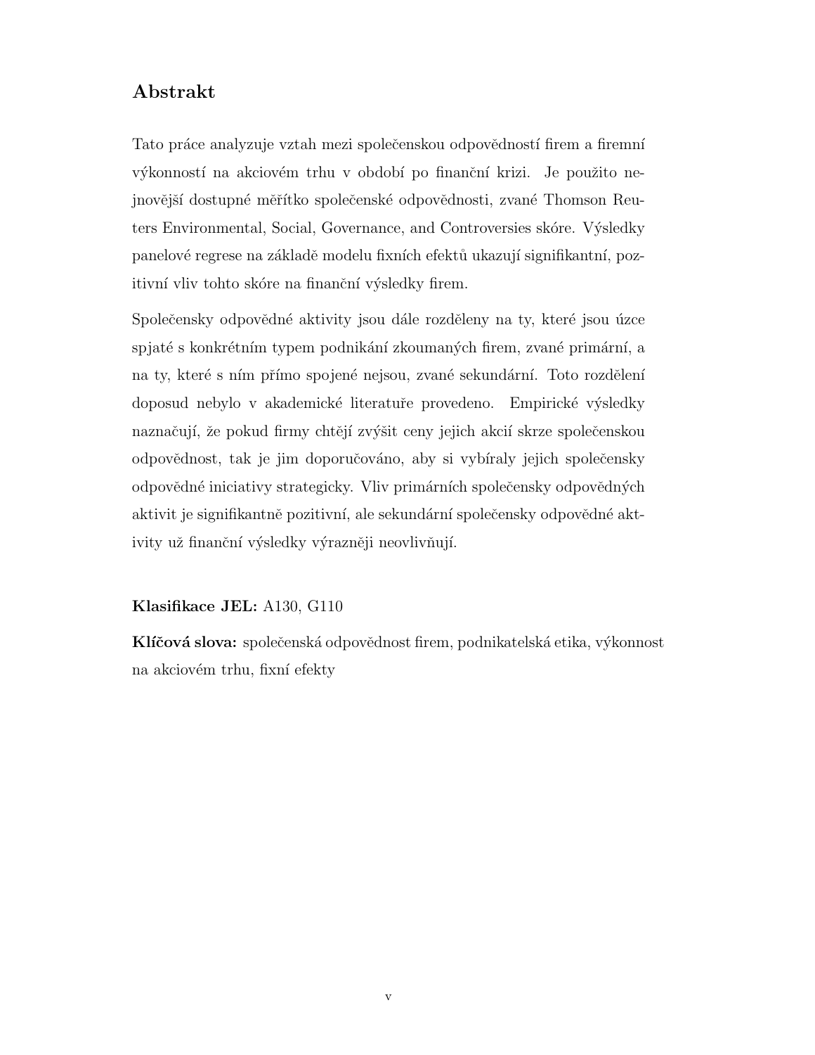## Abstrakt

Tato práce analyzuje vztah mezi společenskou odpovědností firem a firemní výkonností na akciovém trhu v období po finanční krizi. Je použito nejnovější dostupné měřítko společenské odpovědnosti, zvané Thomson Reuters Environmental, Social, Governance, and Controversies skóre. Výsledky panelové regrese na základě modelu fixních efektů ukazují signifikantní, pozitivní vliv tohto skóre na finanční výsledky firem.

Společensky odpovědné aktivity jsou dále rozděleny na ty, které jsou úzce spjaté s konkrétním typem podnikání zkoumaných firem, zvané primární, a na ty, které s ním přímo spojené nejsou, zvané sekundární. Toto rozdělení doposud nebylo v akademické literatuře provedeno. Empirické výsledky naznačují, že pokud firmy chtějí zvýšit ceny jejich akcií skrze společenskou odpovědnost, tak je jim doporučováno, aby si vybíraly jejich společensky odpovědné iniciativy strategicky. Vliv primárních společensky odpovědných aktivit je signifikantně pozitivní, ale sekundární společensky odpovědné aktivity už finanční výsledky výrazněji neovlivňují.

**Klasifikace JEL:** A130, G110

**Klíčová slova:** společenská odpovědnost firem, podnikatelská etika, výkonnost na akciovém trhu, fixní efekty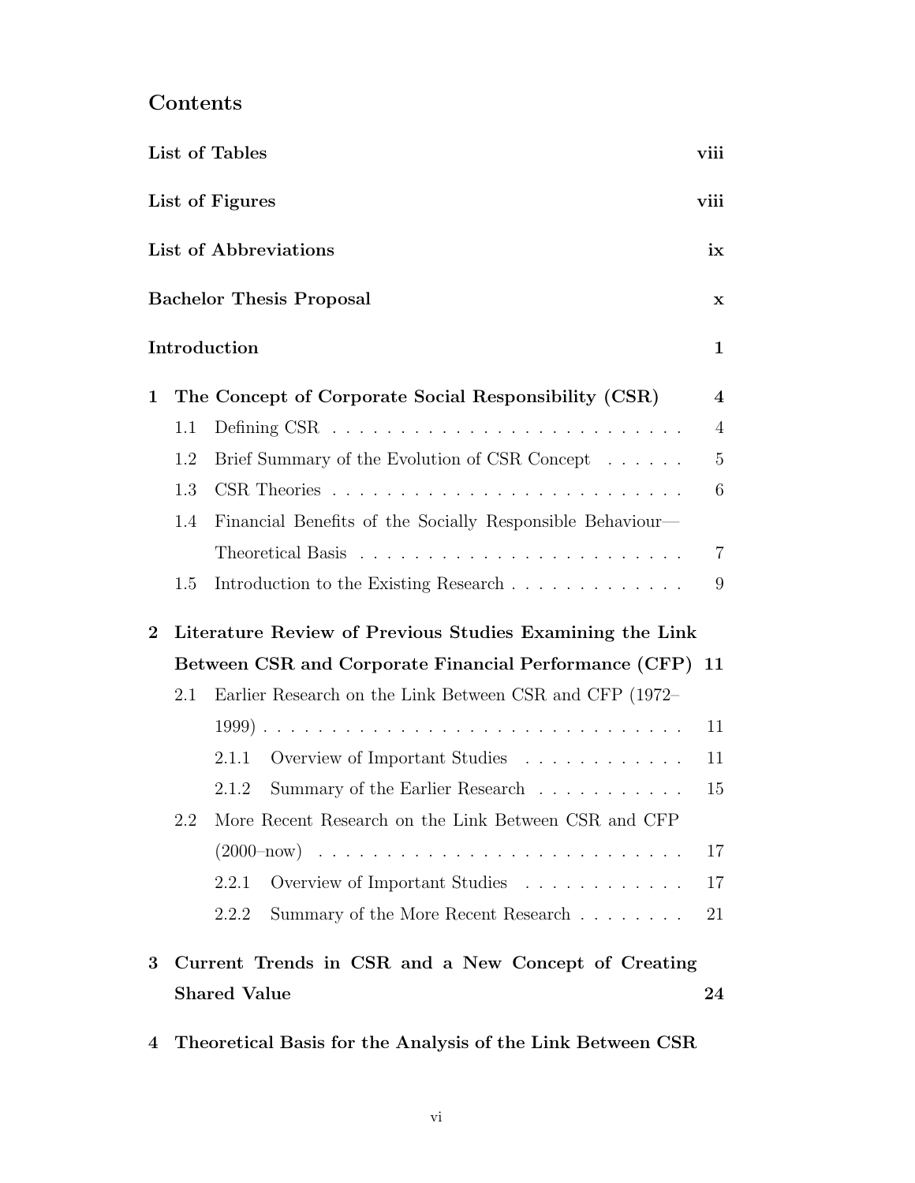# Contents

**List of Tables** **viii**

**List of Figures** **viii**

**List of Abbreviations** **ix**

**Bachelor Thesis Proposal** **x**

**Introduction** **1**

**1 The Concept of Corporate Social Responsibility (CSR)** **4**

- 1.1 Defining CSR . . . . . . . . . . . . . . . . . . . . . . . . . . 4
- 1.2 Brief Summary of the Evolution of CSR Concept . . . . . . 5
- 1.3 CSR Theories . . . . . . . . . . . . . . . . . . . . . . . . . . 6
- 1.4 Financial Benefits of the Socially Responsible Behaviour—Theoretical Basis . . . . . . . . . . . . . . . . . . . . . . . . 7
- 1.5 Introduction to the Existing Research . . . . . . . . . . . . . 9

**2 Literature Review of Previous Studies Examining the Link Between CSR and Corporate Financial Performance (CFP)** **11**

- 2.1 Earlier Research on the Link Between CSR and CFP (1972–1999) . . . . . . . . . . . . . . . . . . . . . . . . . . . . . . . 11
  - 2.1.1 Overview of Important Studies . . . . . . . . . . . . 11
  - 2.1.2 Summary of the Earlier Research . . . . . . . . . . . 15
- 2.2 More Recent Research on the Link Between CSR and CFP (2000–now) . . . . . . . . . . . . . . . . . . . . . . . . . . . 17
  - 2.2.1 Overview of Important Studies . . . . . . . . . . . . 17
  - 2.2.2 Summary of the More Recent Research . . . . . . . . 21

**3 Current Trends in CSR and a New Concept of Creating Shared Value** **24**

**4 Theoretical Basis for the Analysis of the Link Between CSR**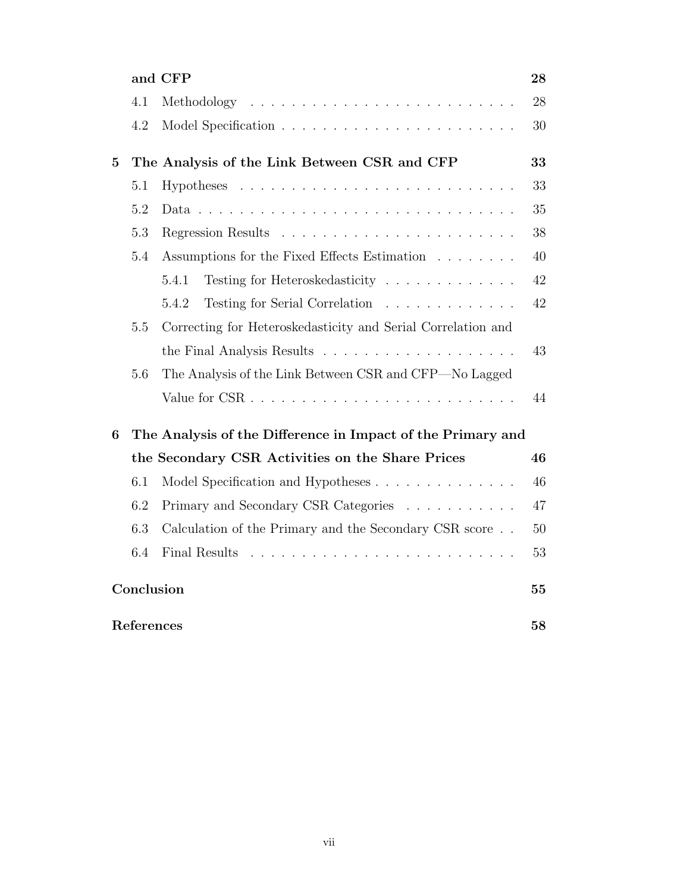**and CFP** **28**

- 4.1 Methodology . . . . . . . . . . . . . . . . . . . . . . . . . . 28
- 4.2 Model Specification . . . . . . . . . . . . . . . . . . . . . . . 30

**5 The Analysis of the Link Between CSR and CFP** **33**

- 5.1 Hypotheses . . . . . . . . . . . . . . . . . . . . . . . . . . . 33
- 5.2 Data . . . . . . . . . . . . . . . . . . . . . . . . . . . . . . . 35
- 5.3 Regression Results . . . . . . . . . . . . . . . . . . . . . . . 38
- 5.4 Assumptions for the Fixed Effects Estimation . . . . . . . . 40
  - 5.4.1 Testing for Heteroskedasticity . . . . . . . . . . . . . 42
  - 5.4.2 Testing for Serial Correlation . . . . . . . . . . . . . 42
- 5.5 Correcting for Heteroskedasticity and Serial Correlation and the Final Analysis Results . . . . . . . . . . . . . . . . . . . 43
- 5.6 The Analysis of the Link Between CSR and CFP—No Lagged Value for CSR . . . . . . . . . . . . . . . . . . . . . . . . . . 44

**6 The Analysis of the Difference in Impact of the Primary and the Secondary CSR Activities on the Share Prices** **46**

- 6.1 Model Specification and Hypotheses . . . . . . . . . . . . . . 46
- 6.2 Primary and Secondary CSR Categories . . . . . . . . . . . 47
- 6.3 Calculation of the Primary and the Secondary CSR score . . 50
- 6.4 Final Results . . . . . . . . . . . . . . . . . . . . . . . . . . 53

**Conclusion** **55**

**References** **58**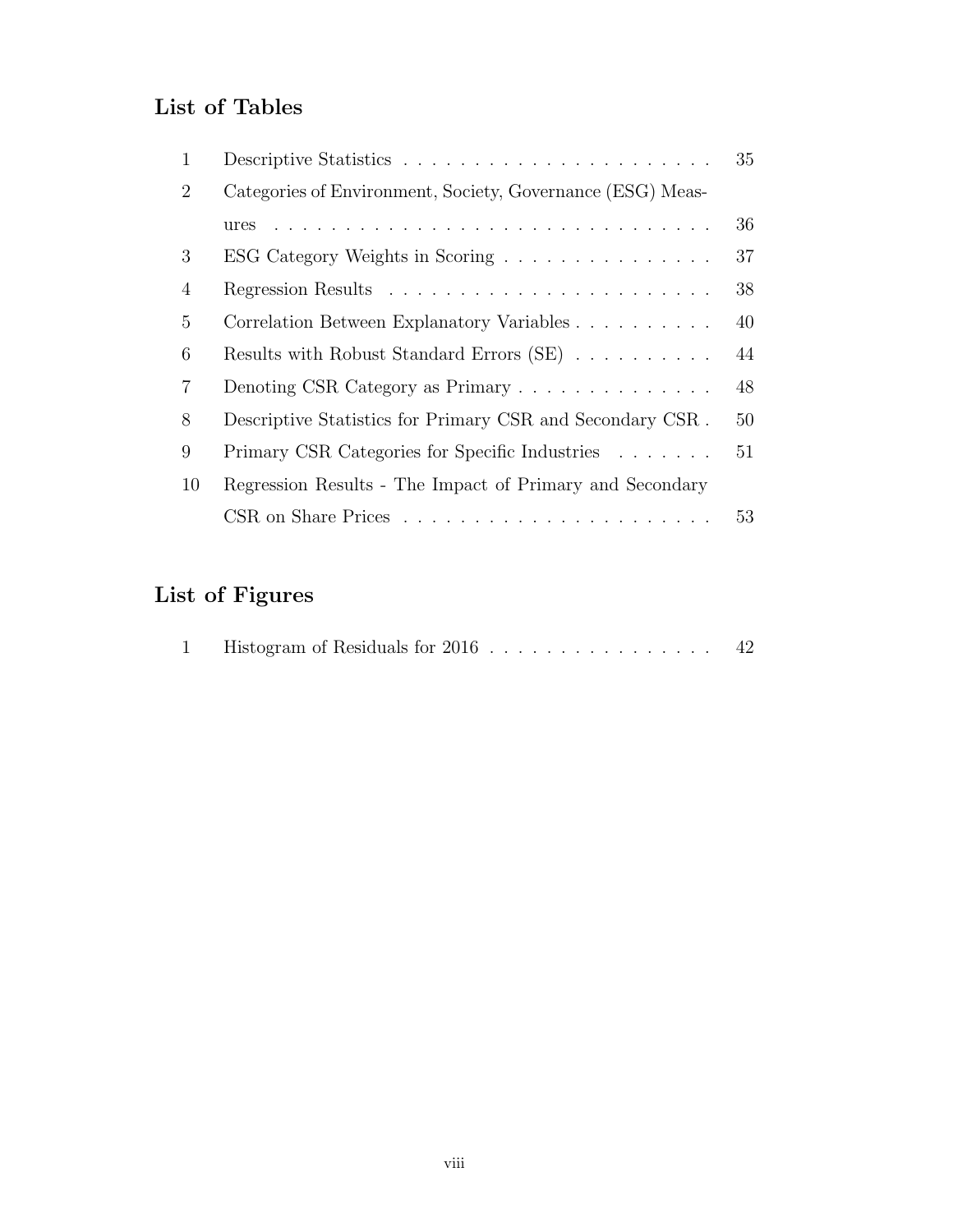## List of Tables

| | | |
|---|---|---|
| 1 | Descriptive Statistics | 35 |
| 2 | Categories of Environment, Society, Governance (ESG) Measures | 36 |
| 3 | ESG Category Weights in Scoring | 37 |
| 4 | Regression Results | 38 |
| 5 | Correlation Between Explanatory Variables | 40 |
| 6 | Results with Robust Standard Errors (SE) | 44 |
| 7 | Denoting CSR Category as Primary | 48 |
| 8 | Descriptive Statistics for Primary CSR and Secondary CSR | 50 |
| 9 | Primary CSR Categories for Specific Industries | 51 |
| 10 | Regression Results - The Impact of Primary and Secondary CSR on Share Prices | 53 |

## List of Figures

| | | |
|---|---|---|
| 1 | Histogram of Residuals for 2016 | 42 |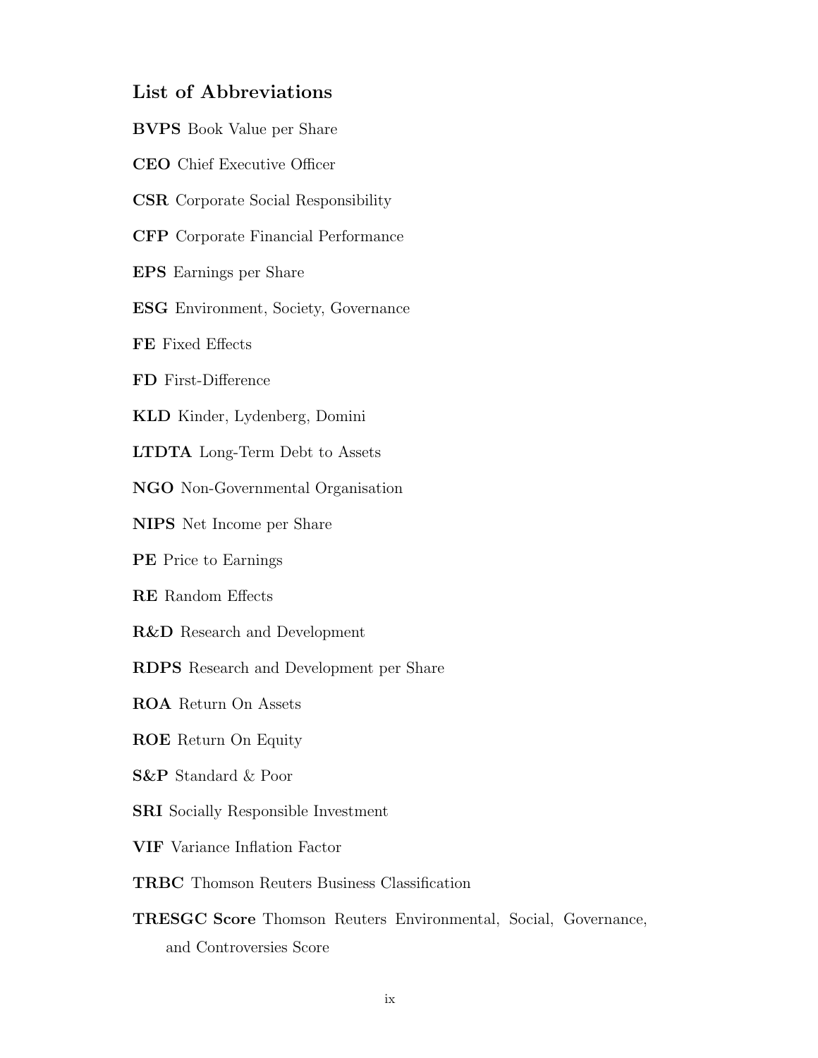## List of Abbreviations

**BVPS** Book Value per Share

**CEO** Chief Executive Officer

**CSR** Corporate Social Responsibility

**CFP** Corporate Financial Performance

**EPS** Earnings per Share

**ESG** Environment, Society, Governance

**FE** Fixed Effects

**FD** First-Difference

**KLD** Kinder, Lydenberg, Domini

**LTDTA** Long-Term Debt to Assets

**NGO** Non-Governmental Organisation

**NIPS** Net Income per Share

**PE** Price to Earnings

**RE** Random Effects

**R&D** Research and Development

**RDPS** Research and Development per Share

**ROA** Return On Assets

**ROE** Return On Equity

**S&P** Standard & Poor

**SRI** Socially Responsible Investment

**VIF** Variance Inflation Factor

**TRBC** Thomson Reuters Business Classification

**TRESGC Score** Thomson Reuters Environmental, Social, Governance, and Controversies Score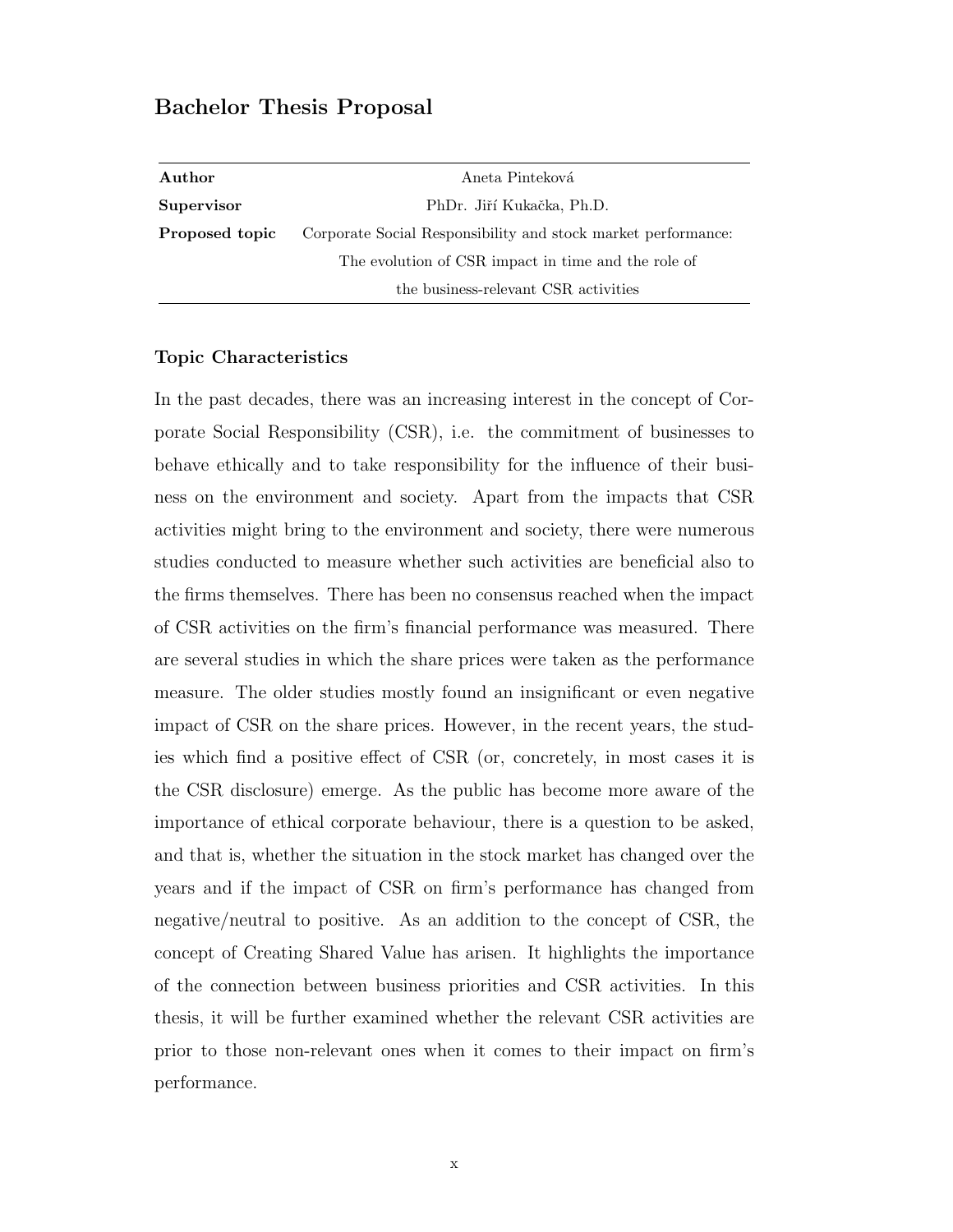## Bachelor Thesis Proposal

| **Author** | Aneta Pinteková |
|---|---|
| **Supervisor** | PhDr. Jiří Kukačka, Ph.D. |
| **Proposed topic** | Corporate Social Responsibility and stock market performance: The evolution of CSR impact in time and the role of the business-relevant CSR activities |

### Topic Characteristics

In the past decades, there was an increasing interest in the concept of Corporate Social Responsibility (CSR), i.e. the commitment of businesses to behave ethically and to take responsibility for the influence of their business on the environment and society. Apart from the impacts that CSR activities might bring to the environment and society, there were numerous studies conducted to measure whether such activities are beneficial also to the firms themselves. There has been no consensus reached when the impact of CSR activities on the firm's financial performance was measured. There are several studies in which the share prices were taken as the performance measure. The older studies mostly found an insignificant or even negative impact of CSR on the share prices. However, in the recent years, the studies which find a positive effect of CSR (or, concretely, in most cases it is the CSR disclosure) emerge. As the public has become more aware of the importance of ethical corporate behaviour, there is a question to be asked, and that is, whether the situation in the stock market has changed over the years and if the impact of CSR on firm's performance has changed from negative/neutral to positive. As an addition to the concept of CSR, the concept of Creating Shared Value has arisen. It highlights the importance of the connection between business priorities and CSR activities. In this thesis, it will be further examined whether the relevant CSR activities are prior to those non-relevant ones when it comes to their impact on firm's performance.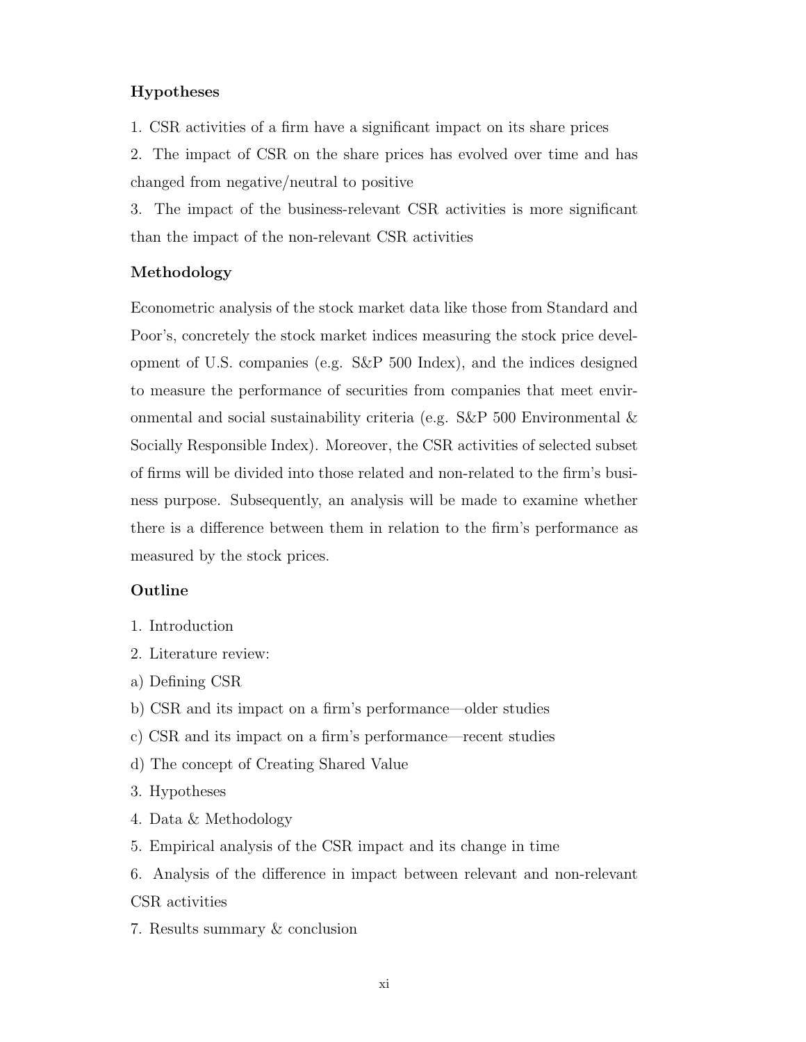**Hypotheses**

1. CSR activities of a firm have a significant impact on its share prices

2. The impact of CSR on the share prices has evolved over time and has changed from negative/neutral to positive

3. The impact of the business-relevant CSR activities is more significant than the impact of the non-relevant CSR activities

**Methodology**

Econometric analysis of the stock market data like those from Standard and Poor's, concretely the stock market indices measuring the stock price development of U.S. companies (e.g. S&P 500 Index), and the indices designed to measure the performance of securities from companies that meet environmental and social sustainability criteria (e.g. S&P 500 Environmental & Socially Responsible Index). Moreover, the CSR activities of selected subset of firms will be divided into those related and non-related to the firm's business purpose. Subsequently, an analysis will be made to examine whether there is a difference between them in relation to the firm's performance as measured by the stock prices.

**Outline**

1. Introduction

2. Literature review:

a) Defining CSR

b) CSR and its impact on a firm's performance—older studies

c) CSR and its impact on a firm's performance—recent studies

d) The concept of Creating Shared Value

3. Hypotheses

4. Data & Methodology

5. Empirical analysis of the CSR impact and its change in time

6. Analysis of the difference in impact between relevant and non-relevant CSR activities

7. Results summary & conclusion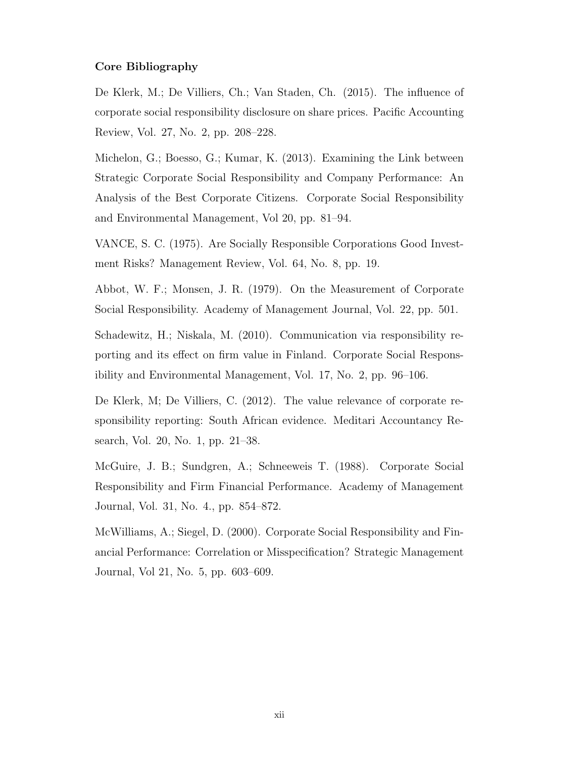**Core Bibliography**

De Klerk, M.; De Villiers, Ch.; Van Staden, Ch. (2015). The influence of corporate social responsibility disclosure on share prices. Pacific Accounting Review, Vol. 27, No. 2, pp. 208–228.

Michelon, G.; Boesso, G.; Kumar, K. (2013). Examining the Link between Strategic Corporate Social Responsibility and Company Performance: An Analysis of the Best Corporate Citizens. Corporate Social Responsibility and Environmental Management, Vol 20, pp. 81–94.

VANCE, S. C. (1975). Are Socially Responsible Corporations Good Investment Risks? Management Review, Vol. 64, No. 8, pp. 19.

Abbot, W. F.; Monsen, J. R. (1979). On the Measurement of Corporate Social Responsibility. Academy of Management Journal, Vol. 22, pp. 501.

Schadewitz, H.; Niskala, M. (2010). Communication via responsibility reporting and its effect on firm value in Finland. Corporate Social Responsibility and Environmental Management, Vol. 17, No. 2, pp. 96–106.

De Klerk, M; De Villiers, C. (2012). The value relevance of corporate responsibility reporting: South African evidence. Meditari Accountancy Research, Vol. 20, No. 1, pp. 21–38.

McGuire, J. B.; Sundgren, A.; Schneeweis T. (1988). Corporate Social Responsibility and Firm Financial Performance. Academy of Management Journal, Vol. 31, No. 4., pp. 854–872.

McWilliams, A.; Siegel, D. (2000). Corporate Social Responsibility and Financial Performance: Correlation or Misspecification? Strategic Management Journal, Vol 21, No. 5, pp. 603–609.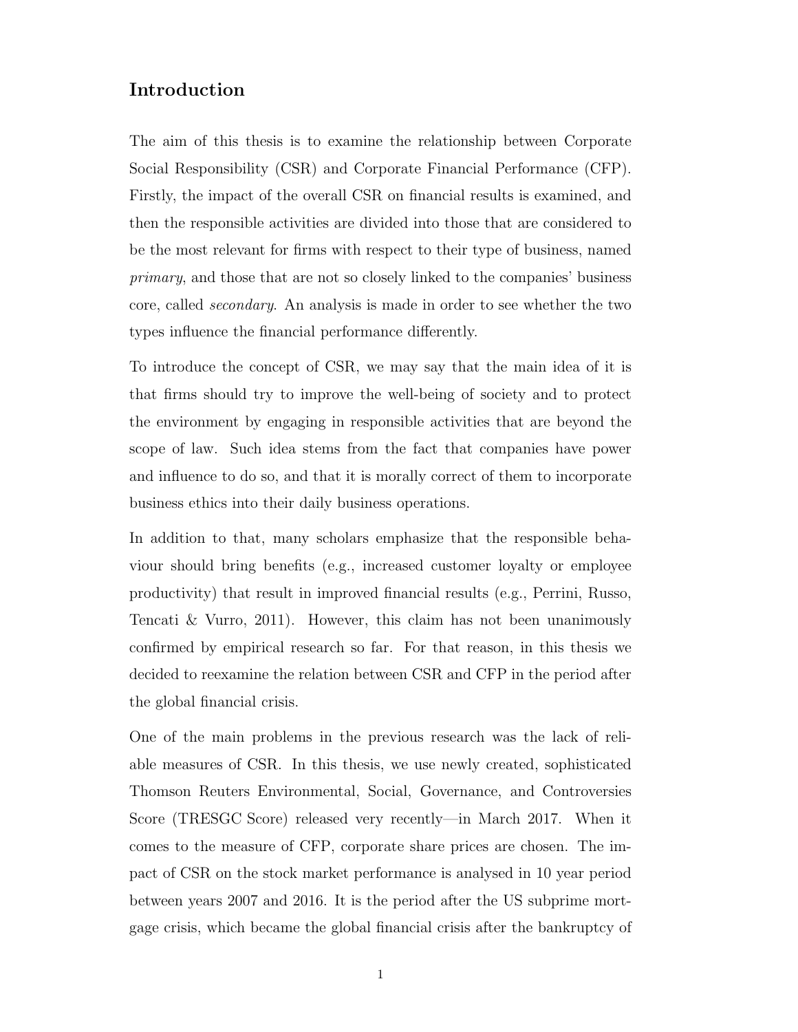# Introduction

The aim of this thesis is to examine the relationship between Corporate Social Responsibility (CSR) and Corporate Financial Performance (CFP). Firstly, the impact of the overall CSR on financial results is examined, and then the responsible activities are divided into those that are considered to be the most relevant for firms with respect to their type of business, named *primary*, and those that are not so closely linked to the companies' business core, called *secondary*. An analysis is made in order to see whether the two types influence the financial performance differently.

To introduce the concept of CSR, we may say that the main idea of it is that firms should try to improve the well-being of society and to protect the environment by engaging in responsible activities that are beyond the scope of law. Such idea stems from the fact that companies have power and influence to do so, and that it is morally correct of them to incorporate business ethics into their daily business operations.

In addition to that, many scholars emphasize that the responsible behaviour should bring benefits (e.g., increased customer loyalty or employee productivity) that result in improved financial results (e.g., Perrini, Russo, Tencati & Vurro, 2011). However, this claim has not been unanimously confirmed by empirical research so far. For that reason, in this thesis we decided to reexamine the relation between CSR and CFP in the period after the global financial crisis.

One of the main problems in the previous research was the lack of reliable measures of CSR. In this thesis, we use newly created, sophisticated Thomson Reuters Environmental, Social, Governance, and Controversies Score (TRESGC Score) released very recently—in March 2017. When it comes to the measure of CFP, corporate share prices are chosen. The impact of CSR on the stock market performance is analysed in 10 year period between years 2007 and 2016. It is the period after the US subprime mortgage crisis, which became the global financial crisis after the bankruptcy of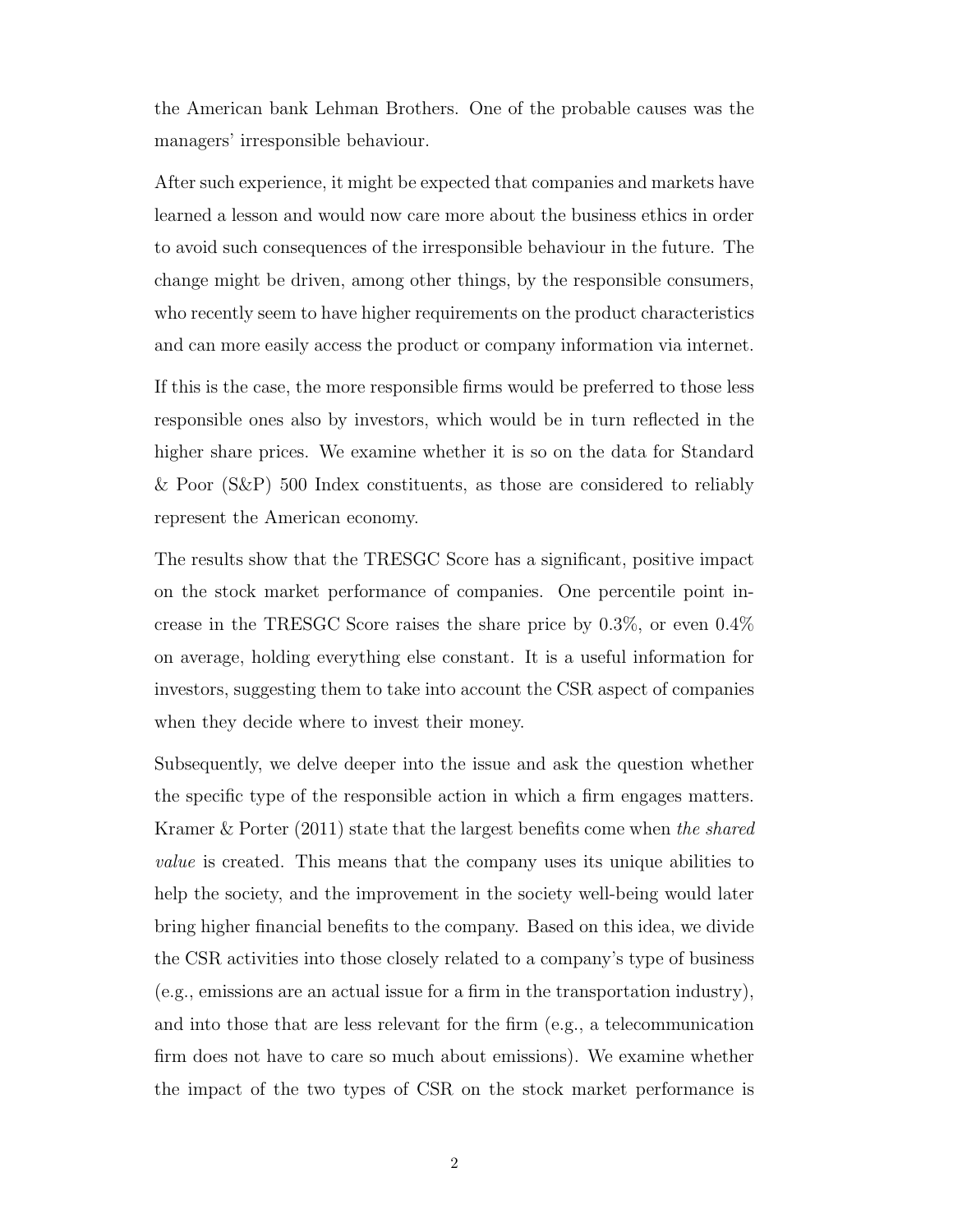the American bank Lehman Brothers. One of the probable causes was the managers' irresponsible behaviour.

After such experience, it might be expected that companies and markets have learned a lesson and would now care more about the business ethics in order to avoid such consequences of the irresponsible behaviour in the future. The change might be driven, among other things, by the responsible consumers, who recently seem to have higher requirements on the product characteristics and can more easily access the product or company information via internet.

If this is the case, the more responsible firms would be preferred to those less responsible ones also by investors, which would be in turn reflected in the higher share prices. We examine whether it is so on the data for Standard & Poor (S&P) 500 Index constituents, as those are considered to reliably represent the American economy.

The results show that the TRESGC Score has a significant, positive impact on the stock market performance of companies. One percentile point increase in the TRESGC Score raises the share price by 0.3%, or even 0.4% on average, holding everything else constant. It is a useful information for investors, suggesting them to take into account the CSR aspect of companies when they decide where to invest their money.

Subsequently, we delve deeper into the issue and ask the question whether the specific type of the responsible action in which a firm engages matters. Kramer & Porter (2011) state that the largest benefits come when *the shared value* is created. This means that the company uses its unique abilities to help the society, and the improvement in the society well-being would later bring higher financial benefits to the company. Based on this idea, we divide the CSR activities into those closely related to a company's type of business (e.g., emissions are an actual issue for a firm in the transportation industry), and into those that are less relevant for the firm (e.g., a telecommunication firm does not have to care so much about emissions). We examine whether the impact of the two types of CSR on the stock market performance is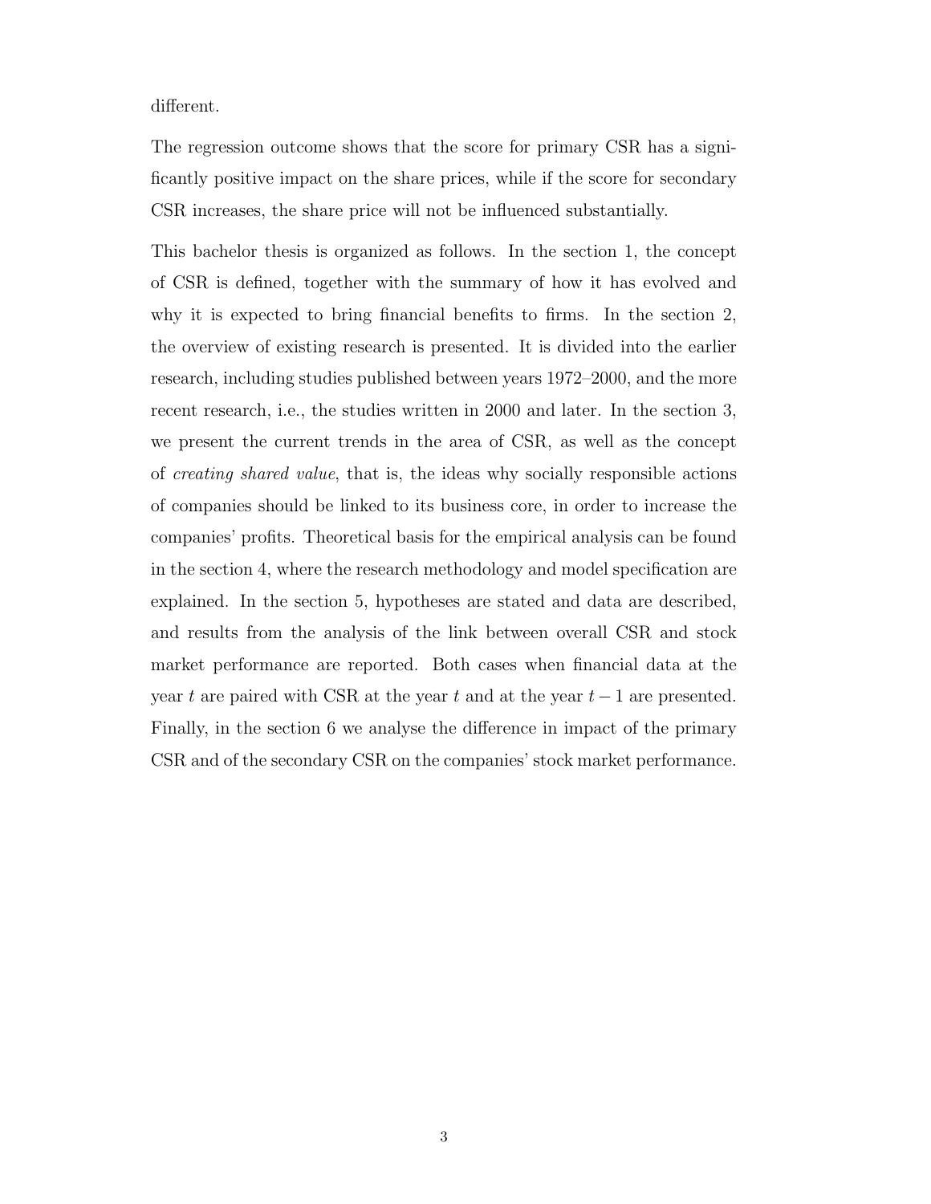different.

The regression outcome shows that the score for primary CSR has a significantly positive impact on the share prices, while if the score for secondary CSR increases, the share price will not be influenced substantially.

This bachelor thesis is organized as follows. In the section 1, the concept of CSR is defined, together with the summary of how it has evolved and why it is expected to bring financial benefits to firms. In the section 2, the overview of existing research is presented. It is divided into the earlier research, including studies published between years 1972–2000, and the more recent research, i.e., the studies written in 2000 and later. In the section 3, we present the current trends in the area of CSR, as well as the concept of *creating shared value*, that is, the ideas why socially responsible actions of companies should be linked to its business core, in order to increase the companies' profits. Theoretical basis for the empirical analysis can be found in the section 4, where the research methodology and model specification are explained. In the section 5, hypotheses are stated and data are described, and results from the analysis of the link between overall CSR and stock market performance are reported. Both cases when financial data at the year $t$ are paired with CSR at the year $t$ and at the year $t-1$ are presented. Finally, in the section 6 we analyse the difference in impact of the primary CSR and of the secondary CSR on the companies' stock market performance.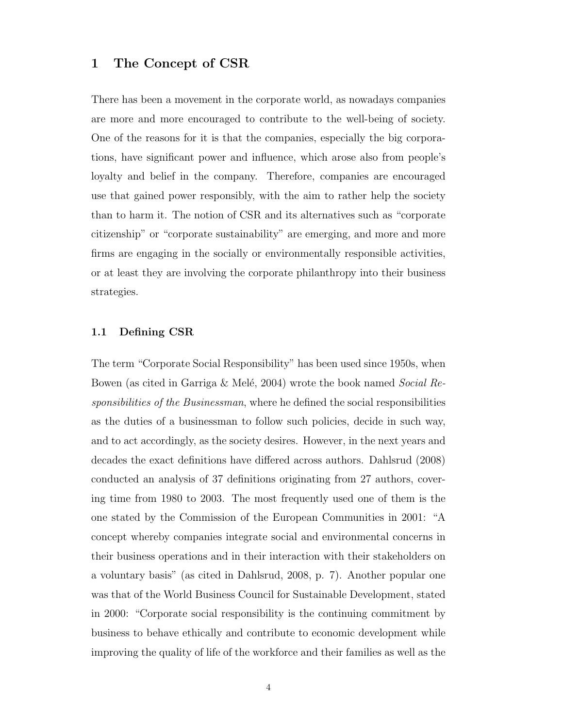# 1 The Concept of CSR

There has been a movement in the corporate world, as nowadays companies are more and more encouraged to contribute to the well-being of society. One of the reasons for it is that the companies, especially the big corporations, have significant power and influence, which arose also from people's loyalty and belief in the company. Therefore, companies are encouraged use that gained power responsibly, with the aim to rather help the society than to harm it. The notion of CSR and its alternatives such as "corporate citizenship" or "corporate sustainability" are emerging, and more and more firms are engaging in the socially or environmentally responsible activities, or at least they are involving the corporate philanthropy into their business strategies.

## 1.1 Defining CSR

The term "Corporate Social Responsibility" has been used since 1950s, when Bowen (as cited in Garriga & Melé, 2004) wrote the book named *Social Responsibilities of the Businessman*, where he defined the social responsibilities as the duties of a businessman to follow such policies, decide in such way, and to act accordingly, as the society desires. However, in the next years and decades the exact definitions have differed across authors. Dahlsrud (2008) conducted an analysis of 37 definitions originating from 27 authors, covering time from 1980 to 2003. The most frequently used one of them is the one stated by the Commission of the European Communities in 2001: "A concept whereby companies integrate social and environmental concerns in their business operations and in their interaction with their stakeholders on a voluntary basis" (as cited in Dahlsrud, 2008, p. 7). Another popular one was that of the World Business Council for Sustainable Development, stated in 2000: "Corporate social responsibility is the continuing commitment by business to behave ethically and contribute to economic development while improving the quality of life of the workforce and their families as well as the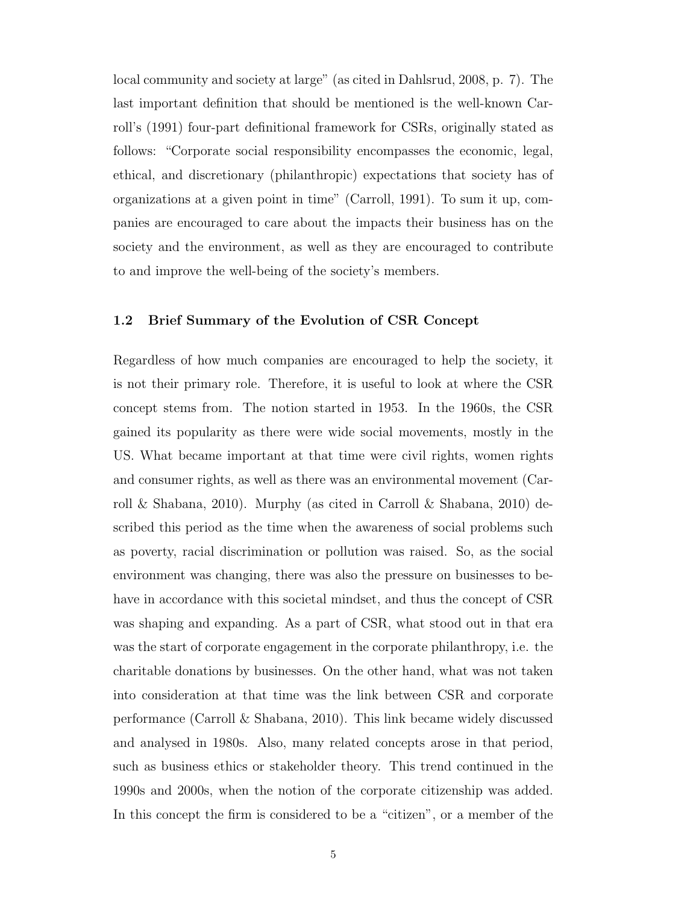local community and society at large" (as cited in Dahlsrud, 2008, p. 7). The last important definition that should be mentioned is the well-known Carroll's (1991) four-part definitional framework for CSRs, originally stated as follows: "Corporate social responsibility encompasses the economic, legal, ethical, and discretionary (philanthropic) expectations that society has of organizations at a given point in time" (Carroll, 1991). To sum it up, companies are encouraged to care about the impacts their business has on the society and the environment, as well as they are encouraged to contribute to and improve the well-being of the society's members.

### 1.2 Brief Summary of the Evolution of CSR Concept

Regardless of how much companies are encouraged to help the society, it is not their primary role. Therefore, it is useful to look at where the CSR concept stems from. The notion started in 1953. In the 1960s, the CSR gained its popularity as there were wide social movements, mostly in the US. What became important at that time were civil rights, women rights and consumer rights, as well as there was an environmental movement (Carroll & Shabana, 2010). Murphy (as cited in Carroll & Shabana, 2010) described this period as the time when the awareness of social problems such as poverty, racial discrimination or pollution was raised. So, as the social environment was changing, there was also the pressure on businesses to behave in accordance with this societal mindset, and thus the concept of CSR was shaping and expanding. As a part of CSR, what stood out in that era was the start of corporate engagement in the corporate philanthropy, i.e. the charitable donations by businesses. On the other hand, what was not taken into consideration at that time was the link between CSR and corporate performance (Carroll & Shabana, 2010). This link became widely discussed and analysed in 1980s. Also, many related concepts arose in that period, such as business ethics or stakeholder theory. This trend continued in the 1990s and 2000s, when the notion of the corporate citizenship was added. In this concept the firm is considered to be a "citizen", or a member of the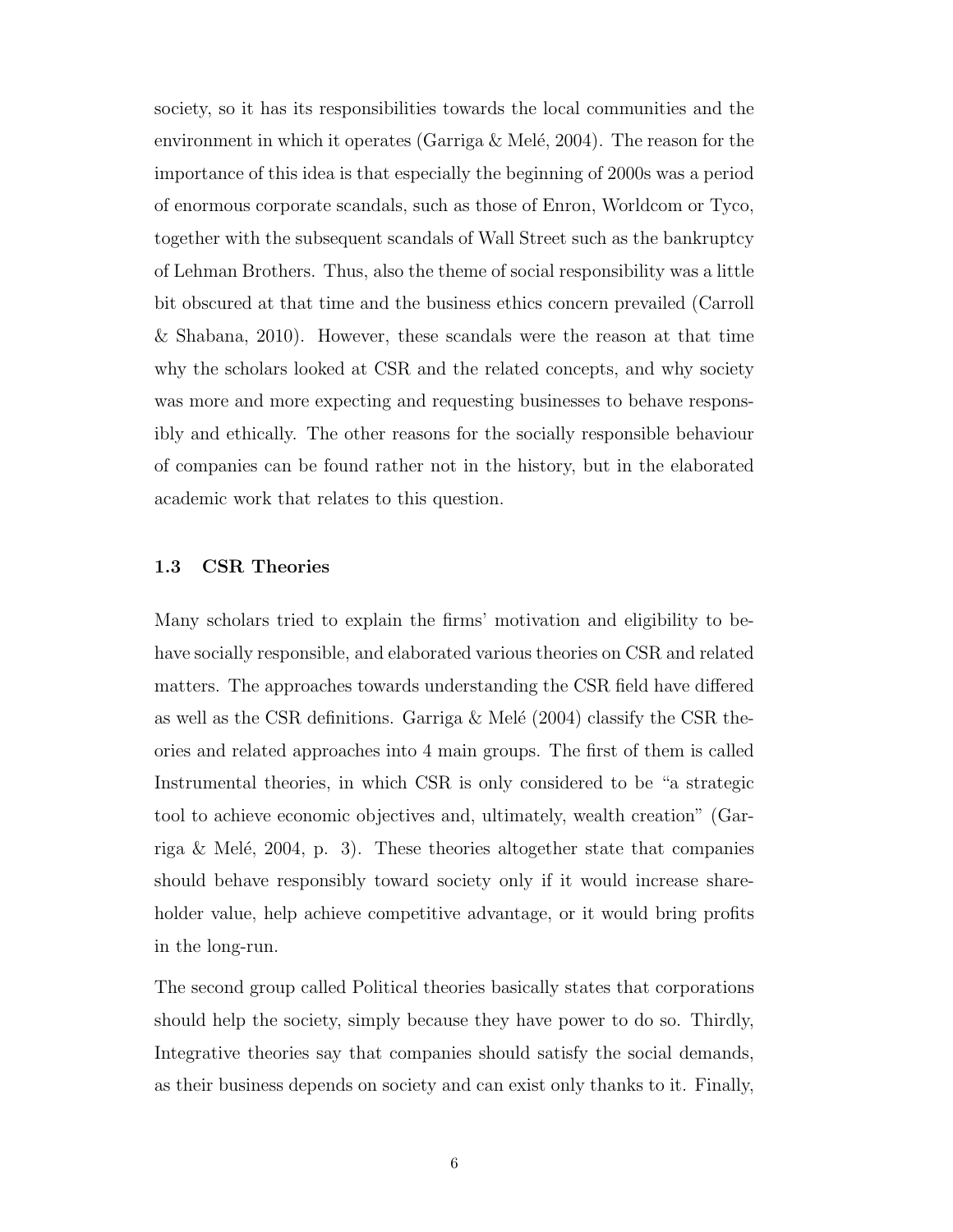society, so it has its responsibilities towards the local communities and the environment in which it operates (Garriga & Melé, 2004). The reason for the importance of this idea is that especially the beginning of 2000s was a period of enormous corporate scandals, such as those of Enron, Worldcom or Tyco, together with the subsequent scandals of Wall Street such as the bankruptcy of Lehman Brothers. Thus, also the theme of social responsibility was a little bit obscured at that time and the business ethics concern prevailed (Carroll & Shabana, 2010). However, these scandals were the reason at that time why the scholars looked at CSR and the related concepts, and why society was more and more expecting and requesting businesses to behave responsibly and ethically. The other reasons for the socially responsible behaviour of companies can be found rather not in the history, but in the elaborated academic work that relates to this question.

### 1.3 CSR Theories

Many scholars tried to explain the firms' motivation and eligibility to behave socially responsible, and elaborated various theories on CSR and related matters. The approaches towards understanding the CSR field have differed as well as the CSR definitions. Garriga & Melé (2004) classify the CSR theories and related approaches into 4 main groups. The first of them is called Instrumental theories, in which CSR is only considered to be "a strategic tool to achieve economic objectives and, ultimately, wealth creation" (Garriga & Melé, 2004, p. 3). These theories altogether state that companies should behave responsibly toward society only if it would increase shareholder value, help achieve competitive advantage, or it would bring profits in the long-run.

The second group called Political theories basically states that corporations should help the society, simply because they have power to do so. Thirdly, Integrative theories say that companies should satisfy the social demands, as their business depends on society and can exist only thanks to it. Finally,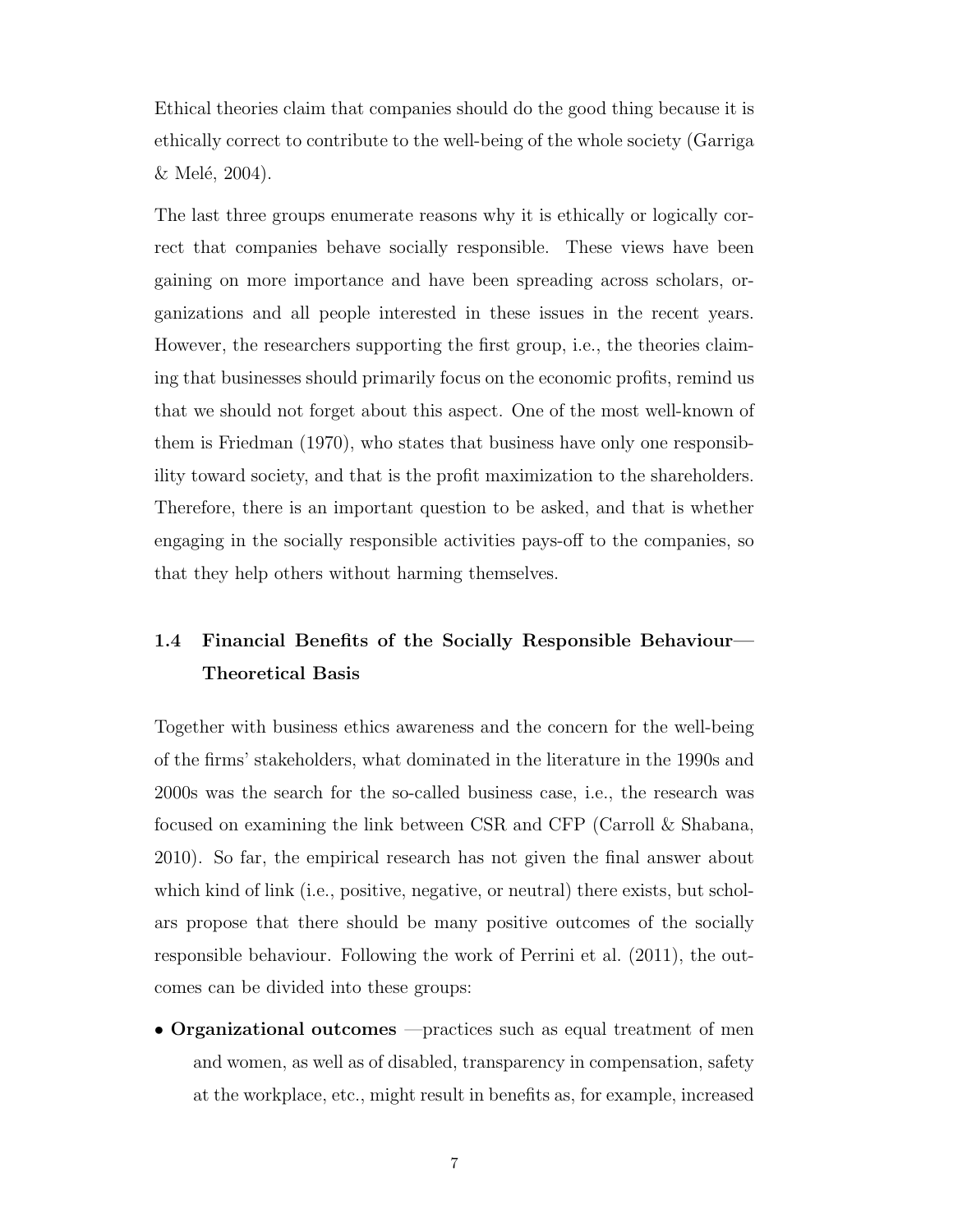Ethical theories claim that companies should do the good thing because it is ethically correct to contribute to the well-being of the whole society (Garriga & Melé, 2004).

The last three groups enumerate reasons why it is ethically or logically correct that companies behave socially responsible. These views have been gaining on more importance and have been spreading across scholars, organizations and all people interested in these issues in the recent years. However, the researchers supporting the first group, i.e., the theories claiming that businesses should primarily focus on the economic profits, remind us that we should not forget about this aspect. One of the most well-known of them is Friedman (1970), who states that business have only one responsibility toward society, and that is the profit maximization to the shareholders. Therefore, there is an important question to be asked, and that is whether engaging in the socially responsible activities pays-off to the companies, so that they help others without harming themselves.

## 1.4 Financial Benefits of the Socially Responsible Behaviour—Theoretical Basis

Together with business ethics awareness and the concern for the well-being of the firms' stakeholders, what dominated in the literature in the 1990s and 2000s was the search for the so-called business case, i.e., the research was focused on examining the link between CSR and CFP (Carroll & Shabana, 2010). So far, the empirical research has not given the final answer about which kind of link (i.e., positive, negative, or neutral) there exists, but scholars propose that there should be many positive outcomes of the socially responsible behaviour. Following the work of Perrini et al. (2011), the outcomes can be divided into these groups:

- **Organizational outcomes** —practices such as equal treatment of men and women, as well as of disabled, transparency in compensation, safety at the workplace, etc., might result in benefits as, for example, increased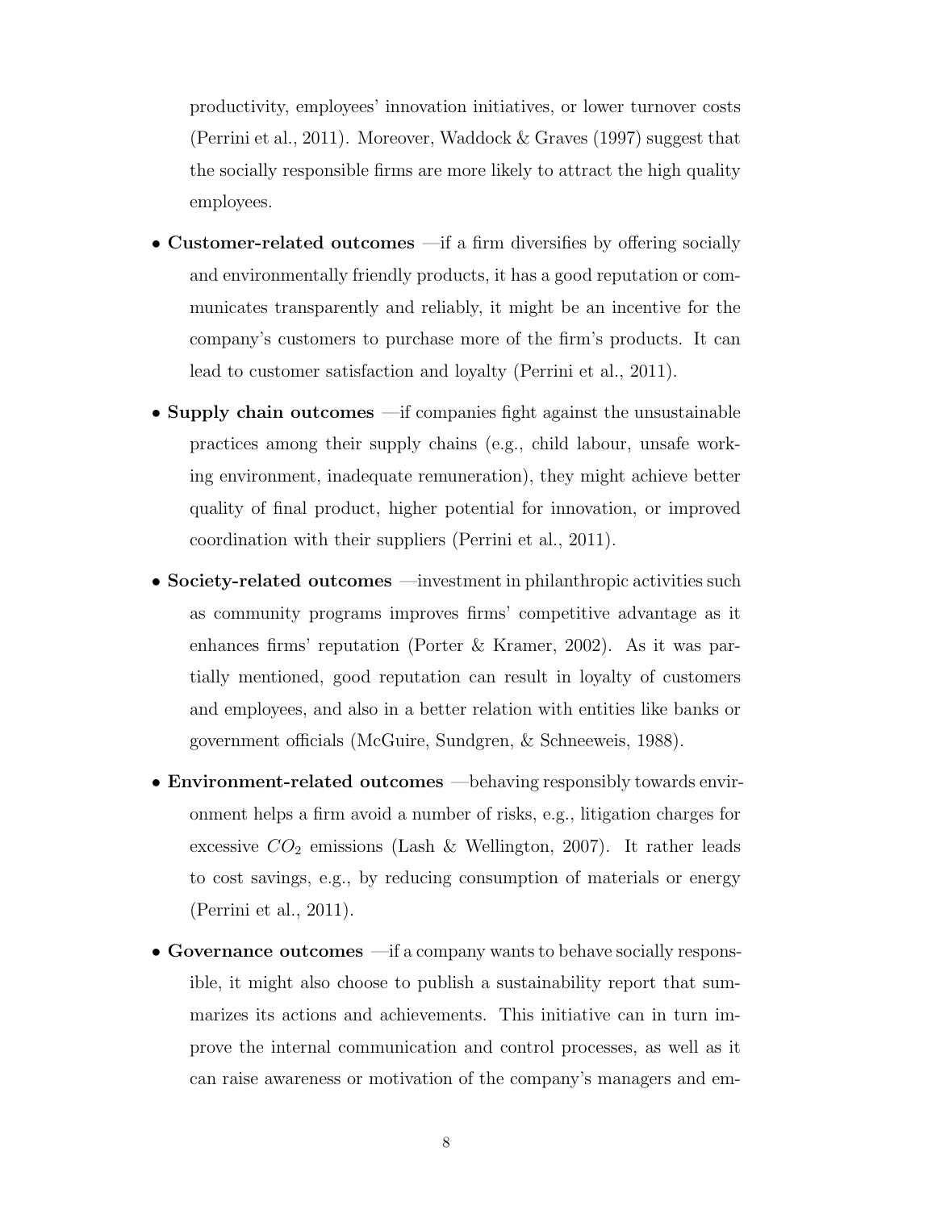productivity, employees' innovation initiatives, or lower turnover costs (Perrini et al., 2011). Moreover, Waddock & Graves (1997) suggest that the socially responsible firms are more likely to attract the high quality employees.

- **Customer-related outcomes** —if a firm diversifies by offering socially and environmentally friendly products, it has a good reputation or communicates transparently and reliably, it might be an incentive for the company's customers to purchase more of the firm's products. It can lead to customer satisfaction and loyalty (Perrini et al., 2011).
- **Supply chain outcomes** —if companies fight against the unsustainable practices among their supply chains (e.g., child labour, unsafe working environment, inadequate remuneration), they might achieve better quality of final product, higher potential for innovation, or improved coordination with their suppliers (Perrini et al., 2011).
- **Society-related outcomes** —investment in philanthropic activities such as community programs improves firms' competitive advantage as it enhances firms' reputation (Porter & Kramer, 2002). As it was partially mentioned, good reputation can result in loyalty of customers and employees, and also in a better relation with entities like banks or government officials (McGuire, Sundgren, & Schneeweis, 1988).
- **Environment-related outcomes** —behaving responsibly towards environment helps a firm avoid a number of risks, e.g., litigation charges for excessive $CO_2$ emissions (Lash & Wellington, 2007). It rather leads to cost savings, e.g., by reducing consumption of materials or energy (Perrini et al., 2011).
- **Governance outcomes** —if a company wants to behave socially responsible, it might also choose to publish a sustainability report that summarizes its actions and achievements. This initiative can in turn improve the internal communication and control processes, as well as it can raise awareness or motivation of the company's managers and em-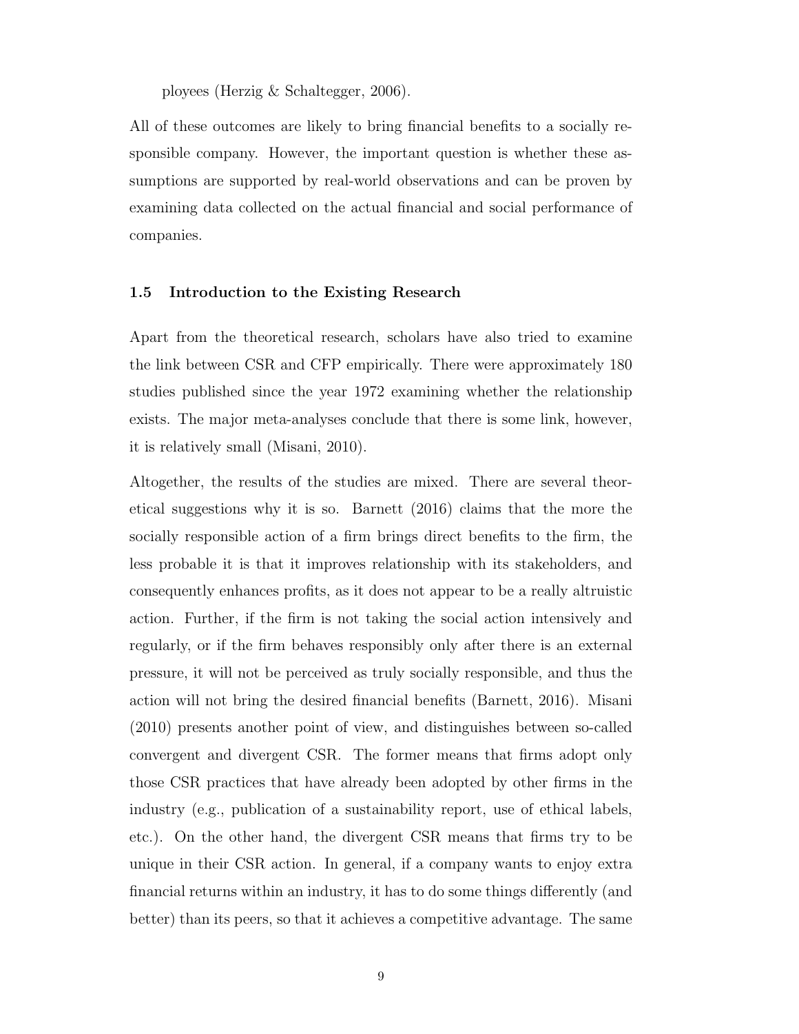ployees (Herzig & Schaltegger, 2006).

All of these outcomes are likely to bring financial benefits to a socially responsible company. However, the important question is whether these assumptions are supported by real-world observations and can be proven by examining data collected on the actual financial and social performance of companies.

### 1.5 Introduction to the Existing Research

Apart from the theoretical research, scholars have also tried to examine the link between CSR and CFP empirically. There were approximately 180 studies published since the year 1972 examining whether the relationship exists. The major meta-analyses conclude that there is some link, however, it is relatively small (Misani, 2010).

Altogether, the results of the studies are mixed. There are several theoretical suggestions why it is so. Barnett (2016) claims that the more the socially responsible action of a firm brings direct benefits to the firm, the less probable it is that it improves relationship with its stakeholders, and consequently enhances profits, as it does not appear to be a really altruistic action. Further, if the firm is not taking the social action intensively and regularly, or if the firm behaves responsibly only after there is an external pressure, it will not be perceived as truly socially responsible, and thus the action will not bring the desired financial benefits (Barnett, 2016). Misani (2010) presents another point of view, and distinguishes between so-called convergent and divergent CSR. The former means that firms adopt only those CSR practices that have already been adopted by other firms in the industry (e.g., publication of a sustainability report, use of ethical labels, etc.). On the other hand, the divergent CSR means that firms try to be unique in their CSR action. In general, if a company wants to enjoy extra financial returns within an industry, it has to do some things differently (and better) than its peers, so that it achieves a competitive advantage. The same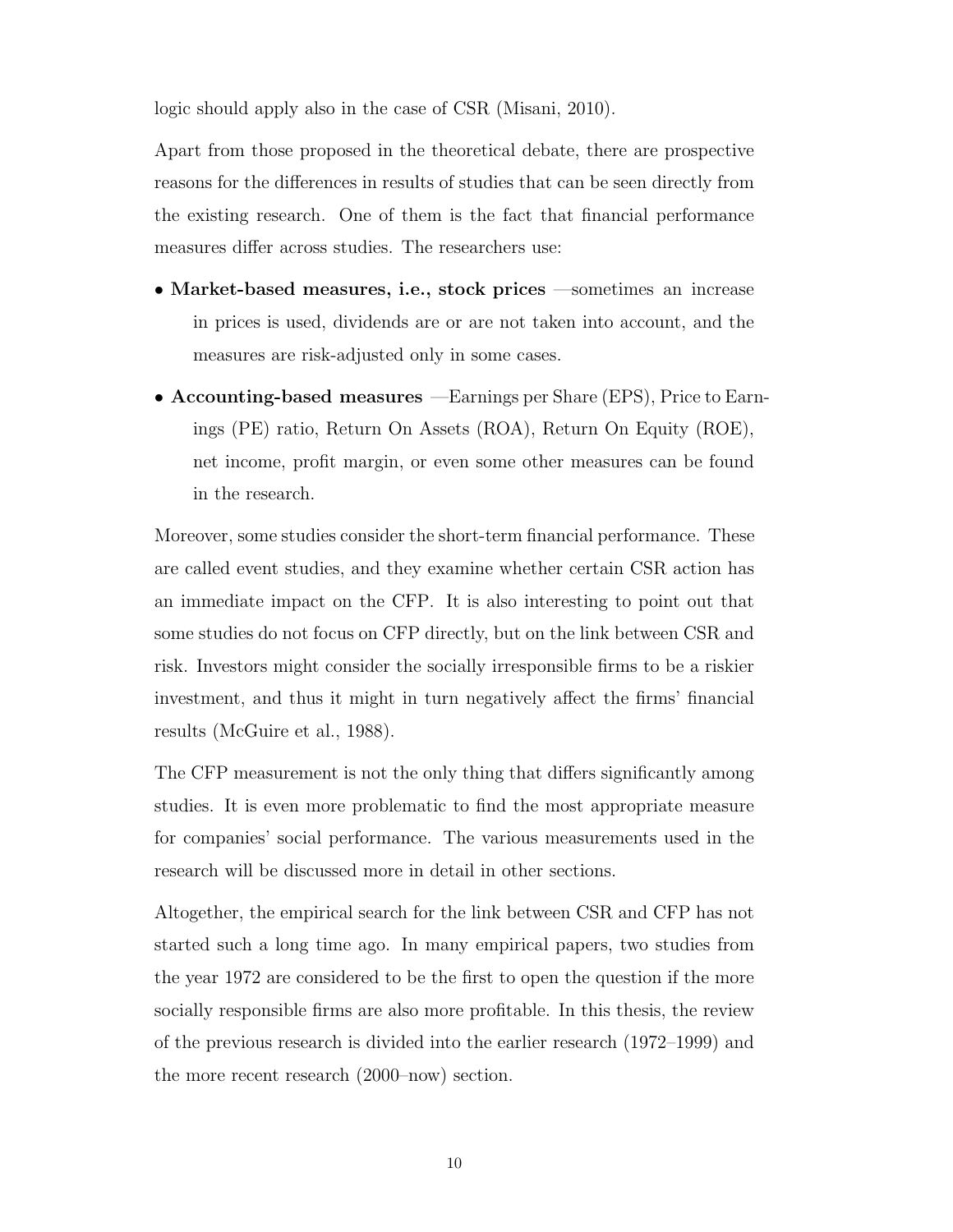logic should apply also in the case of CSR (Misani, 2010).

Apart from those proposed in the theoretical debate, there are prospective reasons for the differences in results of studies that can be seen directly from the existing research. One of them is the fact that financial performance measures differ across studies. The researchers use:

- **Market-based measures, i.e., stock prices** —sometimes an increase in prices is used, dividends are or are not taken into account, and the measures are risk-adjusted only in some cases.
- **Accounting-based measures** —Earnings per Share (EPS), Price to Earnings (PE) ratio, Return On Assets (ROA), Return On Equity (ROE), net income, profit margin, or even some other measures can be found in the research.

Moreover, some studies consider the short-term financial performance. These are called event studies, and they examine whether certain CSR action has an immediate impact on the CFP. It is also interesting to point out that some studies do not focus on CFP directly, but on the link between CSR and risk. Investors might consider the socially irresponsible firms to be a riskier investment, and thus it might in turn negatively affect the firms' financial results (McGuire et al., 1988).

The CFP measurement is not the only thing that differs significantly among studies. It is even more problematic to find the most appropriate measure for companies' social performance. The various measurements used in the research will be discussed more in detail in other sections.

Altogether, the empirical search for the link between CSR and CFP has not started such a long time ago. In many empirical papers, two studies from the year 1972 are considered to be the first to open the question if the more socially responsible firms are also more profitable. In this thesis, the review of the previous research is divided into the earlier research (1972–1999) and the more recent research (2000–now) section.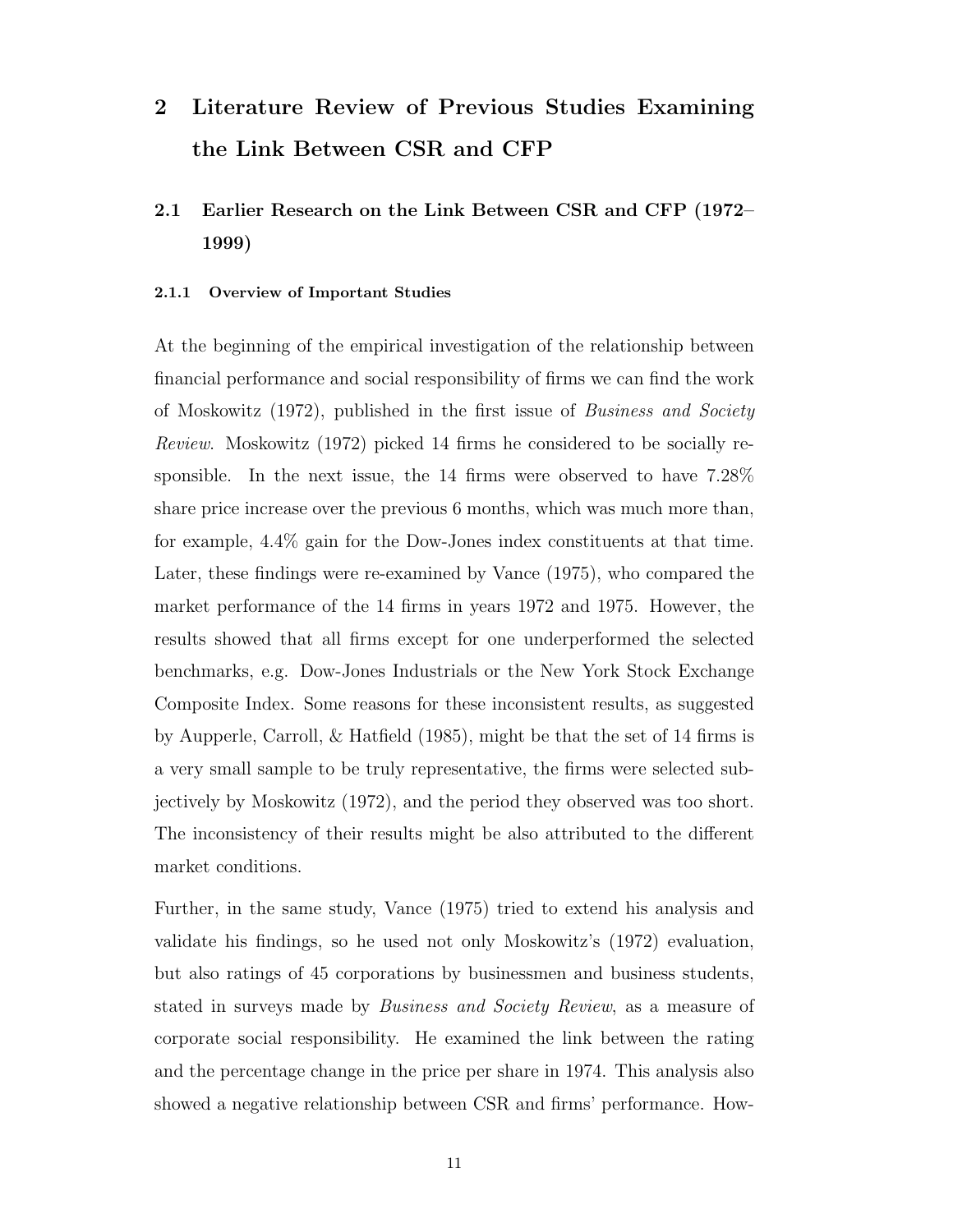# 2 Literature Review of Previous Studies Examining the Link Between CSR and CFP

## 2.1 Earlier Research on the Link Between CSR and CFP (1972–1999)

### 2.1.1 Overview of Important Studies

At the beginning of the empirical investigation of the relationship between financial performance and social responsibility of firms we can find the work of Moskowitz (1972), published in the first issue of *Business and Society Review*. Moskowitz (1972) picked 14 firms he considered to be socially responsible. In the next issue, the 14 firms were observed to have 7.28% share price increase over the previous 6 months, which was much more than, for example, 4.4% gain for the Dow-Jones index constituents at that time. Later, these findings were re-examined by Vance (1975), who compared the market performance of the 14 firms in years 1972 and 1975. However, the results showed that all firms except for one underperformed the selected benchmarks, e.g. Dow-Jones Industrials or the New York Stock Exchange Composite Index. Some reasons for these inconsistent results, as suggested by Aupperle, Carroll, & Hatfield (1985), might be that the set of 14 firms is a very small sample to be truly representative, the firms were selected subjectively by Moskowitz (1972), and the period they observed was too short. The inconsistency of their results might be also attributed to the different market conditions.

Further, in the same study, Vance (1975) tried to extend his analysis and validate his findings, so he used not only Moskowitz's (1972) evaluation, but also ratings of 45 corporations by businessmen and business students, stated in surveys made by *Business and Society Review*, as a measure of corporate social responsibility. He examined the link between the rating and the percentage change in the price per share in 1974. This analysis also showed a negative relationship between CSR and firms' performance. How-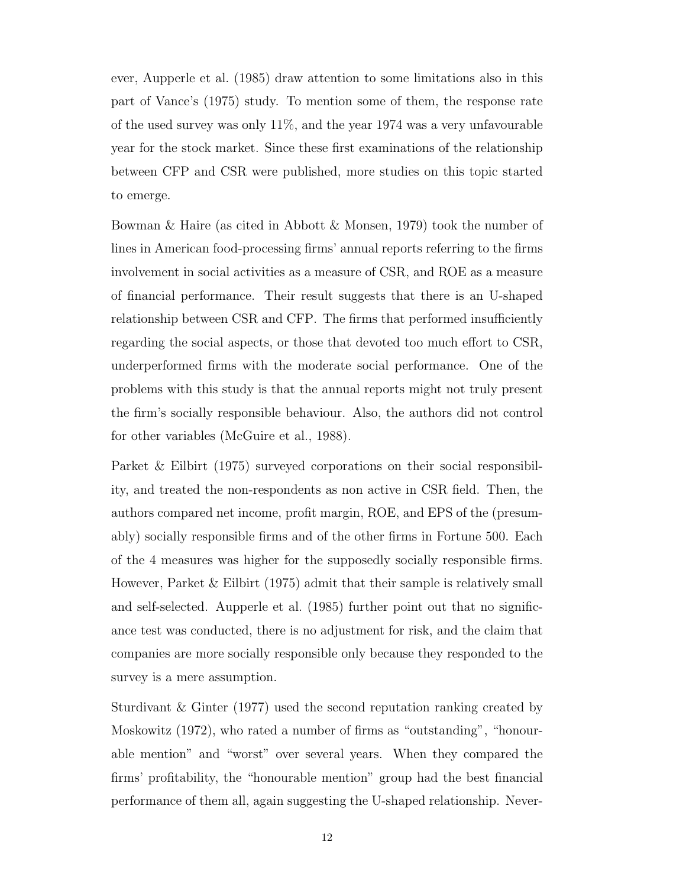ever, Aupperle et al. (1985) draw attention to some limitations also in this part of Vance's (1975) study. To mention some of them, the response rate of the used survey was only 11%, and the year 1974 was a very unfavourable year for the stock market. Since these first examinations of the relationship between CFP and CSR were published, more studies on this topic started to emerge.

Bowman & Haire (as cited in Abbott & Monsen, 1979) took the number of lines in American food-processing firms' annual reports referring to the firms involvement in social activities as a measure of CSR, and ROE as a measure of financial performance. Their result suggests that there is an U-shaped relationship between CSR and CFP. The firms that performed insufficiently regarding the social aspects, or those that devoted too much effort to CSR, underperformed firms with the moderate social performance. One of the problems with this study is that the annual reports might not truly present the firm's socially responsible behaviour. Also, the authors did not control for other variables (McGuire et al., 1988).

Parket & Eilbirt (1975) surveyed corporations on their social responsibility, and treated the non-respondents as non active in CSR field. Then, the authors compared net income, profit margin, ROE, and EPS of the (presumably) socially responsible firms and of the other firms in Fortune 500. Each of the 4 measures was higher for the supposedly socially responsible firms. However, Parket & Eilbirt (1975) admit that their sample is relatively small and self-selected. Aupperle et al. (1985) further point out that no significance test was conducted, there is no adjustment for risk, and the claim that companies are more socially responsible only because they responded to the survey is a mere assumption.

Sturdivant & Ginter (1977) used the second reputation ranking created by Moskowitz (1972), who rated a number of firms as "outstanding", "honourable mention" and "worst" over several years. When they compared the firms' profitability, the "honourable mention" group had the best financial performance of them all, again suggesting the U-shaped relationship. Never-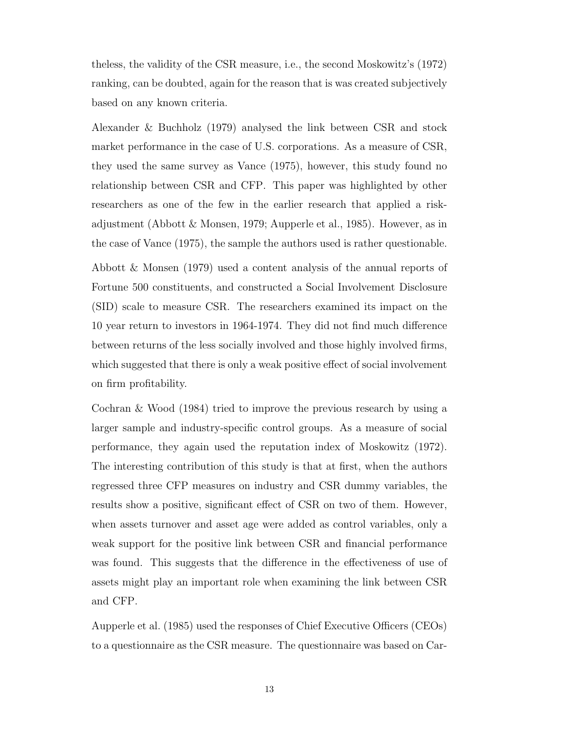theless, the validity of the CSR measure, i.e., the second Moskowitz's (1972) ranking, can be doubted, again for the reason that is was created subjectively based on any known criteria.

Alexander & Buchholz (1979) analysed the link between CSR and stock market performance in the case of U.S. corporations. As a measure of CSR, they used the same survey as Vance (1975), however, this study found no relationship between CSR and CFP. This paper was highlighted by other researchers as one of the few in the earlier research that applied a risk-adjustment (Abbott & Monsen, 1979; Aupperle et al., 1985). However, as in the case of Vance (1975), the sample the authors used is rather questionable.

Abbott & Monsen (1979) used a content analysis of the annual reports of Fortune 500 constituents, and constructed a Social Involvement Disclosure (SID) scale to measure CSR. The researchers examined its impact on the 10 year return to investors in 1964-1974. They did not find much difference between returns of the less socially involved and those highly involved firms, which suggested that there is only a weak positive effect of social involvement on firm profitability.

Cochran & Wood (1984) tried to improve the previous research by using a larger sample and industry-specific control groups. As a measure of social performance, they again used the reputation index of Moskowitz (1972). The interesting contribution of this study is that at first, when the authors regressed three CFP measures on industry and CSR dummy variables, the results show a positive, significant effect of CSR on two of them. However, when assets turnover and asset age were added as control variables, only a weak support for the positive link between CSR and financial performance was found. This suggests that the difference in the effectiveness of use of assets might play an important role when examining the link between CSR and CFP.

Aupperle et al. (1985) used the responses of Chief Executive Officers (CEOs) to a questionnaire as the CSR measure. The questionnaire was based on Car-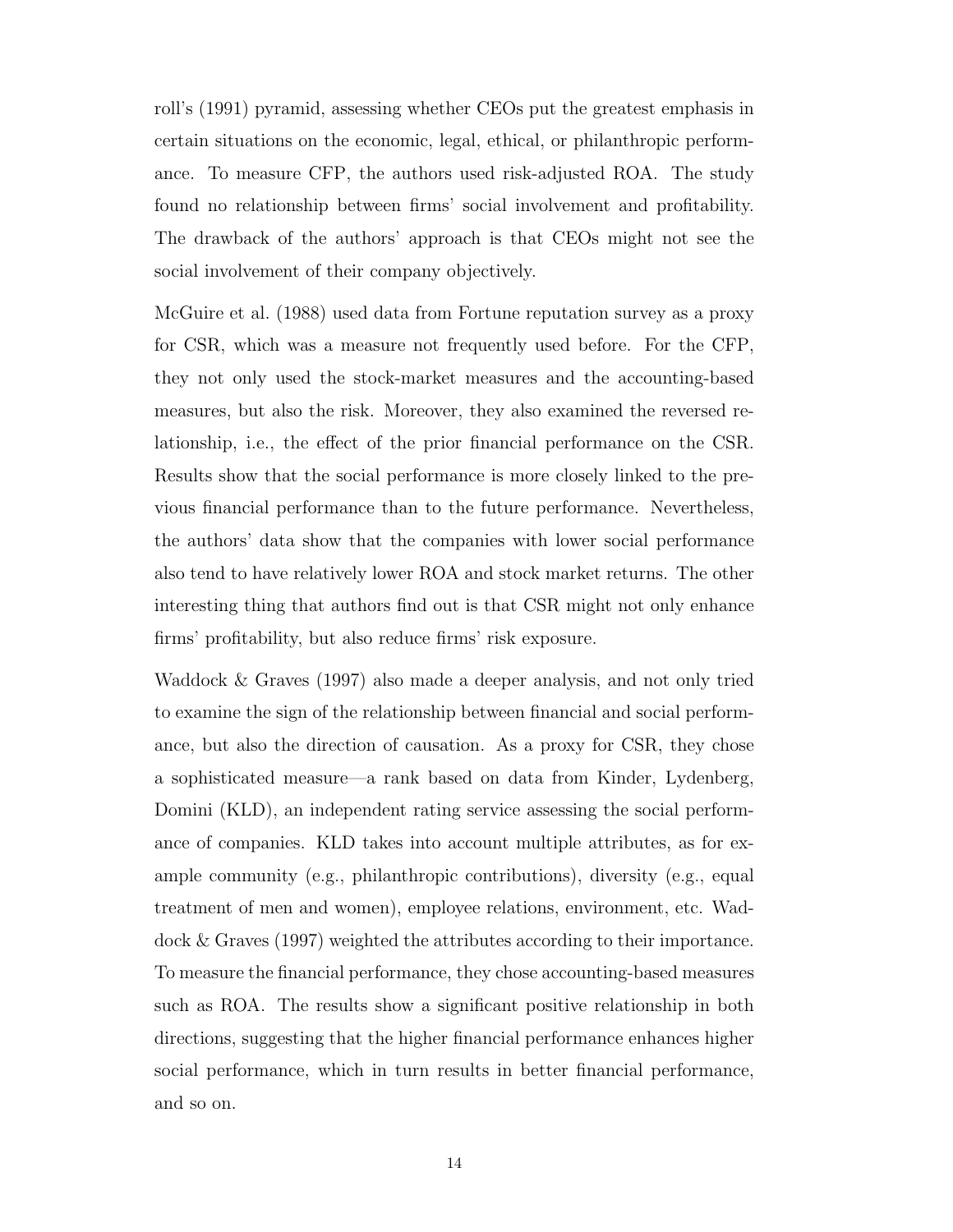roll's (1991) pyramid, assessing whether CEOs put the greatest emphasis in certain situations on the economic, legal, ethical, or philanthropic performance. To measure CFP, the authors used risk-adjusted ROA. The study found no relationship between firms' social involvement and profitability. The drawback of the authors' approach is that CEOs might not see the social involvement of their company objectively.

McGuire et al. (1988) used data from Fortune reputation survey as a proxy for CSR, which was a measure not frequently used before. For the CFP, they not only used the stock-market measures and the accounting-based measures, but also the risk. Moreover, they also examined the reversed relationship, i.e., the effect of the prior financial performance on the CSR. Results show that the social performance is more closely linked to the previous financial performance than to the future performance. Nevertheless, the authors' data show that the companies with lower social performance also tend to have relatively lower ROA and stock market returns. The other interesting thing that authors find out is that CSR might not only enhance firms' profitability, but also reduce firms' risk exposure.

Waddock & Graves (1997) also made a deeper analysis, and not only tried to examine the sign of the relationship between financial and social performance, but also the direction of causation. As a proxy for CSR, they chose a sophisticated measure—a rank based on data from Kinder, Lydenberg, Domini (KLD), an independent rating service assessing the social performance of companies. KLD takes into account multiple attributes, as for example community (e.g., philanthropic contributions), diversity (e.g., equal treatment of men and women), employee relations, environment, etc. Waddock & Graves (1997) weighted the attributes according to their importance. To measure the financial performance, they chose accounting-based measures such as ROA. The results show a significant positive relationship in both directions, suggesting that the higher financial performance enhances higher social performance, which in turn results in better financial performance, and so on.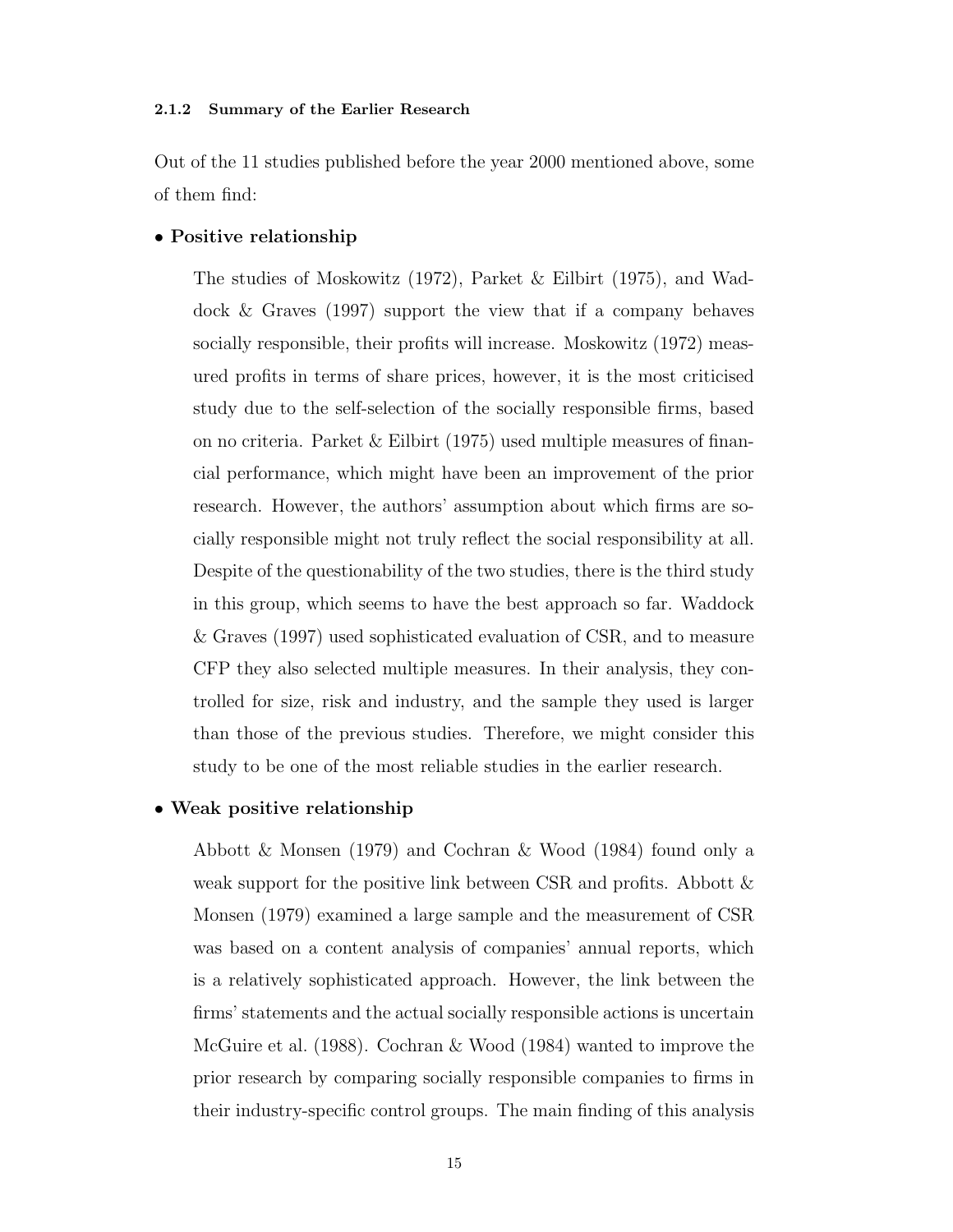### 2.1.2 Summary of the Earlier Research

Out of the 11 studies published before the year 2000 mentioned above, some of them find:

- **Positive relationship**

  The studies of Moskowitz (1972), Parket & Eilbirt (1975), and Waddock & Graves (1997) support the view that if a company behaves socially responsible, their profits will increase. Moskowitz (1972) measured profits in terms of share prices, however, it is the most criticised study due to the self-selection of the socially responsible firms, based on no criteria. Parket & Eilbirt (1975) used multiple measures of financial performance, which might have been an improvement of the prior research. However, the authors' assumption about which firms are socially responsible might not truly reflect the social responsibility at all. Despite of the questionability of the two studies, there is the third study in this group, which seems to have the best approach so far. Waddock & Graves (1997) used sophisticated evaluation of CSR, and to measure CFP they also selected multiple measures. In their analysis, they controlled for size, risk and industry, and the sample they used is larger than those of the previous studies. Therefore, we might consider this study to be one of the most reliable studies in the earlier research.

- **Weak positive relationship**

  Abbott & Monsen (1979) and Cochran & Wood (1984) found only a weak support for the positive link between CSR and profits. Abbott & Monsen (1979) examined a large sample and the measurement of CSR was based on a content analysis of companies' annual reports, which is a relatively sophisticated approach. However, the link between the firms' statements and the actual socially responsible actions is uncertain McGuire et al. (1988). Cochran & Wood (1984) wanted to improve the prior research by comparing socially responsible companies to firms in their industry-specific control groups. The main finding of this analysis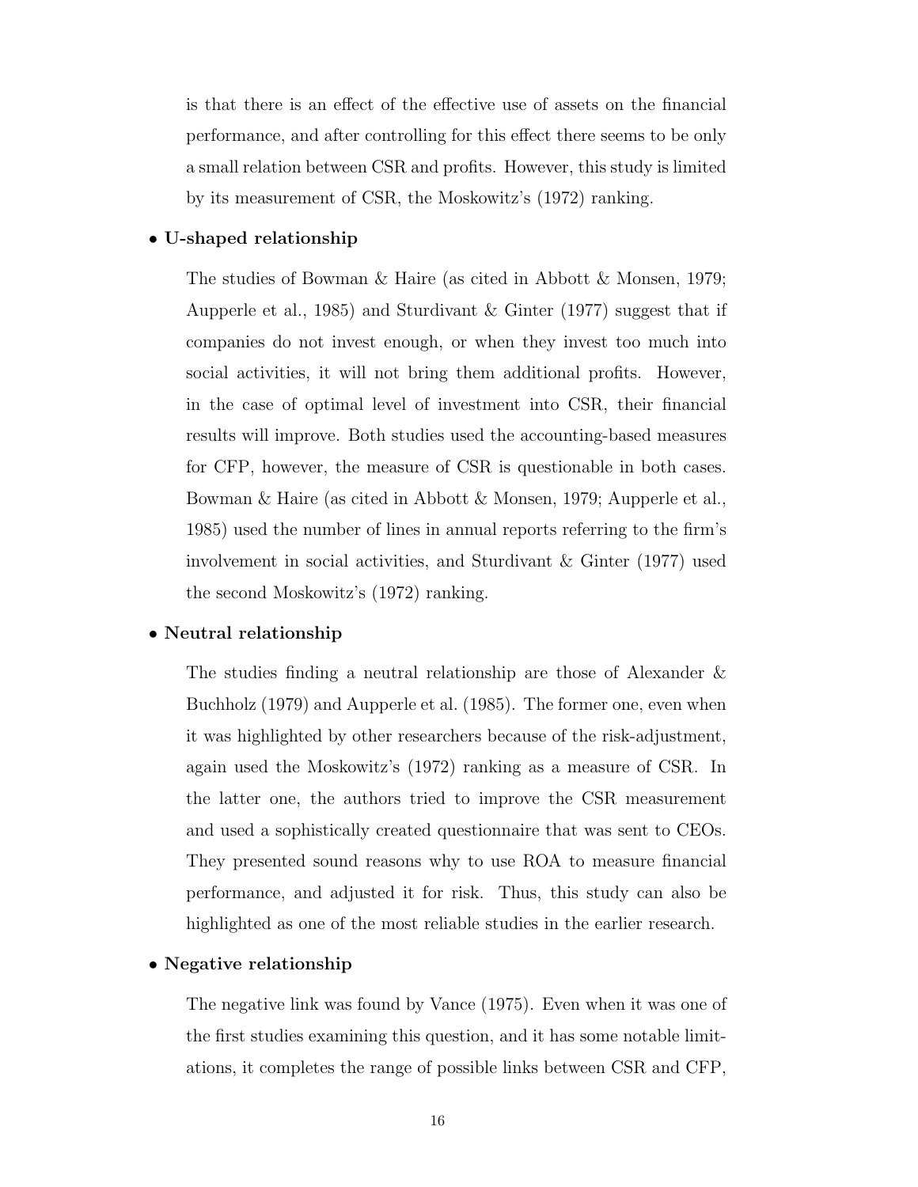is that there is an effect of the effective use of assets on the financial performance, and after controlling for this effect there seems to be only a small relation between CSR and profits. However, this study is limited by its measurement of CSR, the Moskowitz's (1972) ranking.

- **U-shaped relationship**

  The studies of Bowman & Haire (as cited in Abbott & Monsen, 1979; Aupperle et al., 1985) and Sturdivant & Ginter (1977) suggest that if companies do not invest enough, or when they invest too much into social activities, it will not bring them additional profits. However, in the case of optimal level of investment into CSR, their financial results will improve. Both studies used the accounting-based measures for CFP, however, the measure of CSR is questionable in both cases. Bowman & Haire (as cited in Abbott & Monsen, 1979; Aupperle et al., 1985) used the number of lines in annual reports referring to the firm's involvement in social activities, and Sturdivant & Ginter (1977) used the second Moskowitz's (1972) ranking.

- **Neutral relationship**

  The studies finding a neutral relationship are those of Alexander & Buchholz (1979) and Aupperle et al. (1985). The former one, even when it was highlighted by other researchers because of the risk-adjustment, again used the Moskowitz's (1972) ranking as a measure of CSR. In the latter one, the authors tried to improve the CSR measurement and used a sophistically created questionnaire that was sent to CEOs. They presented sound reasons why to use ROA to measure financial performance, and adjusted it for risk. Thus, this study can also be highlighted as one of the most reliable studies in the earlier research.

- **Negative relationship**

  The negative link was found by Vance (1975). Even when it was one of the first studies examining this question, and it has some notable limitations, it completes the range of possible links between CSR and CFP,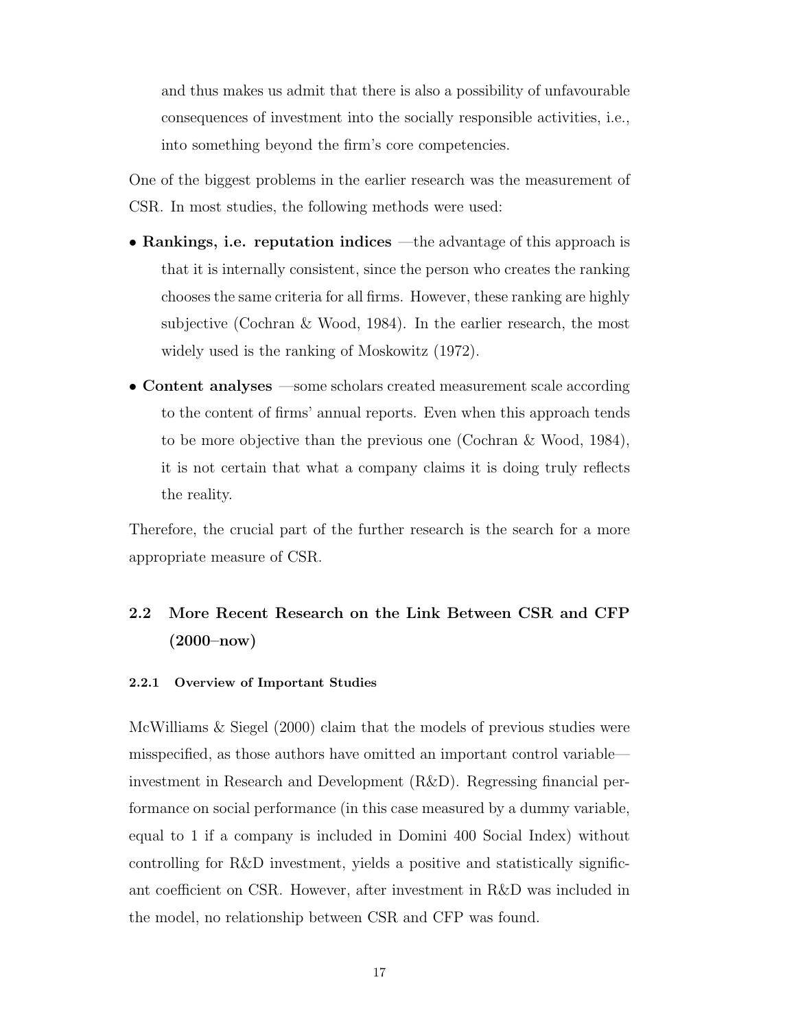and thus makes us admit that there is also a possibility of unfavourable consequences of investment into the socially responsible activities, i.e., into something beyond the firm's core competencies.

One of the biggest problems in the earlier research was the measurement of CSR. In most studies, the following methods were used:

- **Rankings, i.e. reputation indices** —the advantage of this approach is that it is internally consistent, since the person who creates the ranking chooses the same criteria for all firms. However, these ranking are highly subjective (Cochran & Wood, 1984). In the earlier research, the most widely used is the ranking of Moskowitz (1972).
- **Content analyses** —some scholars created measurement scale according to the content of firms' annual reports. Even when this approach tends to be more objective than the previous one (Cochran & Wood, 1984), it is not certain that what a company claims it is doing truly reflects the reality.

Therefore, the crucial part of the further research is the search for a more appropriate measure of CSR.

## 2.2 More Recent Research on the Link Between CSR and CFP (2000–now)

#### 2.2.1 Overview of Important Studies

McWilliams & Siegel (2000) claim that the models of previous studies were misspecified, as those authors have omitted an important control variable—investment in Research and Development (R&D). Regressing financial performance on social performance (in this case measured by a dummy variable, equal to 1 if a company is included in Domini 400 Social Index) without controlling for R&D investment, yields a positive and statistically significant coefficient on CSR. However, after investment in R&D was included in the model, no relationship between CSR and CFP was found.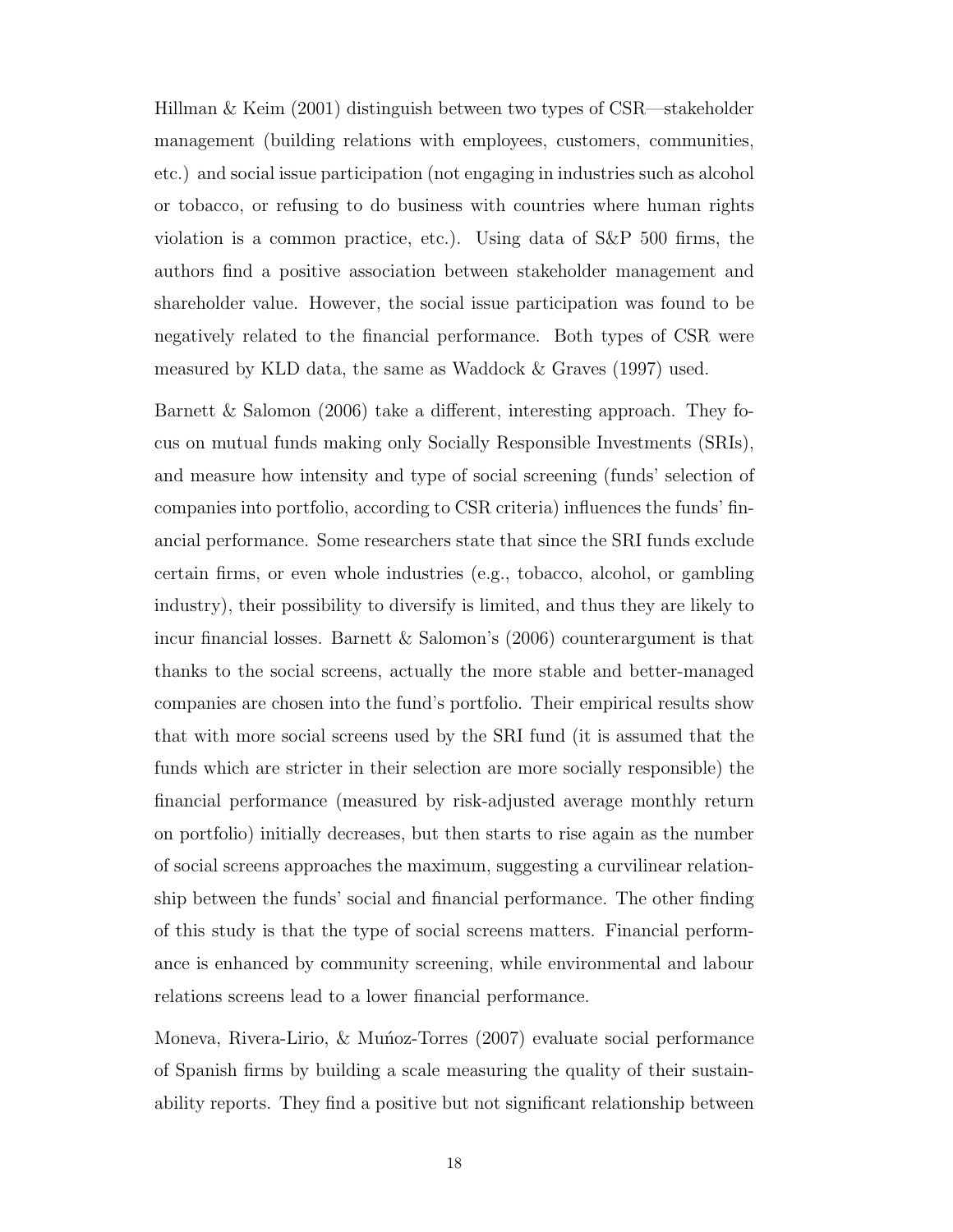Hillman & Keim (2001) distinguish between two types of CSR—stakeholder management (building relations with employees, customers, communities, etc.) and social issue participation (not engaging in industries such as alcohol or tobacco, or refusing to do business with countries where human rights violation is a common practice, etc.). Using data of S&P 500 firms, the authors find a positive association between stakeholder management and shareholder value. However, the social issue participation was found to be negatively related to the financial performance. Both types of CSR were measured by KLD data, the same as Waddock & Graves (1997) used.

Barnett & Salomon (2006) take a different, interesting approach. They focus on mutual funds making only Socially Responsible Investments (SRIs), and measure how intensity and type of social screening (funds' selection of companies into portfolio, according to CSR criteria) influences the funds' financial performance. Some researchers state that since the SRI funds exclude certain firms, or even whole industries (e.g., tobacco, alcohol, or gambling industry), their possibility to diversify is limited, and thus they are likely to incur financial losses. Barnett & Salomon's (2006) counterargument is that thanks to the social screens, actually the more stable and better-managed companies are chosen into the fund's portfolio. Their empirical results show that with more social screens used by the SRI fund (it is assumed that the funds which are stricter in their selection are more socially responsible) the financial performance (measured by risk-adjusted average monthly return on portfolio) initially decreases, but then starts to rise again as the number of social screens approaches the maximum, suggesting a curvilinear relationship between the funds' social and financial performance. The other finding of this study is that the type of social screens matters. Financial performance is enhanced by community screening, while environmental and labour relations screens lead to a lower financial performance.

Moneva, Rivera-Lirio, & Muńoz-Torres (2007) evaluate social performance of Spanish firms by building a scale measuring the quality of their sustainability reports. They find a positive but not significant relationship between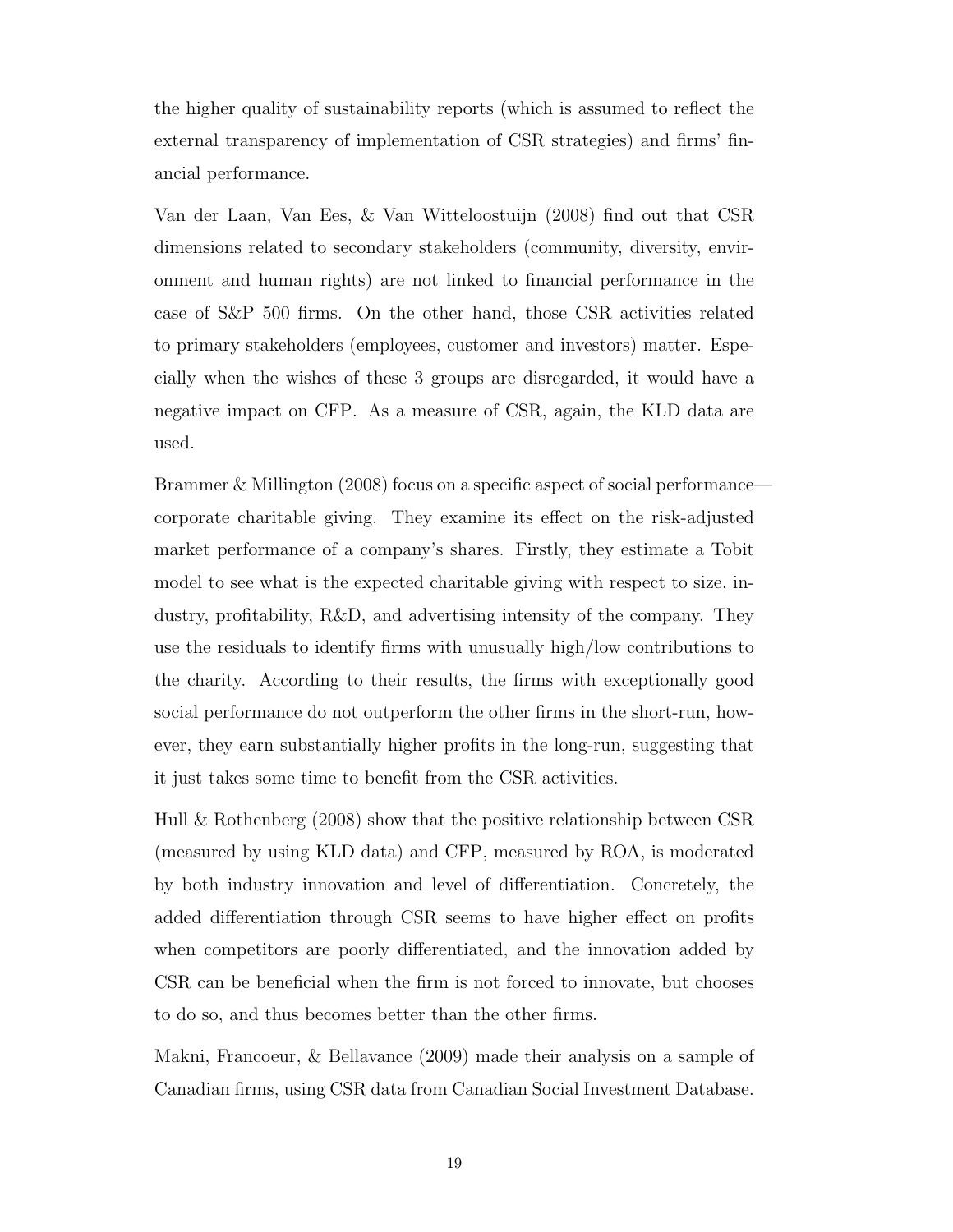the higher quality of sustainability reports (which is assumed to reflect the external transparency of implementation of CSR strategies) and firms' financial performance.

Van der Laan, Van Ees, & Van Witteloostuijn (2008) find out that CSR dimensions related to secondary stakeholders (community, diversity, environment and human rights) are not linked to financial performance in the case of S&P 500 firms. On the other hand, those CSR activities related to primary stakeholders (employees, customer and investors) matter. Especially when the wishes of these 3 groups are disregarded, it would have a negative impact on CFP. As a measure of CSR, again, the KLD data are used.

Brammer & Millington (2008) focus on a specific aspect of social performance—corporate charitable giving. They examine its effect on the risk-adjusted market performance of a company's shares. Firstly, they estimate a Tobit model to see what is the expected charitable giving with respect to size, industry, profitability, R&D, and advertising intensity of the company. They use the residuals to identify firms with unusually high/low contributions to the charity. According to their results, the firms with exceptionally good social performance do not outperform the other firms in the short-run, however, they earn substantially higher profits in the long-run, suggesting that it just takes some time to benefit from the CSR activities.

Hull & Rothenberg (2008) show that the positive relationship between CSR (measured by using KLD data) and CFP, measured by ROA, is moderated by both industry innovation and level of differentiation. Concretely, the added differentiation through CSR seems to have higher effect on profits when competitors are poorly differentiated, and the innovation added by CSR can be beneficial when the firm is not forced to innovate, but chooses to do so, and thus becomes better than the other firms.

Makni, Francoeur, & Bellavance (2009) made their analysis on a sample of Canadian firms, using CSR data from Canadian Social Investment Database.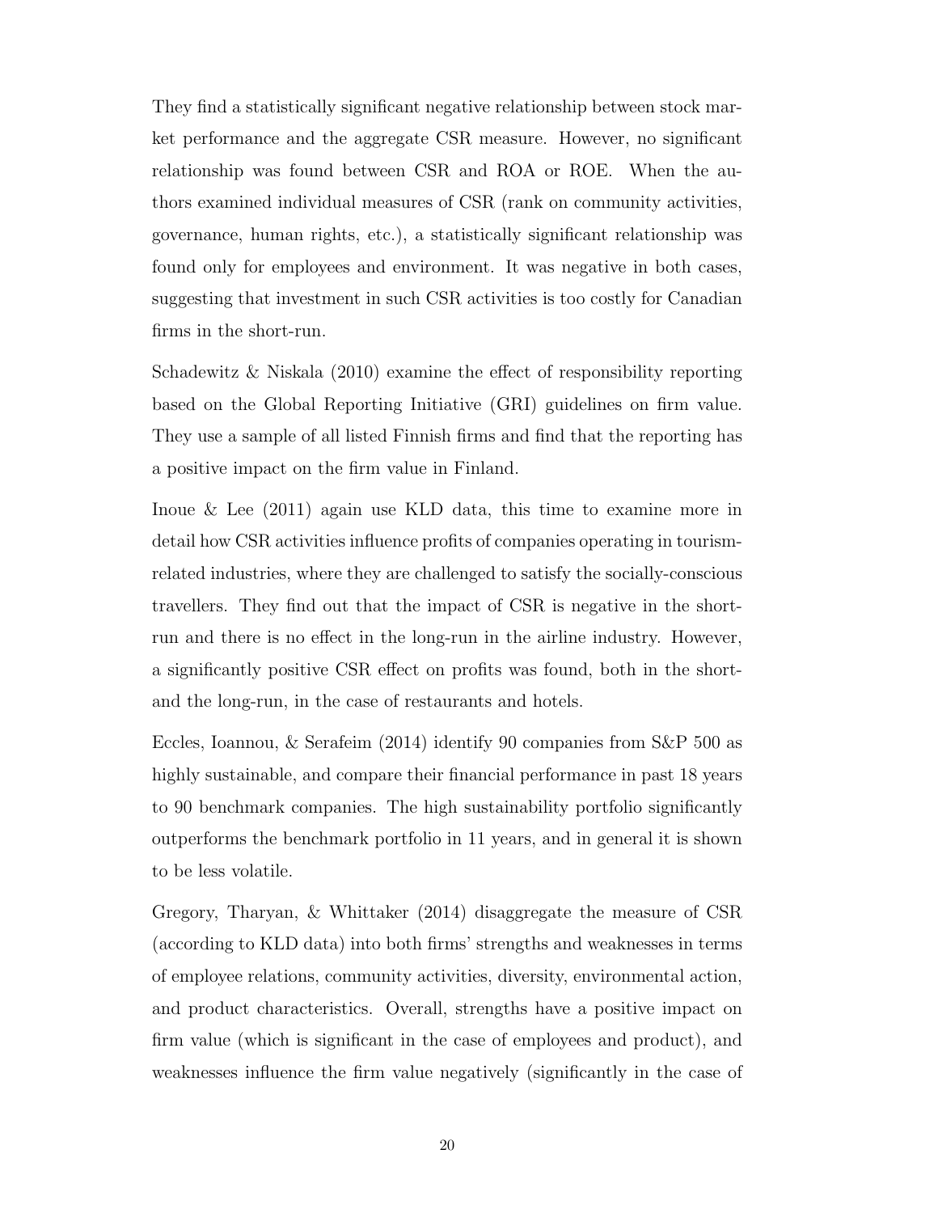They find a statistically significant negative relationship between stock market performance and the aggregate CSR measure. However, no significant relationship was found between CSR and ROA or ROE. When the authors examined individual measures of CSR (rank on community activities, governance, human rights, etc.), a statistically significant relationship was found only for employees and environment. It was negative in both cases, suggesting that investment in such CSR activities is too costly for Canadian firms in the short-run.

Schadewitz & Niskala (2010) examine the effect of responsibility reporting based on the Global Reporting Initiative (GRI) guidelines on firm value. They use a sample of all listed Finnish firms and find that the reporting has a positive impact on the firm value in Finland.

Inoue & Lee (2011) again use KLD data, this time to examine more in detail how CSR activities influence profits of companies operating in tourism-related industries, where they are challenged to satisfy the socially-conscious travellers. They find out that the impact of CSR is negative in the short-run and there is no effect in the long-run in the airline industry. However, a significantly positive CSR effect on profits was found, both in the short- and the long-run, in the case of restaurants and hotels.

Eccles, Ioannou, & Serafeim (2014) identify 90 companies from S&P 500 as highly sustainable, and compare their financial performance in past 18 years to 90 benchmark companies. The high sustainability portfolio significantly outperforms the benchmark portfolio in 11 years, and in general it is shown to be less volatile.

Gregory, Tharyan, & Whittaker (2014) disaggregate the measure of CSR (according to KLD data) into both firms' strengths and weaknesses in terms of employee relations, community activities, diversity, environmental action, and product characteristics. Overall, strengths have a positive impact on firm value (which is significant in the case of employees and product), and weaknesses influence the firm value negatively (significantly in the case of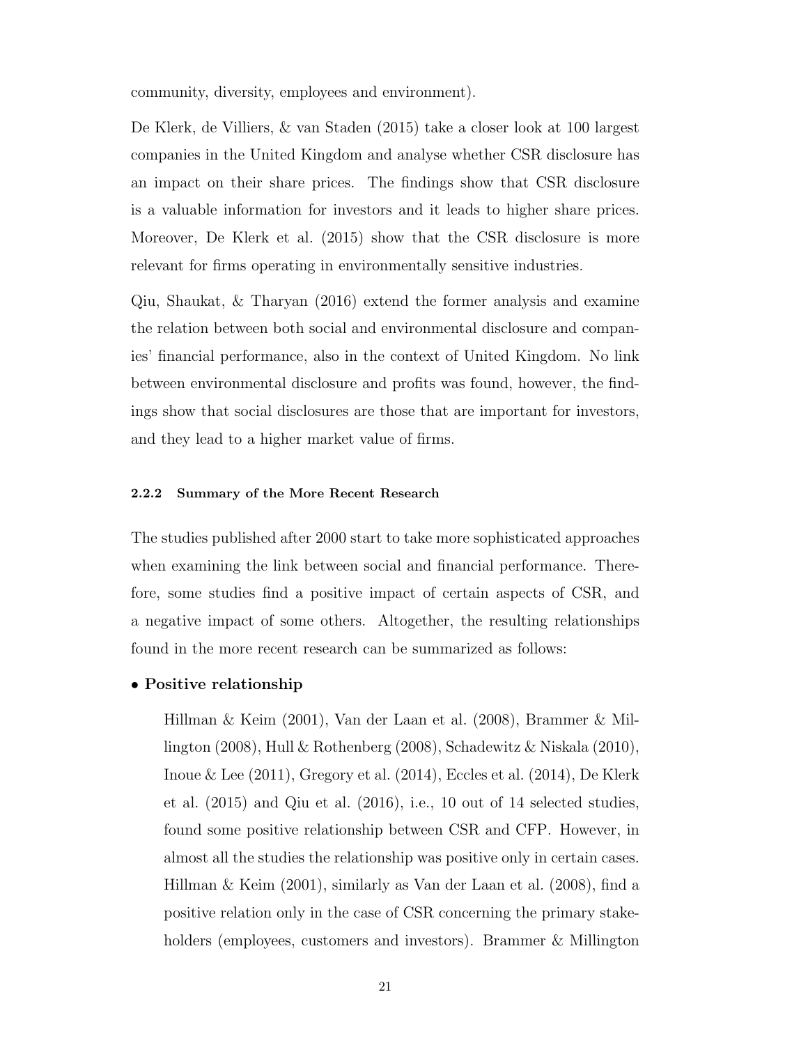community, diversity, employees and environment).

De Klerk, de Villiers, & van Staden (2015) take a closer look at 100 largest companies in the United Kingdom and analyse whether CSR disclosure has an impact on their share prices. The findings show that CSR disclosure is a valuable information for investors and it leads to higher share prices. Moreover, De Klerk et al. (2015) show that the CSR disclosure is more relevant for firms operating in environmentally sensitive industries.

Qiu, Shaukat, & Tharyan (2016) extend the former analysis and examine the relation between both social and environmental disclosure and companies' financial performance, also in the context of United Kingdom. No link between environmental disclosure and profits was found, however, the findings show that social disclosures are those that are important for investors, and they lead to a higher market value of firms.

#### 2.2.2 Summary of the More Recent Research

The studies published after 2000 start to take more sophisticated approaches when examining the link between social and financial performance. Therefore, some studies find a positive impact of certain aspects of CSR, and a negative impact of some others. Altogether, the resulting relationships found in the more recent research can be summarized as follows:

- **Positive relationship**

  Hillman & Keim (2001), Van der Laan et al. (2008), Brammer & Millington (2008), Hull & Rothenberg (2008), Schadewitz & Niskala (2010), Inoue & Lee (2011), Gregory et al. (2014), Eccles et al. (2014), De Klerk et al. (2015) and Qiu et al. (2016), i.e., 10 out of 14 selected studies, found some positive relationship between CSR and CFP. However, in almost all the studies the relationship was positive only in certain cases. Hillman & Keim (2001), similarly as Van der Laan et al. (2008), find a positive relation only in the case of CSR concerning the primary stakeholders (employees, customers and investors). Brammer & Millington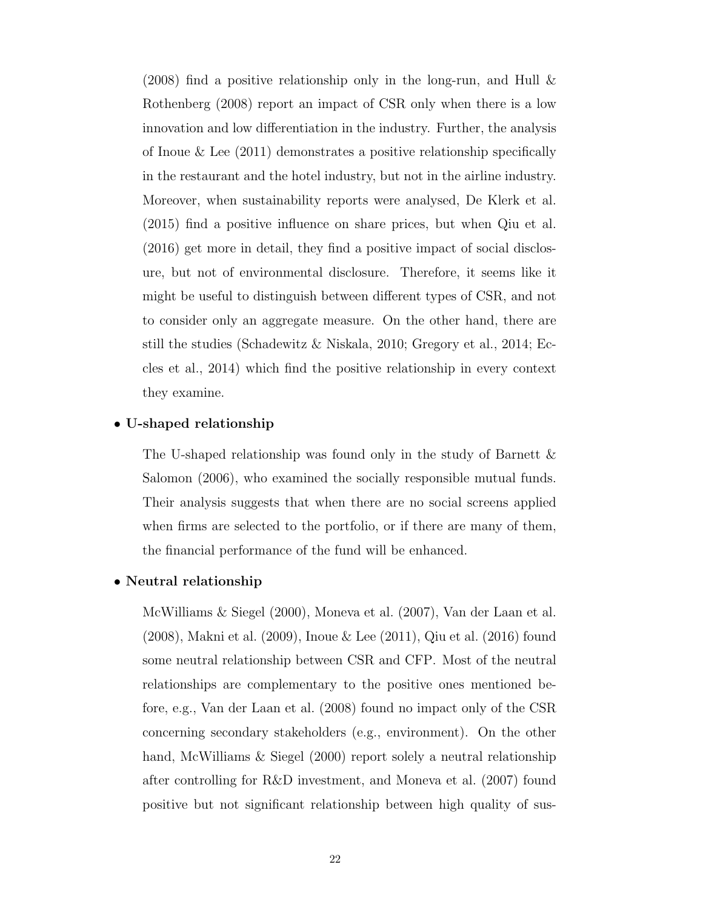(2008) find a positive relationship only in the long-run, and Hull & Rothenberg (2008) report an impact of CSR only when there is a low innovation and low differentiation in the industry. Further, the analysis of Inoue & Lee (2011) demonstrates a positive relationship specifically in the restaurant and the hotel industry, but not in the airline industry. Moreover, when sustainability reports were analysed, De Klerk et al. (2015) find a positive influence on share prices, but when Qiu et al. (2016) get more in detail, they find a positive impact of social disclosure, but not of environmental disclosure. Therefore, it seems like it might be useful to distinguish between different types of CSR, and not to consider only an aggregate measure. On the other hand, there are still the studies (Schadewitz & Niskala, 2010; Gregory et al., 2014; Eccles et al., 2014) which find the positive relationship in every context they examine.

- **U-shaped relationship**

  The U-shaped relationship was found only in the study of Barnett & Salomon (2006), who examined the socially responsible mutual funds. Their analysis suggests that when there are no social screens applied when firms are selected to the portfolio, or if there are many of them, the financial performance of the fund will be enhanced.

- **Neutral relationship**

  McWilliams & Siegel (2000), Moneva et al. (2007), Van der Laan et al. (2008), Makni et al. (2009), Inoue & Lee (2011), Qiu et al. (2016) found some neutral relationship between CSR and CFP. Most of the neutral relationships are complementary to the positive ones mentioned before, e.g., Van der Laan et al. (2008) found no impact only of the CSR concerning secondary stakeholders (e.g., environment). On the other hand, McWilliams & Siegel (2000) report solely a neutral relationship after controlling for R&D investment, and Moneva et al. (2007) found positive but not significant relationship between high quality of sus-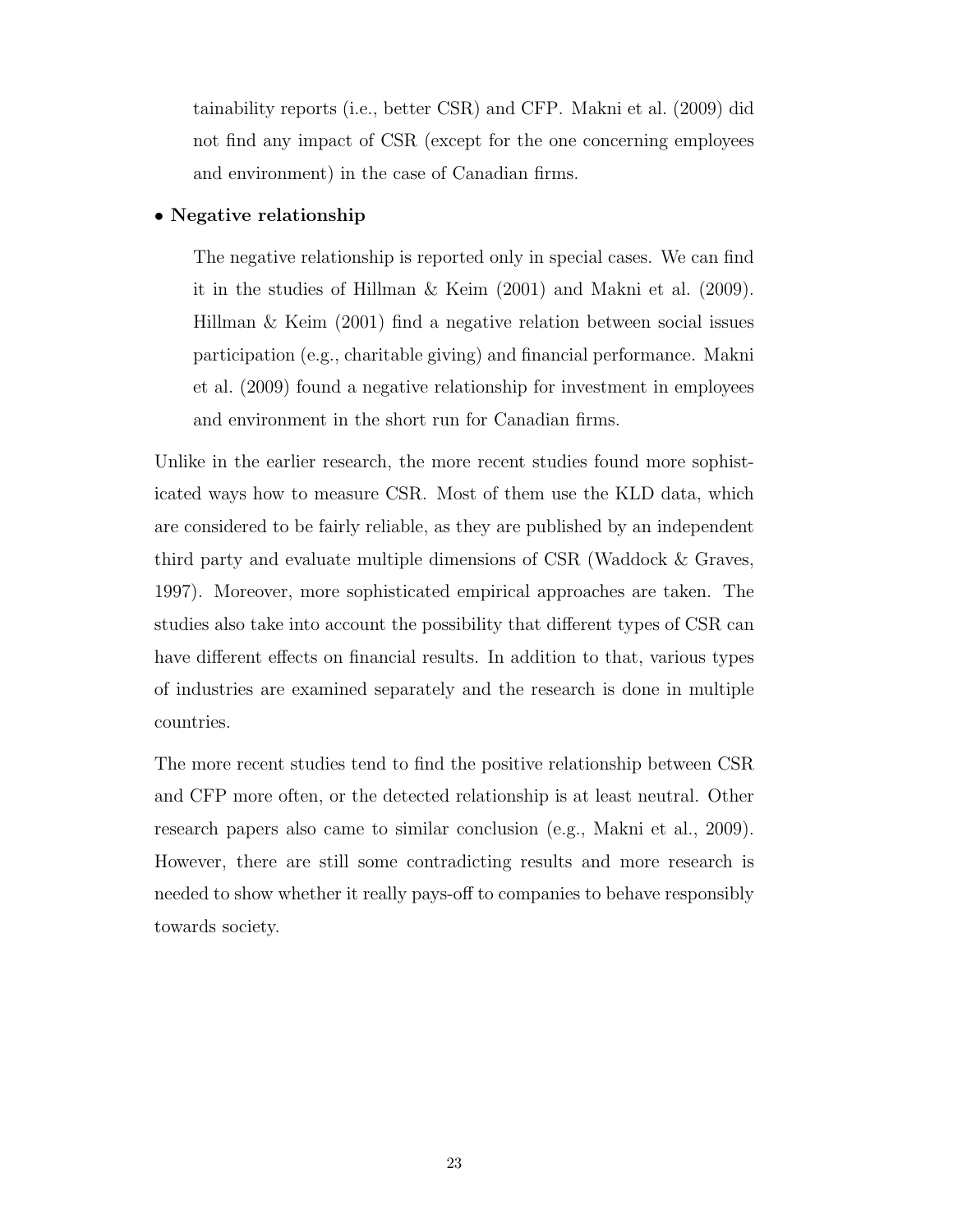tainability reports (i.e., better CSR) and CFP. Makni et al. (2009) did not find any impact of CSR (except for the one concerning employees and environment) in the case of Canadian firms.

- **Negative relationship**

  The negative relationship is reported only in special cases. We can find it in the studies of Hillman & Keim (2001) and Makni et al. (2009). Hillman & Keim (2001) find a negative relation between social issues participation (e.g., charitable giving) and financial performance. Makni et al. (2009) found a negative relationship for investment in employees and environment in the short run for Canadian firms.

Unlike in the earlier research, the more recent studies found more sophisticated ways how to measure CSR. Most of them use the KLD data, which are considered to be fairly reliable, as they are published by an independent third party and evaluate multiple dimensions of CSR (Waddock & Graves, 1997). Moreover, more sophisticated empirical approaches are taken. The studies also take into account the possibility that different types of CSR can have different effects on financial results. In addition to that, various types of industries are examined separately and the research is done in multiple countries.

The more recent studies tend to find the positive relationship between CSR and CFP more often, or the detected relationship is at least neutral. Other research papers also came to similar conclusion (e.g., Makni et al., 2009). However, there are still some contradicting results and more research is needed to show whether it really pays-off to companies to behave responsibly towards society.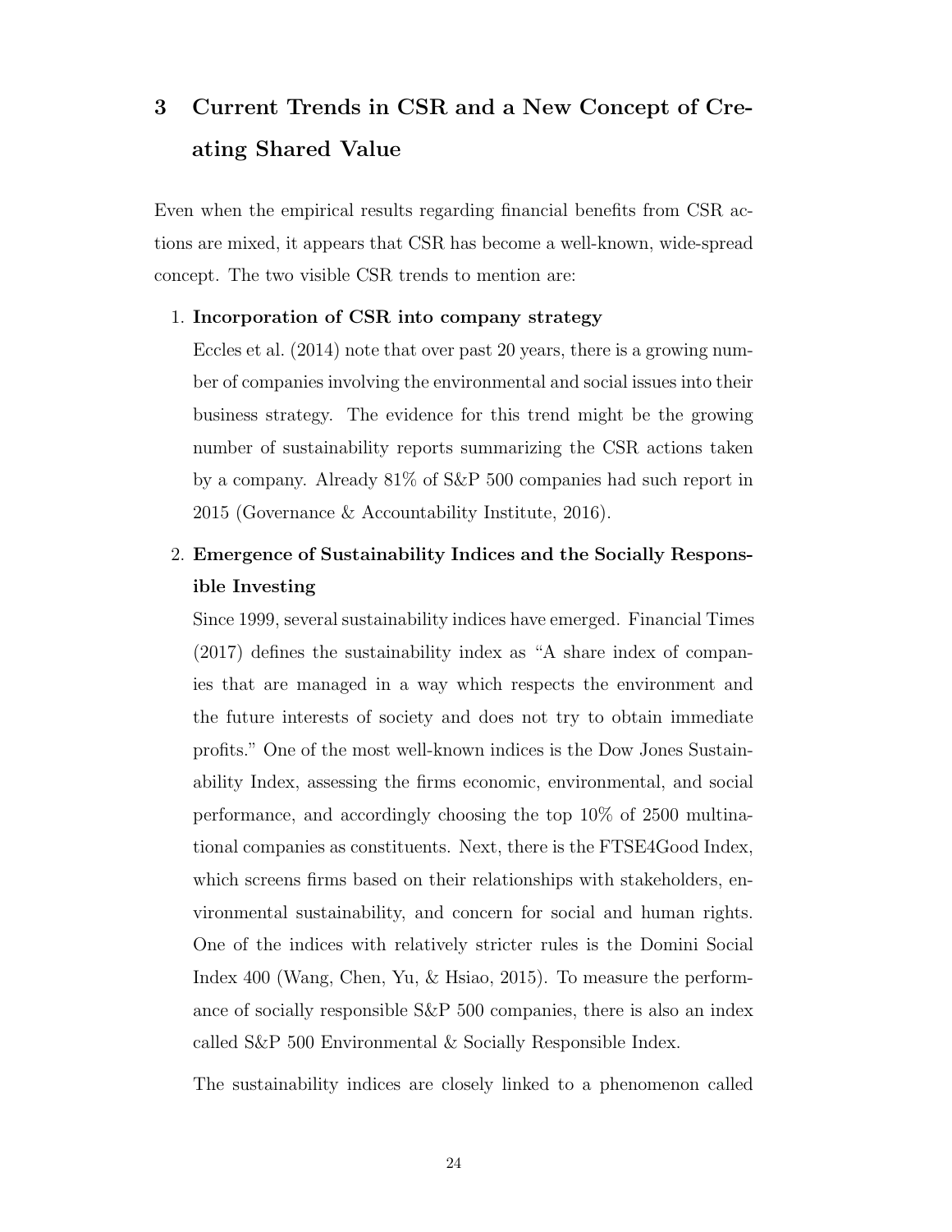# 3 Current Trends in CSR and a New Concept of Creating Shared Value

Even when the empirical results regarding financial benefits from CSR actions are mixed, it appears that CSR has become a well-known, wide-spread concept. The two visible CSR trends to mention are:

1. **Incorporation of CSR into company strategy**

   Eccles et al. (2014) note that over past 20 years, there is a growing number of companies involving the environmental and social issues into their business strategy. The evidence for this trend might be the growing number of sustainability reports summarizing the CSR actions taken by a company. Already 81% of S&P 500 companies had such report in 2015 (Governance & Accountability Institute, 2016).

2. **Emergence of Sustainability Indices and the Socially Responsible Investing**

   Since 1999, several sustainability indices have emerged. Financial Times (2017) defines the sustainability index as "A share index of companies that are managed in a way which respects the environment and the future interests of society and does not try to obtain immediate profits." One of the most well-known indices is the Dow Jones Sustainability Index, assessing the firms economic, environmental, and social performance, and accordingly choosing the top 10% of 2500 multinational companies as constituents. Next, there is the FTSE4Good Index, which screens firms based on their relationships with stakeholders, environmental sustainability, and concern for social and human rights. One of the indices with relatively stricter rules is the Domini Social Index 400 (Wang, Chen, Yu, & Hsiao, 2015). To measure the performance of socially responsible S&P 500 companies, there is also an index called S&P 500 Environmental & Socially Responsible Index.

   The sustainability indices are closely linked to a phenomenon called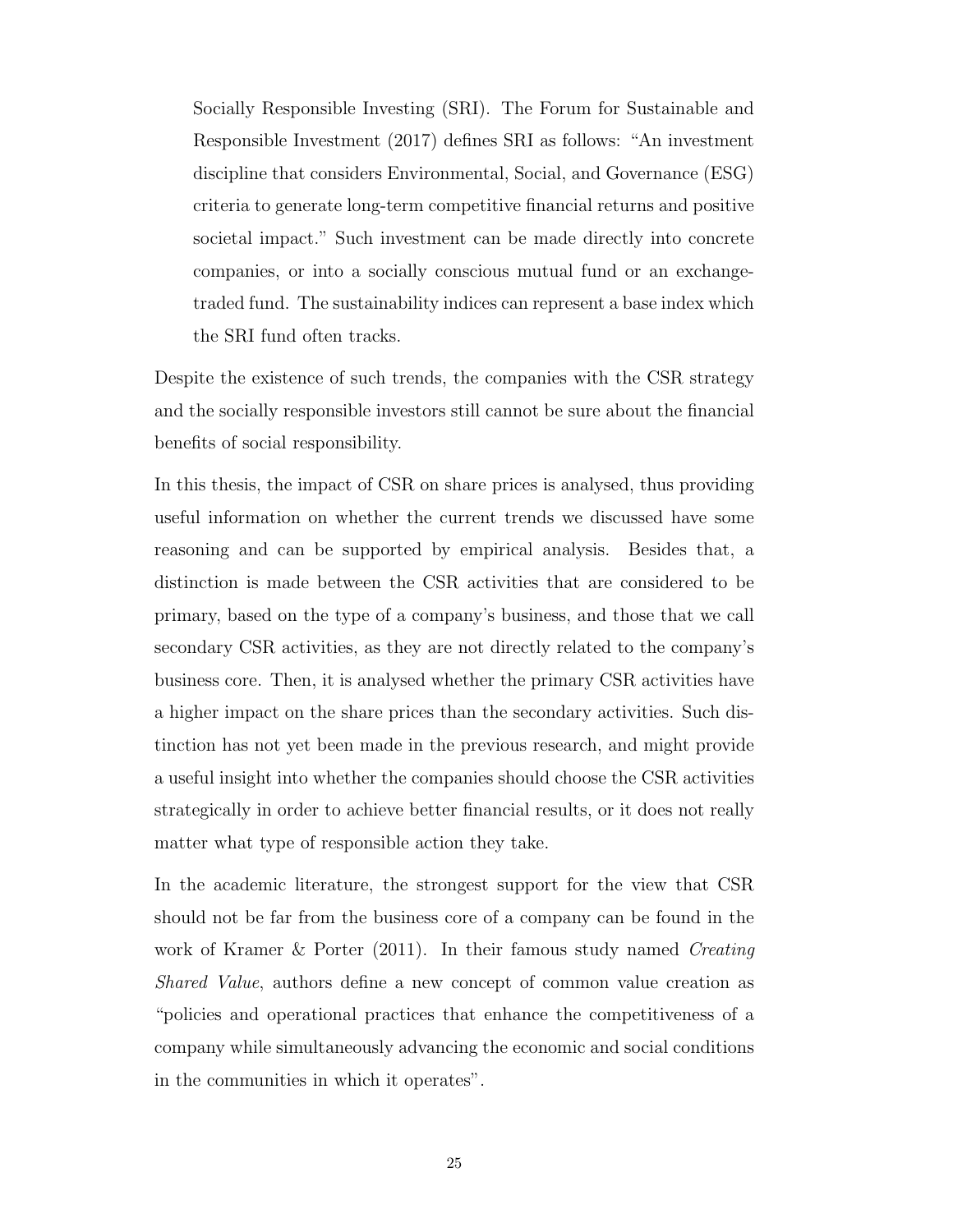Socially Responsible Investing (SRI). The Forum for Sustainable and Responsible Investment (2017) defines SRI as follows: "An investment discipline that considers Environmental, Social, and Governance (ESG) criteria to generate long-term competitive financial returns and positive societal impact." Such investment can be made directly into concrete companies, or into a socially conscious mutual fund or an exchange-traded fund. The sustainability indices can represent a base index which the SRI fund often tracks.

Despite the existence of such trends, the companies with the CSR strategy and the socially responsible investors still cannot be sure about the financial benefits of social responsibility.

In this thesis, the impact of CSR on share prices is analysed, thus providing useful information on whether the current trends we discussed have some reasoning and can be supported by empirical analysis. Besides that, a distinction is made between the CSR activities that are considered to be primary, based on the type of a company's business, and those that we call secondary CSR activities, as they are not directly related to the company's business core. Then, it is analysed whether the primary CSR activities have a higher impact on the share prices than the secondary activities. Such distinction has not yet been made in the previous research, and might provide a useful insight into whether the companies should choose the CSR activities strategically in order to achieve better financial results, or it does not really matter what type of responsible action they take.

In the academic literature, the strongest support for the view that CSR should not be far from the business core of a company can be found in the work of Kramer & Porter (2011). In their famous study named *Creating Shared Value*, authors define a new concept of common value creation as "policies and operational practices that enhance the competitiveness of a company while simultaneously advancing the economic and social conditions in the communities in which it operates".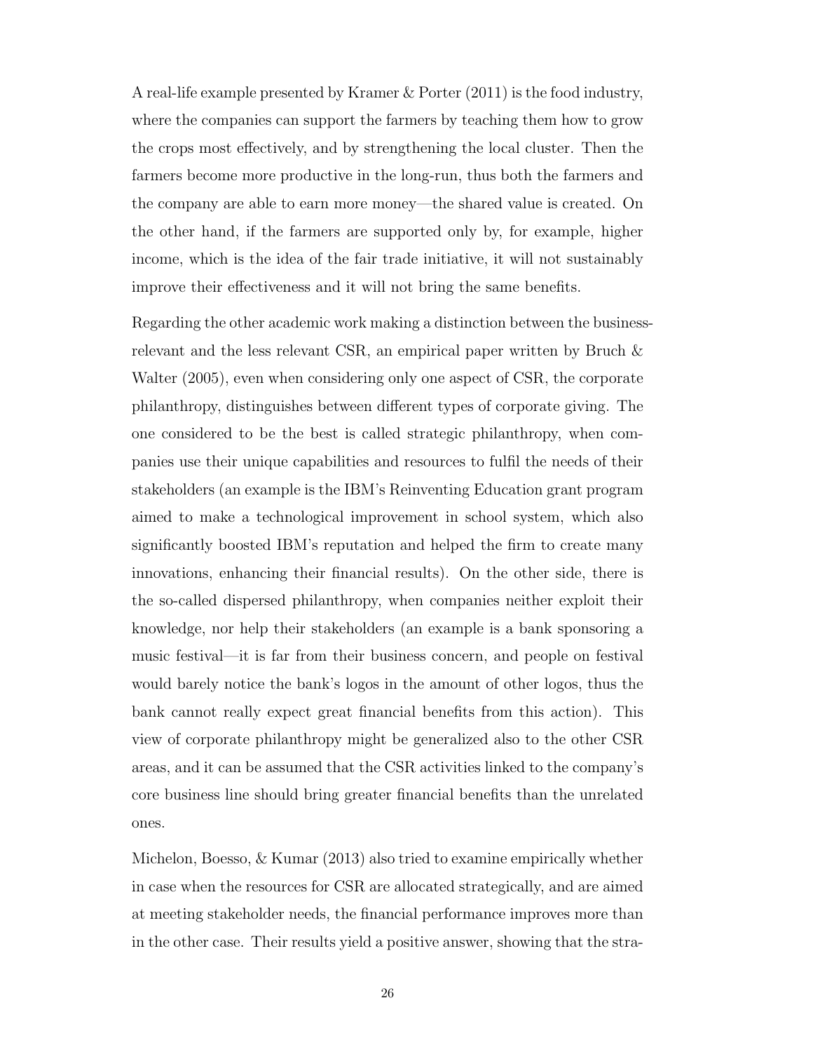A real-life example presented by Kramer & Porter (2011) is the food industry, where the companies can support the farmers by teaching them how to grow the crops most effectively, and by strengthening the local cluster. Then the farmers become more productive in the long-run, thus both the farmers and the company are able to earn more money—the shared value is created. On the other hand, if the farmers are supported only by, for example, higher income, which is the idea of the fair trade initiative, it will not sustainably improve their effectiveness and it will not bring the same benefits.

Regarding the other academic work making a distinction between the business-relevant and the less relevant CSR, an empirical paper written by Bruch & Walter (2005), even when considering only one aspect of CSR, the corporate philanthropy, distinguishes between different types of corporate giving. The one considered to be the best is called strategic philanthropy, when companies use their unique capabilities and resources to fulfil the needs of their stakeholders (an example is the IBM's Reinventing Education grant program aimed to make a technological improvement in school system, which also significantly boosted IBM's reputation and helped the firm to create many innovations, enhancing their financial results). On the other side, there is the so-called dispersed philanthropy, when companies neither exploit their knowledge, nor help their stakeholders (an example is a bank sponsoring a music festival—it is far from their business concern, and people on festival would barely notice the bank's logos in the amount of other logos, thus the bank cannot really expect great financial benefits from this action). This view of corporate philanthropy might be generalized also to the other CSR areas, and it can be assumed that the CSR activities linked to the company's core business line should bring greater financial benefits than the unrelated ones.

Michelon, Boesso, & Kumar (2013) also tried to examine empirically whether in case when the resources for CSR are allocated strategically, and are aimed at meeting stakeholder needs, the financial performance improves more than in the other case. Their results yield a positive answer, showing that the stra-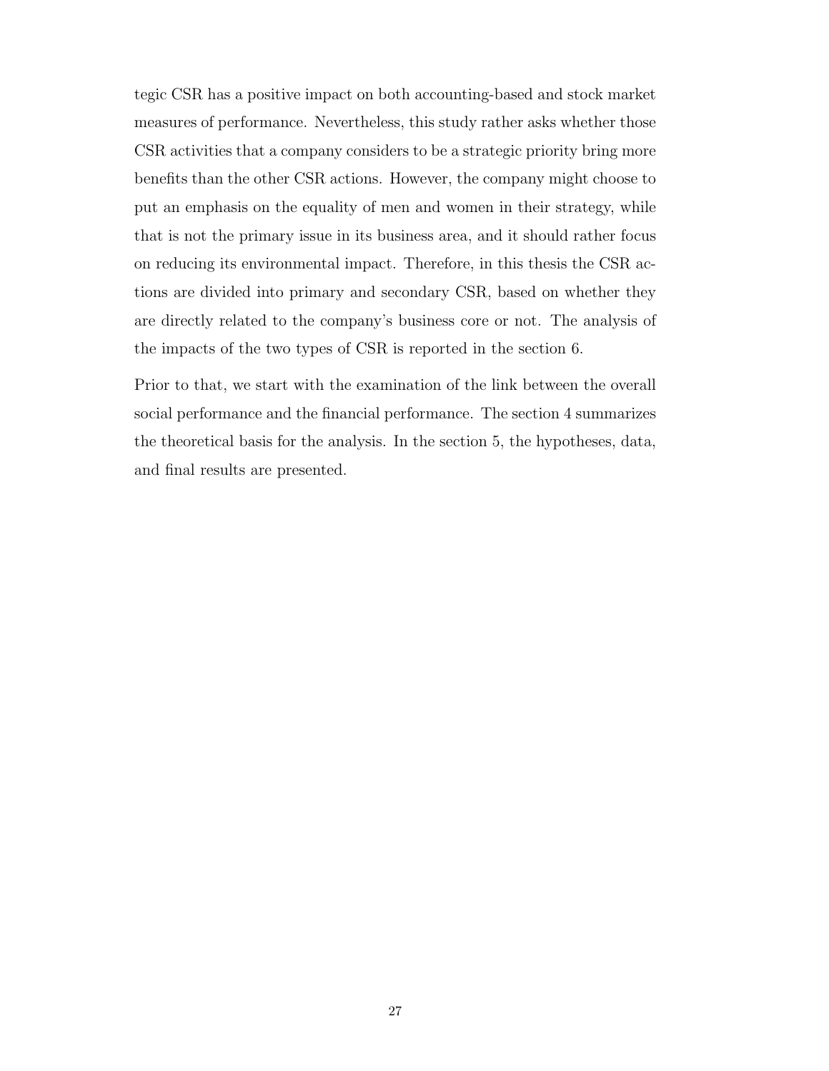tegic CSR has a positive impact on both accounting-based and stock market measures of performance. Nevertheless, this study rather asks whether those CSR activities that a company considers to be a strategic priority bring more benefits than the other CSR actions. However, the company might choose to put an emphasis on the equality of men and women in their strategy, while that is not the primary issue in its business area, and it should rather focus on reducing its environmental impact. Therefore, in this thesis the CSR actions are divided into primary and secondary CSR, based on whether they are directly related to the company's business core or not. The analysis of the impacts of the two types of CSR is reported in the section 6.

Prior to that, we start with the examination of the link between the overall social performance and the financial performance. The section 4 summarizes the theoretical basis for the analysis. In the section 5, the hypotheses, data, and final results are presented.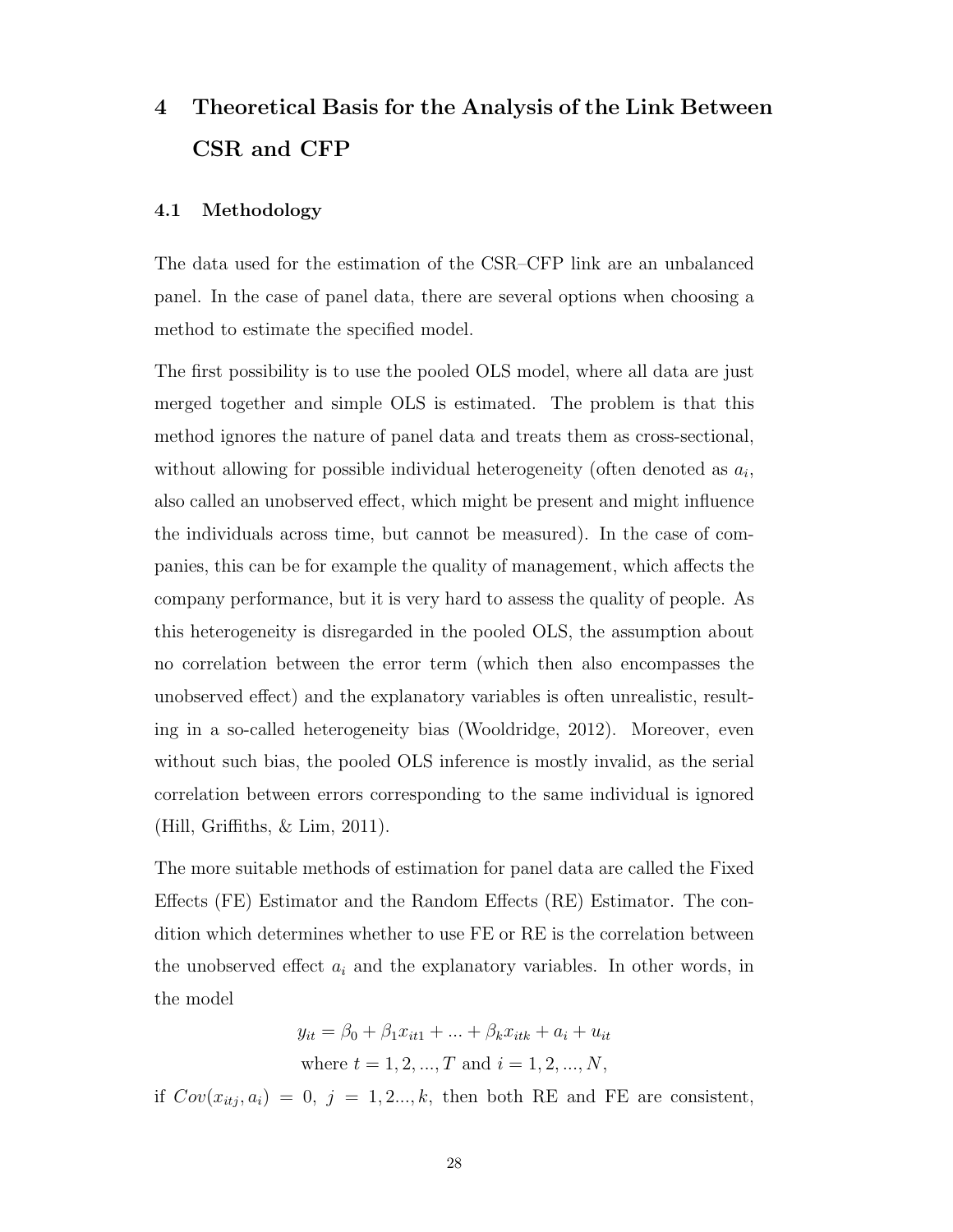# 4 Theoretical Basis for the Analysis of the Link Between CSR and CFP

## 4.1 Methodology

The data used for the estimation of the CSR–CFP link are an unbalanced panel. In the case of panel data, there are several options when choosing a method to estimate the specified model.

The first possibility is to use the pooled OLS model, where all data are just merged together and simple OLS is estimated. The problem is that this method ignores the nature of panel data and treats them as cross-sectional, without allowing for possible individual heterogeneity (often denoted as $a_i$, also called an unobserved effect, which might be present and might influence the individuals across time, but cannot be measured). In the case of companies, this can be for example the quality of management, which affects the company performance, but it is very hard to assess the quality of people. As this heterogeneity is disregarded in the pooled OLS, the assumption about no correlation between the error term (which then also encompasses the unobserved effect) and the explanatory variables is often unrealistic, resulting in a so-called heterogeneity bias (Wooldridge, 2012). Moreover, even without such bias, the pooled OLS inference is mostly invalid, as the serial correlation between errors corresponding to the same individual is ignored (Hill, Griffiths, & Lim, 2011).

The more suitable methods of estimation for panel data are called the Fixed Effects (FE) Estimator and the Random Effects (RE) Estimator. The condition which determines whether to use FE or RE is the correlation between the unobserved effect $a_i$ and the explanatory variables. In other words, in the model

$$y_{it} = \beta_0 + \beta_1 x_{it1} + ... + \beta_k x_{itk} + a_i + u_{it}$$
$$\text{where } t = 1, 2, ..., T \text{ and } i = 1, 2, ..., N,$$

if $Cov(x_{itj}, a_i) = 0,\ j = 1, 2..., k$, then both RE and FE are consistent,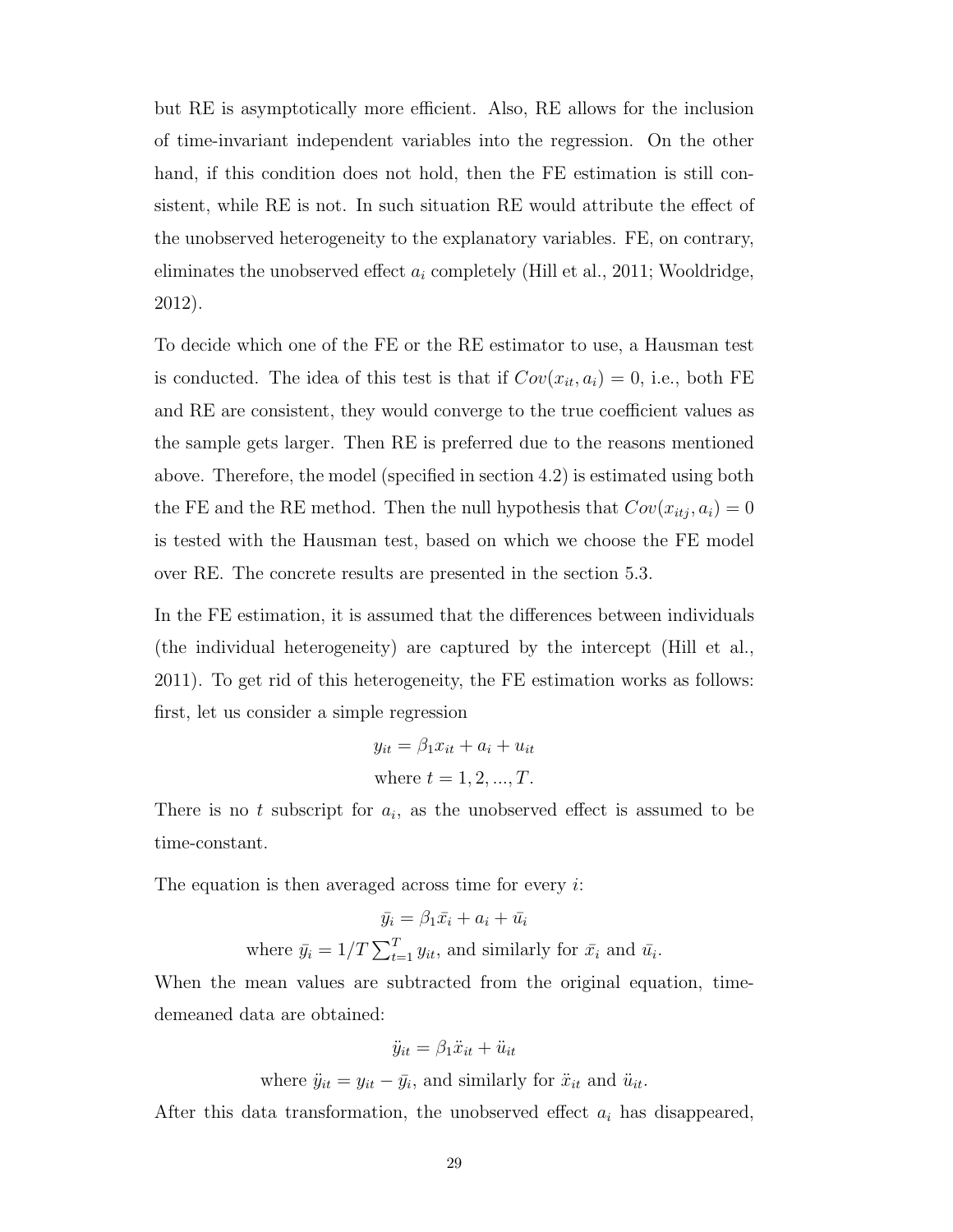but RE is asymptotically more efficient. Also, RE allows for the inclusion of time-invariant independent variables into the regression. On the other hand, if this condition does not hold, then the FE estimation is still consistent, while RE is not. In such situation RE would attribute the effect of the unobserved heterogeneity to the explanatory variables. FE, on contrary, eliminates the unobserved effect $a_i$ completely (Hill et al., 2011; Wooldridge, 2012).

To decide which one of the FE or the RE estimator to use, a Hausman test is conducted. The idea of this test is that if $Cov(x_{it}, a_i) = 0$, i.e., both FE and RE are consistent, they would converge to the true coefficient values as the sample gets larger. Then RE is preferred due to the reasons mentioned above. Therefore, the model (specified in section 4.2) is estimated using both the FE and the RE method. Then the null hypothesis that $Cov(x_{itj}, a_i) = 0$ is tested with the Hausman test, based on which we choose the FE model over RE. The concrete results are presented in the section 5.3.

In the FE estimation, it is assumed that the differences between individuals (the individual heterogeneity) are captured by the intercept (Hill et al., 2011). To get rid of this heterogeneity, the FE estimation works as follows: first, let us consider a simple regression

$$y_{it} = \beta_1 x_{it} + a_i + u_{it}$$
$$\text{where } t = 1, 2, ..., T.$$

There is no $t$ subscript for $a_i$, as the unobserved effect is assumed to be time-constant.

The equation is then averaged across time for every $i$:

$$\bar{y}_i = \beta_1 \bar{x}_i + a_i + \bar{u}_i$$
$$\text{where } \bar{y}_i = 1/T \sum_{t=1}^{T} y_{it}, \text{ and similarly for } \bar{x}_i \text{ and } \bar{u}_i.$$

When the mean values are subtracted from the original equation, time-demeaned data are obtained:

$$\ddot{y}_{it} = \beta_1 \ddot{x}_{it} + \ddot{u}_{it}$$
$$\text{where } \ddot{y}_{it} = y_{it} - \bar{y}_i, \text{ and similarly for } \ddot{x}_{it} \text{ and } \ddot{u}_{it}.$$

After this data transformation, the unobserved effect $a_i$ has disappeared,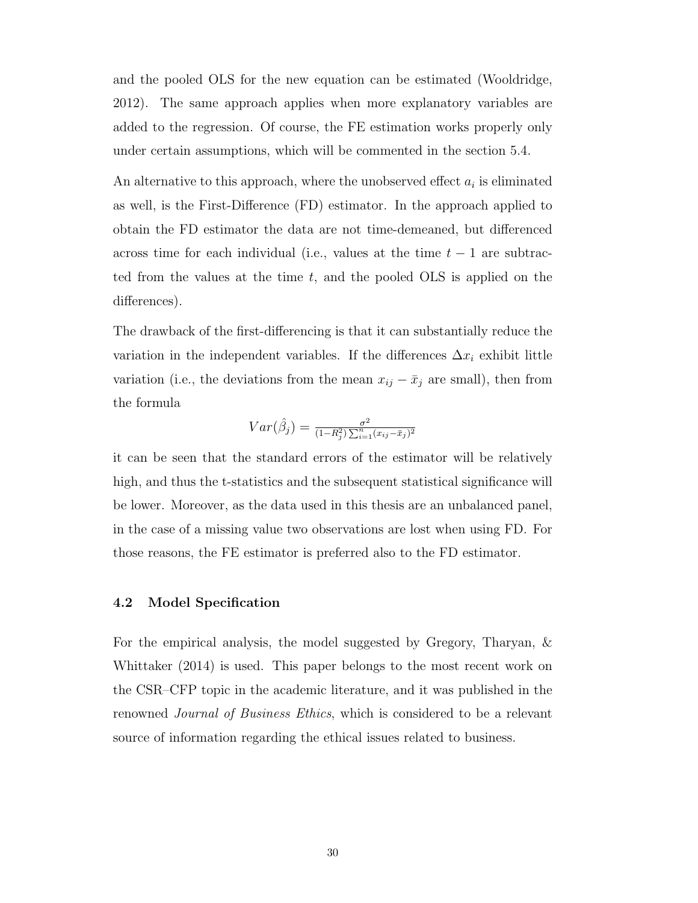and the pooled OLS for the new equation can be estimated (Wooldridge, 2012). The same approach applies when more explanatory variables are added to the regression. Of course, the FE estimation works properly only under certain assumptions, which will be commented in the section 5.4.

An alternative to this approach, where the unobserved effect $a_i$ is eliminated as well, is the First-Difference (FD) estimator. In the approach applied to obtain the FD estimator the data are not time-demeaned, but differenced across time for each individual (i.e., values at the time $t-1$ are subtracted from the values at the time $t$, and the pooled OLS is applied on the differences).

The drawback of the first-differencing is that it can substantially reduce the variation in the independent variables. If the differences $\Delta x_i$ exhibit little variation (i.e., the deviations from the mean $x_{ij} - \bar{x}_j$ are small), then from the formula

$$Var(\hat{\beta}_j) = \frac{\sigma^2}{(1-R_j^2)\sum_{i=1}^{n}(x_{ij}-\bar{x}_j)^2}$$

it can be seen that the standard errors of the estimator will be relatively high, and thus the t-statistics and the subsequent statistical significance will be lower. Moreover, as the data used in this thesis are an unbalanced panel, in the case of a missing value two observations are lost when using FD. For those reasons, the FE estimator is preferred also to the FD estimator.

### 4.2 Model Specification

For the empirical analysis, the model suggested by Gregory, Tharyan, & Whittaker (2014) is used. This paper belongs to the most recent work on the CSR–CFP topic in the academic literature, and it was published in the renowned *Journal of Business Ethics*, which is considered to be a relevant source of information regarding the ethical issues related to business.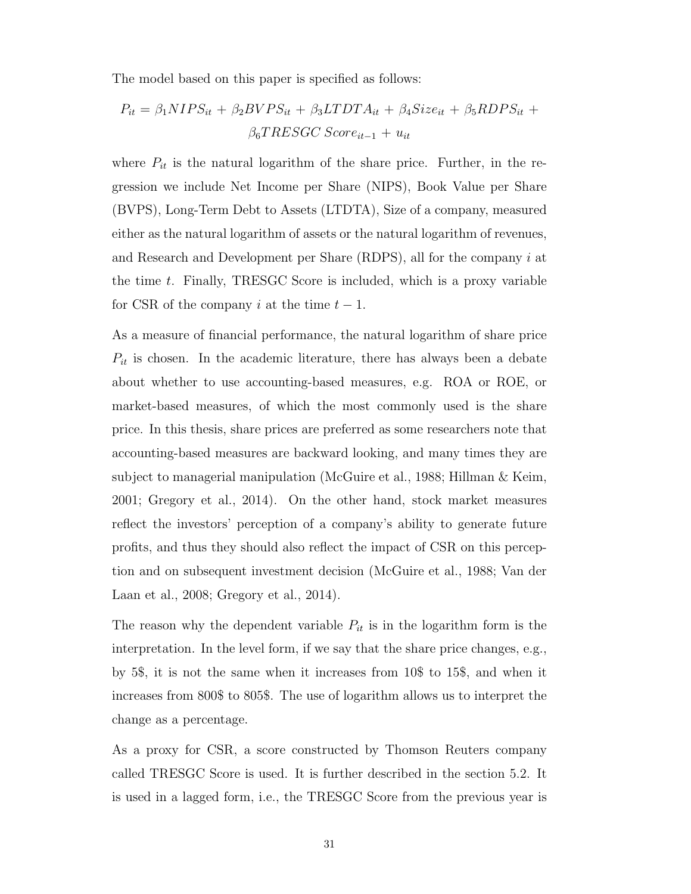The model based on this paper is specified as follows:

$$P_{it} = \beta_1 NIPS_{it} + \beta_2 BVPS_{it} + \beta_3 LTDTA_{it} + \beta_4 Size_{it} + \beta_5 RDPS_{it} + \beta_6 TRESGC\ Score_{it-1} + u_{it}$$

where $P_{it}$ is the natural logarithm of the share price. Further, in the regression we include Net Income per Share (NIPS), Book Value per Share (BVPS), Long-Term Debt to Assets (LTDTA), Size of a company, measured either as the natural logarithm of assets or the natural logarithm of revenues, and Research and Development per Share (RDPS), all for the company $i$ at the time $t$. Finally, TRESGC Score is included, which is a proxy variable for CSR of the company $i$ at the time $t-1$.

As a measure of financial performance, the natural logarithm of share price $P_{it}$ is chosen. In the academic literature, there has always been a debate about whether to use accounting-based measures, e.g. ROA or ROE, or market-based measures, of which the most commonly used is the share price. In this thesis, share prices are preferred as some researchers note that accounting-based measures are backward looking, and many times they are subject to managerial manipulation (McGuire et al., 1988; Hillman & Keim, 2001; Gregory et al., 2014). On the other hand, stock market measures reflect the investors' perception of a company's ability to generate future profits, and thus they should also reflect the impact of CSR on this perception and on subsequent investment decision (McGuire et al., 1988; Van der Laan et al., 2008; Gregory et al., 2014).

The reason why the dependent variable $P_{it}$ is in the logarithm form is the interpretation. In the level form, if we say that the share price changes, e.g., by 5$, it is not the same when it increases from 10$ to 15$, and when it increases from 800$ to 805$. The use of logarithm allows us to interpret the change as a percentage.

As a proxy for CSR, a score constructed by Thomson Reuters company called TRESGC Score is used. It is further described in the section 5.2. It is used in a lagged form, i.e., the TRESGC Score from the previous year is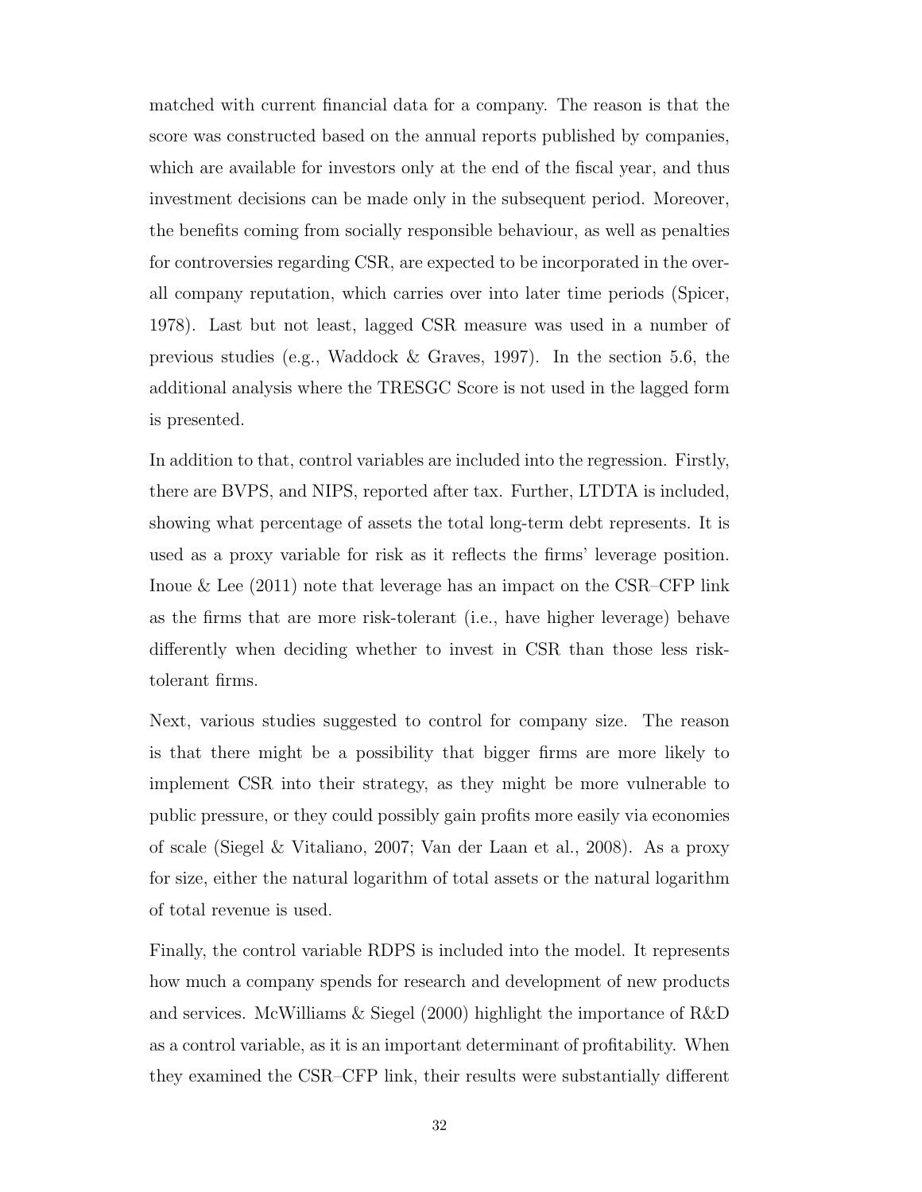matched with current financial data for a company. The reason is that the score was constructed based on the annual reports published by companies, which are available for investors only at the end of the fiscal year, and thus investment decisions can be made only in the subsequent period. Moreover, the benefits coming from socially responsible behaviour, as well as penalties for controversies regarding CSR, are expected to be incorporated in the overall company reputation, which carries over into later time periods (Spicer, 1978). Last but not least, lagged CSR measure was used in a number of previous studies (e.g., Waddock & Graves, 1997). In the section 5.6, the additional analysis where the TRESGC Score is not used in the lagged form is presented.

In addition to that, control variables are included into the regression. Firstly, there are BVPS, and NIPS, reported after tax. Further, LTDTA is included, showing what percentage of assets the total long-term debt represents. It is used as a proxy variable for risk as it reflects the firms' leverage position. Inoue & Lee (2011) note that leverage has an impact on the CSR–CFP link as the firms that are more risk-tolerant (i.e., have higher leverage) behave differently when deciding whether to invest in CSR than those less risk-tolerant firms.

Next, various studies suggested to control for company size. The reason is that there might be a possibility that bigger firms are more likely to implement CSR into their strategy, as they might be more vulnerable to public pressure, or they could possibly gain profits more easily via economies of scale (Siegel & Vitaliano, 2007; Van der Laan et al., 2008). As a proxy for size, either the natural logarithm of total assets or the natural logarithm of total revenue is used.

Finally, the control variable RDPS is included into the model. It represents how much a company spends for research and development of new products and services. McWilliams & Siegel (2000) highlight the importance of R&D as a control variable, as it is an important determinant of profitability. When they examined the CSR–CFP link, their results were substantially different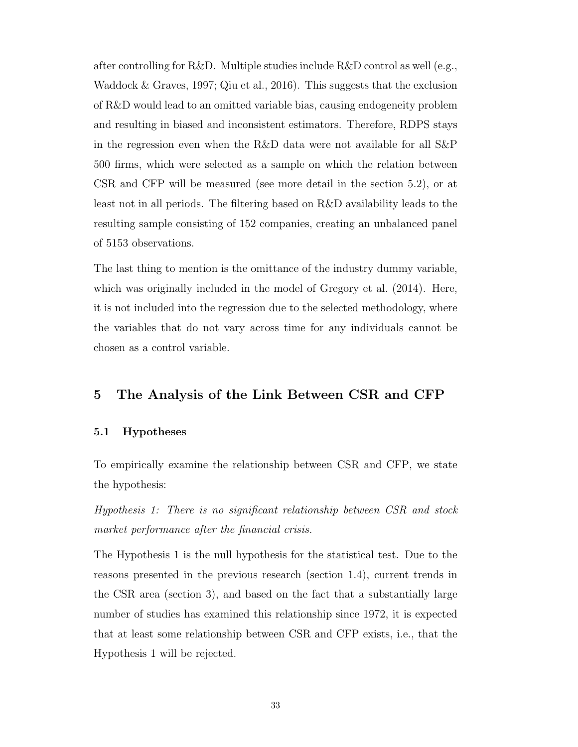after controlling for R&D. Multiple studies include R&D control as well (e.g., Waddock & Graves, 1997; Qiu et al., 2016). This suggests that the exclusion of R&D would lead to an omitted variable bias, causing endogeneity problem and resulting in biased and inconsistent estimators. Therefore, RDPS stays in the regression even when the R&D data were not available for all S&P 500 firms, which were selected as a sample on which the relation between CSR and CFP will be measured (see more detail in the section 5.2), or at least not in all periods. The filtering based on R&D availability leads to the resulting sample consisting of 152 companies, creating an unbalanced panel of 5153 observations.

The last thing to mention is the omittance of the industry dummy variable, which was originally included in the model of Gregory et al. (2014). Here, it is not included into the regression due to the selected methodology, where the variables that do not vary across time for any individuals cannot be chosen as a control variable.

# 5 The Analysis of the Link Between CSR and CFP

## 5.1 Hypotheses

To empirically examine the relationship between CSR and CFP, we state the hypothesis:

*Hypothesis 1: There is no significant relationship between CSR and stock market performance after the financial crisis.*

The Hypothesis 1 is the null hypothesis for the statistical test. Due to the reasons presented in the previous research (section 1.4), current trends in the CSR area (section 3), and based on the fact that a substantially large number of studies has examined this relationship since 1972, it is expected that at least some relationship between CSR and CFP exists, i.e., that the Hypothesis 1 will be rejected.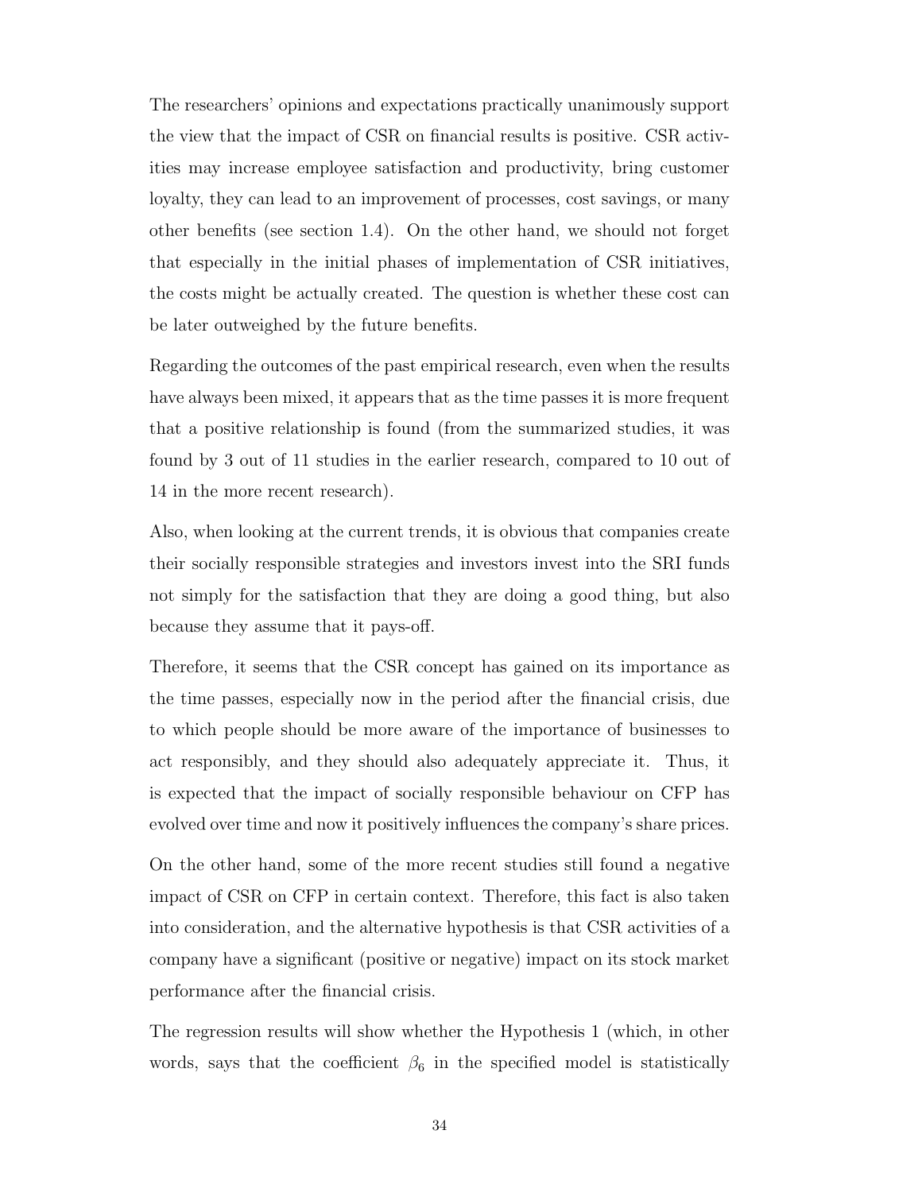The researchers' opinions and expectations practically unanimously support the view that the impact of CSR on financial results is positive. CSR activities may increase employee satisfaction and productivity, bring customer loyalty, they can lead to an improvement of processes, cost savings, or many other benefits (see section 1.4). On the other hand, we should not forget that especially in the initial phases of implementation of CSR initiatives, the costs might be actually created. The question is whether these cost can be later outweighed by the future benefits.

Regarding the outcomes of the past empirical research, even when the results have always been mixed, it appears that as the time passes it is more frequent that a positive relationship is found (from the summarized studies, it was found by 3 out of 11 studies in the earlier research, compared to 10 out of 14 in the more recent research).

Also, when looking at the current trends, it is obvious that companies create their socially responsible strategies and investors invest into the SRI funds not simply for the satisfaction that they are doing a good thing, but also because they assume that it pays-off.

Therefore, it seems that the CSR concept has gained on its importance as the time passes, especially now in the period after the financial crisis, due to which people should be more aware of the importance of businesses to act responsibly, and they should also adequately appreciate it. Thus, it is expected that the impact of socially responsible behaviour on CFP has evolved over time and now it positively influences the company's share prices.

On the other hand, some of the more recent studies still found a negative impact of CSR on CFP in certain context. Therefore, this fact is also taken into consideration, and the alternative hypothesis is that CSR activities of a company have a significant (positive or negative) impact on its stock market performance after the financial crisis.

The regression results will show whether the Hypothesis 1 (which, in other words, says that the coefficient $\beta_6$ in the specified model is statistically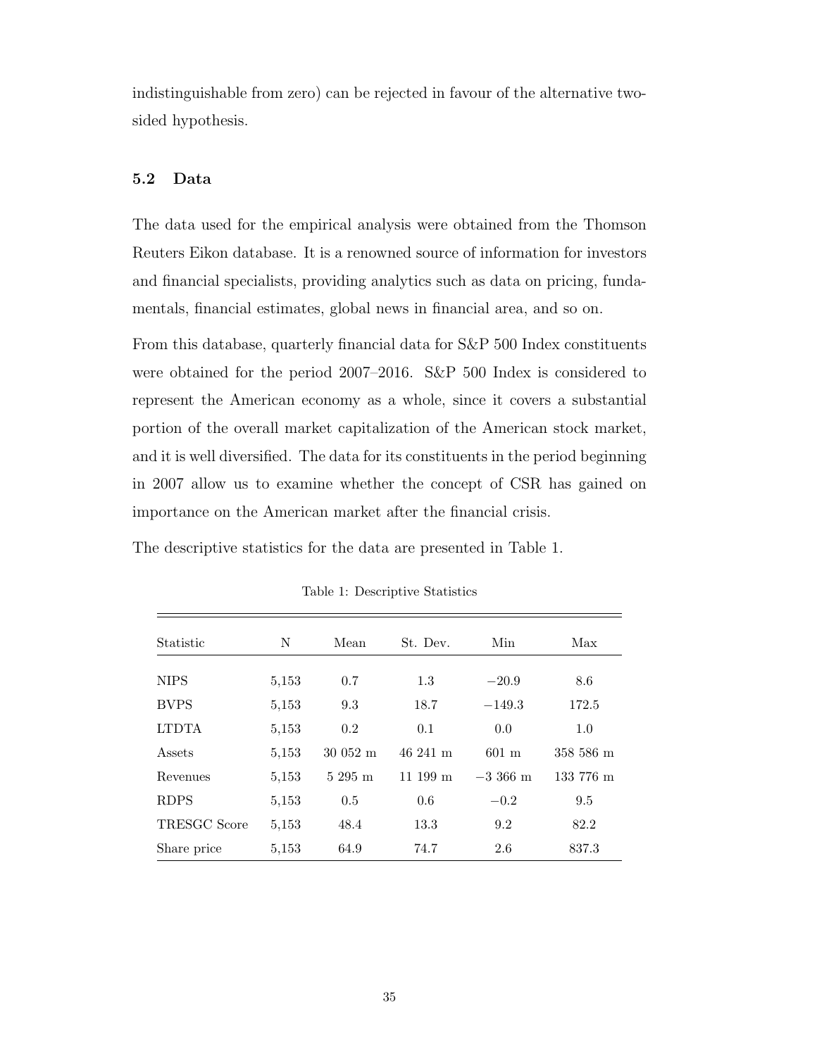indistinguishable from zero) can be rejected in favour of the alternative two-sided hypothesis.

### 5.2 Data

The data used for the empirical analysis were obtained from the Thomson Reuters Eikon database. It is a renowned source of information for investors and financial specialists, providing analytics such as data on pricing, fundamentals, financial estimates, global news in financial area, and so on.

From this database, quarterly financial data for S&P 500 Index constituents were obtained for the period 2007–2016. S&P 500 Index is considered to represent the American economy as a whole, since it covers a substantial portion of the overall market capitalization of the American stock market, and it is well diversified. The data for its constituents in the period beginning in 2007 allow us to examine whether the concept of CSR has gained on importance on the American market after the financial crisis.

The descriptive statistics for the data are presented in Table 1.

Table 1: Descriptive Statistics

| Statistic | N | Mean | St. Dev. | Min | Max |
|---|---|---|---|---|---|
| NIPS | 5,153 | 0.7 | 1.3 | −20.9 | 8.6 |
| BVPS | 5,153 | 9.3 | 18.7 | −149.3 | 172.5 |
| LTDTA | 5,153 | 0.2 | 0.1 | 0.0 | 1.0 |
| Assets | 5,153 | 30 052 m | 46 241 m | 601 m | 358 586 m |
| Revenues | 5,153 | 5 295 m | 11 199 m | −3 366 m | 133 776 m |
| RDPS | 5,153 | 0.5 | 0.6 | −0.2 | 9.5 |
| TRESGC Score | 5,153 | 48.4 | 13.3 | 9.2 | 82.2 |
| Share price | 5,153 | 64.9 | 74.7 | 2.6 | 837.3 |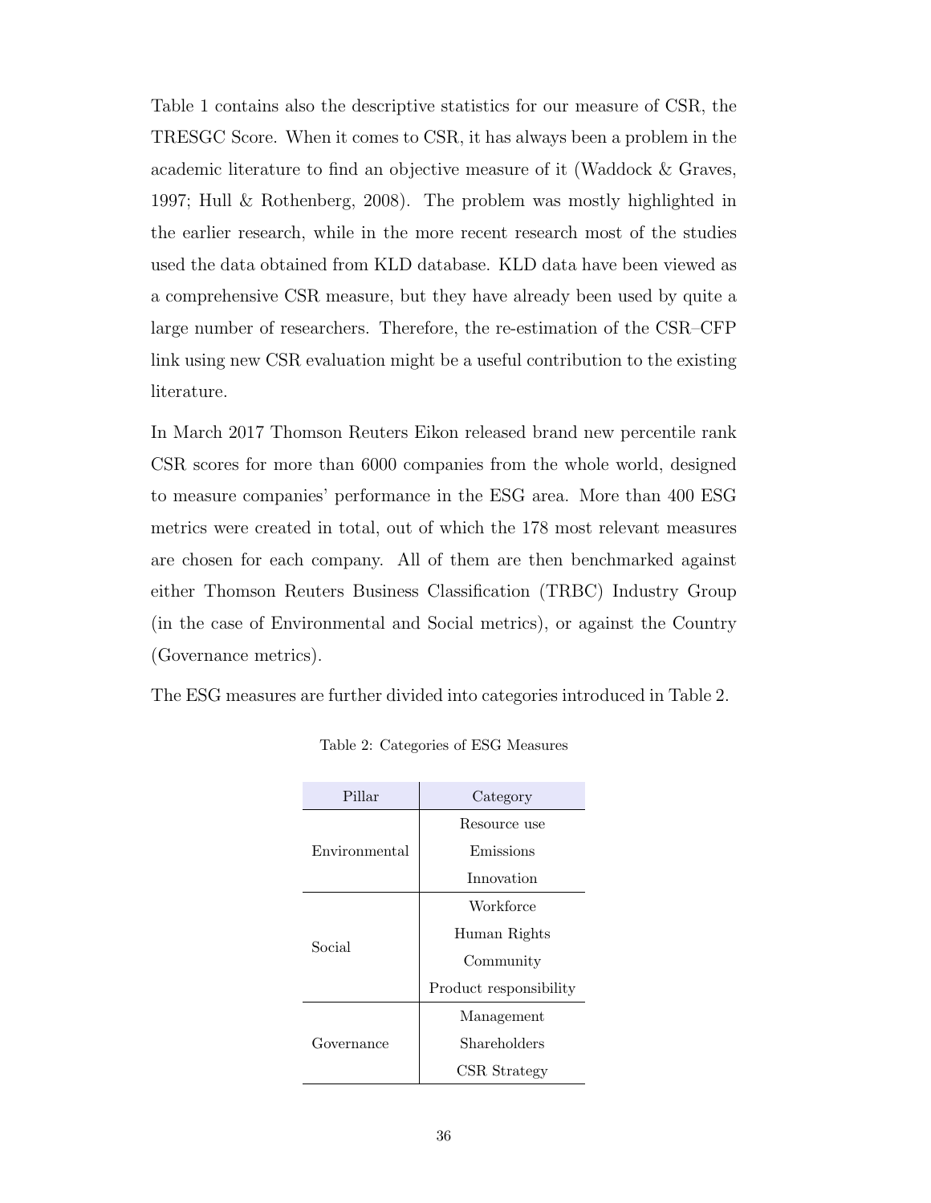Table 1 contains also the descriptive statistics for our measure of CSR, the TRESGC Score. When it comes to CSR, it has always been a problem in the academic literature to find an objective measure of it (Waddock & Graves, 1997; Hull & Rothenberg, 2008). The problem was mostly highlighted in the earlier research, while in the more recent research most of the studies used the data obtained from KLD database. KLD data have been viewed as a comprehensive CSR measure, but they have already been used by quite a large number of researchers. Therefore, the re-estimation of the CSR–CFP link using new CSR evaluation might be a useful contribution to the existing literature.

In March 2017 Thomson Reuters Eikon released brand new percentile rank CSR scores for more than 6000 companies from the whole world, designed to measure companies' performance in the ESG area. More than 400 ESG metrics were created in total, out of which the 178 most relevant measures are chosen for each company. All of them are then benchmarked against either Thomson Reuters Business Classification (TRBC) Industry Group (in the case of Environmental and Social metrics), or against the Country (Governance metrics).

The ESG measures are further divided into categories introduced in Table 2.

Table 2: Categories of ESG Measures

| Pillar | Category |
|---|---|
| Environmental | Resource use |
| | Emissions |
| | Innovation |
| Social | Workforce |
| | Human Rights |
| | Community |
| | Product responsibility |
| Governance | Management |
| | Shareholders |
| | CSR Strategy |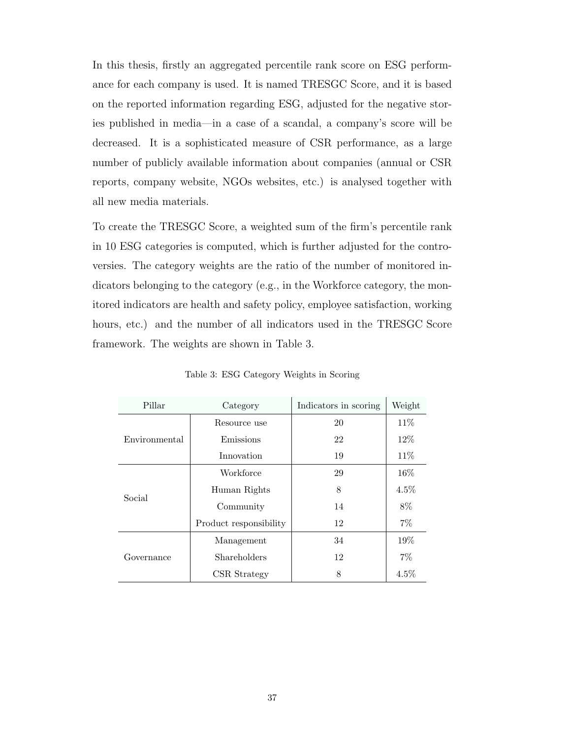In this thesis, firstly an aggregated percentile rank score on ESG performance for each company is used. It is named TRESGC Score, and it is based on the reported information regarding ESG, adjusted for the negative stories published in media—in a case of a scandal, a company's score will be decreased. It is a sophisticated measure of CSR performance, as a large number of publicly available information about companies (annual or CSR reports, company website, NGOs websites, etc.) is analysed together with all new media materials.

To create the TRESGC Score, a weighted sum of the firm's percentile rank in 10 ESG categories is computed, which is further adjusted for the controversies. The category weights are the ratio of the number of monitored indicators belonging to the category (e.g., in the Workforce category, the monitored indicators are health and safety policy, employee satisfaction, working hours, etc.) and the number of all indicators used in the TRESGC Score framework. The weights are shown in Table 3.

Table 3: ESG Category Weights in Scoring

| Pillar | Category | Indicators in scoring | Weight |
|---|---|---|---|
| Environmental | Resource use | 20 | 11% |
| | Emissions | 22 | 12% |
| | Innovation | 19 | 11% |
| Social | Workforce | 29 | 16% |
| | Human Rights | 8 | 4.5% |
| | Community | 14 | 8% |
| | Product responsibility | 12 | 7% |
| Governance | Management | 34 | 19% |
| | Shareholders | 12 | 7% |
| | CSR Strategy | 8 | 4.5% |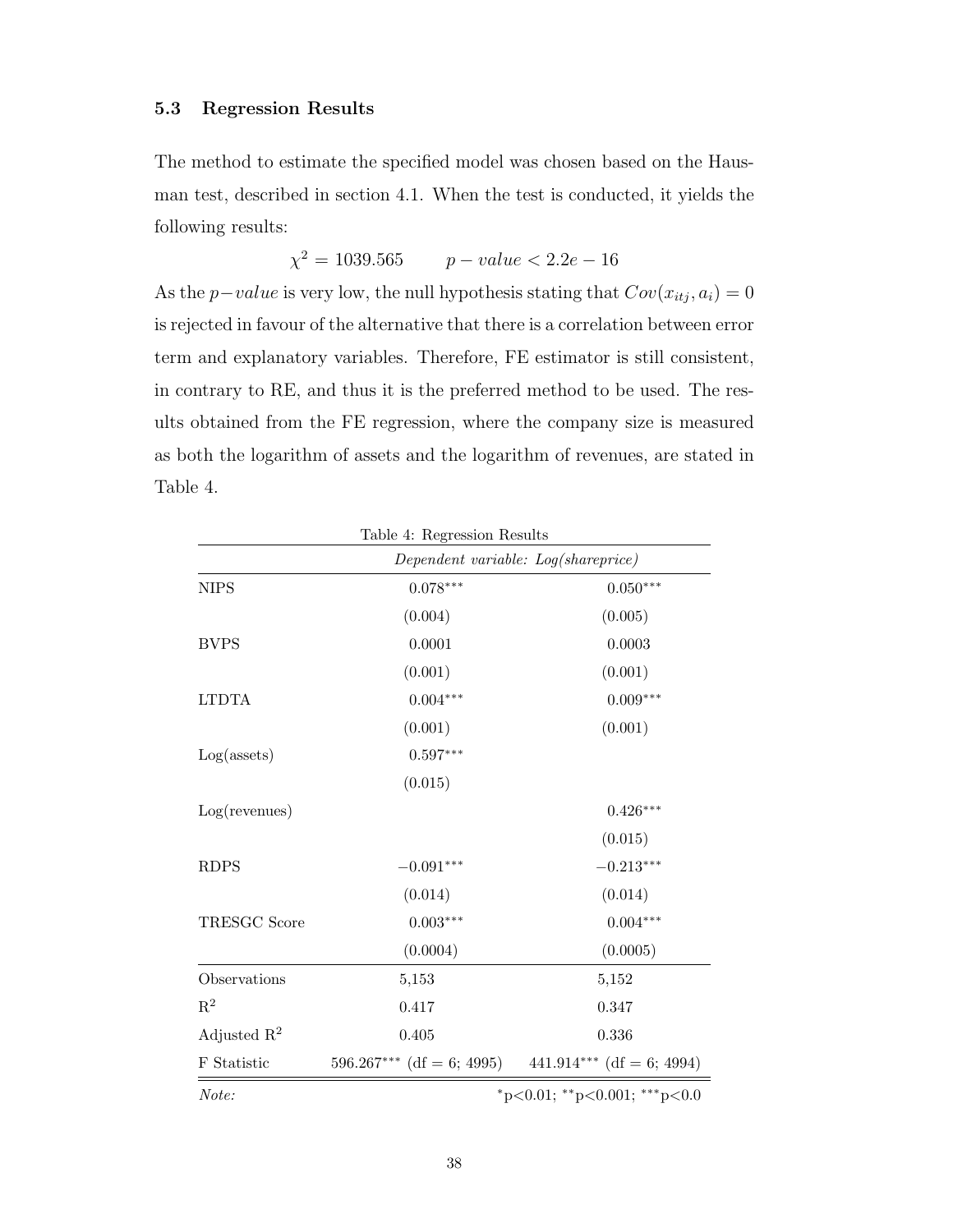### 5.3 Regression Results

The method to estimate the specified model was chosen based on the Hausman test, described in section 4.1. When the test is conducted, it yields the following results:

$$\chi^2 = 1039.565 \qquad p-value < 2.2e-16$$

As the $p-value$ is very low, the null hypothesis stating that $Cov(x_{itj}, a_i) = 0$ is rejected in favour of the alternative that there is a correlation between error term and explanatory variables. Therefore, FE estimator is still consistent, in contrary to RE, and thus it is the preferred method to be used. The results obtained from the FE regression, where the company size is measured as both the logarithm of assets and the logarithm of revenues, are stated in Table 4.

Table 4: Regression Results

| | *Dependent variable: Log(shareprice)* | |
|---|---|---|
| NIPS | $0.078^{***}$ | $0.050^{***}$ |
| | (0.004) | (0.005) |
| BVPS | 0.0001 | 0.0003 |
| | (0.001) | (0.001) |
| LTDTA | $0.004^{***}$ | $0.009^{***}$ |
| | (0.001) | (0.001) |
| Log(assets) | $0.597^{***}$ | |
| | (0.015) | |
| Log(revenues) | | $0.426^{***}$ |
| | | (0.015) |
| RDPS | $-0.091^{***}$ | $-0.213^{***}$ |
| | (0.014) | (0.014) |
| TRESGC Score | $0.003^{***}$ | $0.004^{***}$ |
| | (0.0004) | (0.0005) |
| Observations | 5,153 | 5,152 |
| $R^2$ | 0.417 | 0.347 |
| Adjusted $R^2$ | 0.405 | 0.336 |
| F Statistic | $596.267^{***}$ (df = 6; 4995) | $441.914^{***}$ (df = 6; 4994) |
| *Note:* | | $^{*}$p<0.01; $^{**}$p<0.001; $^{***}$p<0.0 |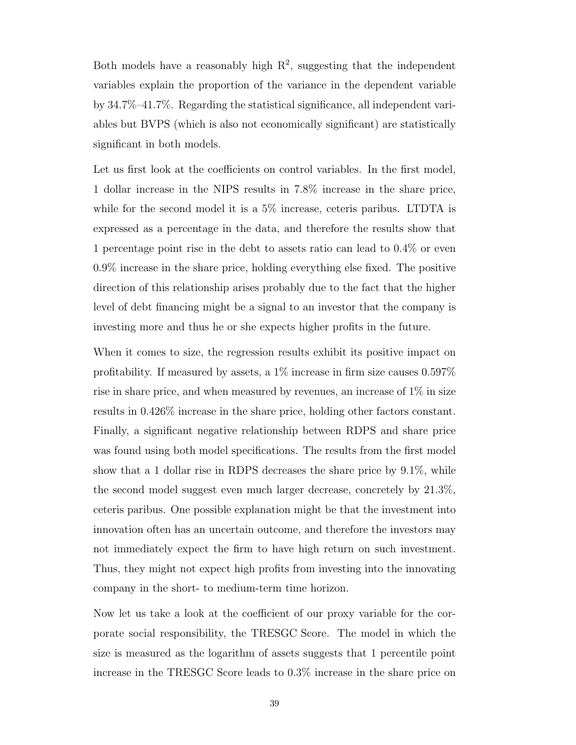Both models have a reasonably high $R^2$, suggesting that the independent variables explain the proportion of the variance in the dependent variable by 34.7%–41.7%. Regarding the statistical significance, all independent variables but BVPS (which is also not economically significant) are statistically significant in both models.

Let us first look at the coefficients on control variables. In the first model, 1 dollar increase in the NIPS results in 7.8% increase in the share price, while for the second model it is a 5% increase, ceteris paribus. LTDTA is expressed as a percentage in the data, and therefore the results show that 1 percentage point rise in the debt to assets ratio can lead to 0.4% or even 0.9% increase in the share price, holding everything else fixed. The positive direction of this relationship arises probably due to the fact that the higher level of debt financing might be a signal to an investor that the company is investing more and thus he or she expects higher profits in the future.

When it comes to size, the regression results exhibit its positive impact on profitability. If measured by assets, a 1% increase in firm size causes 0.597% rise in share price, and when measured by revenues, an increase of 1% in size results in 0.426% increase in the share price, holding other factors constant. Finally, a significant negative relationship between RDPS and share price was found using both model specifications. The results from the first model show that a 1 dollar rise in RDPS decreases the share price by 9.1%, while the second model suggest even much larger decrease, concretely by 21.3%, ceteris paribus. One possible explanation might be that the investment into innovation often has an uncertain outcome, and therefore the investors may not immediately expect the firm to have high return on such investment. Thus, they might not expect high profits from investing into the innovating company in the short- to medium-term time horizon.

Now let us take a look at the coefficient of our proxy variable for the corporate social responsibility, the TRESGC Score. The model in which the size is measured as the logarithm of assets suggests that 1 percentile point increase in the TRESGC Score leads to 0.3% increase in the share price on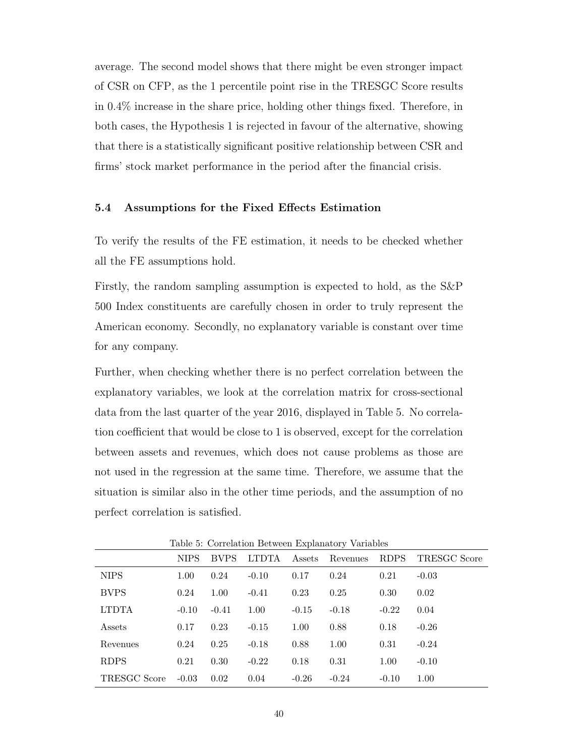average. The second model shows that there might be even stronger impact of CSR on CFP, as the 1 percentile point rise in the TRESGC Score results in 0.4% increase in the share price, holding other things fixed. Therefore, in both cases, the Hypothesis 1 is rejected in favour of the alternative, showing that there is a statistically significant positive relationship between CSR and firms' stock market performance in the period after the financial crisis.

### 5.4 Assumptions for the Fixed Effects Estimation

To verify the results of the FE estimation, it needs to be checked whether all the FE assumptions hold.

Firstly, the random sampling assumption is expected to hold, as the S&P 500 Index constituents are carefully chosen in order to truly represent the American economy. Secondly, no explanatory variable is constant over time for any company.

Further, when checking whether there is no perfect correlation between the explanatory variables, we look at the correlation matrix for cross-sectional data from the last quarter of the year 2016, displayed in Table 5. No correlation coefficient that would be close to 1 is observed, except for the correlation between assets and revenues, which does not cause problems as those are not used in the regression at the same time. Therefore, we assume that the situation is similar also in the other time periods, and the assumption of no perfect correlation is satisfied.

Table 5: Correlation Between Explanatory Variables

| | NIPS | BVPS | LTDTA | Assets | Revenues | RDPS | TRESGC Score |
|---|---|---|---|---|---|---|---|
| NIPS | 1.00 | 0.24 | -0.10 | 0.17 | 0.24 | 0.21 | -0.03 |
| BVPS | 0.24 | 1.00 | -0.41 | 0.23 | 0.25 | 0.30 | 0.02 |
| LTDTA | -0.10 | -0.41 | 1.00 | -0.15 | -0.18 | -0.22 | 0.04 |
| Assets | 0.17 | 0.23 | -0.15 | 1.00 | 0.88 | 0.18 | -0.26 |
| Revenues | 0.24 | 0.25 | -0.18 | 0.88 | 1.00 | 0.31 | -0.24 |
| RDPS | 0.21 | 0.30 | -0.22 | 0.18 | 0.31 | 1.00 | -0.10 |
| TRESGC Score | -0.03 | 0.02 | 0.04 | -0.26 | -0.24 | -0.10 | 1.00 |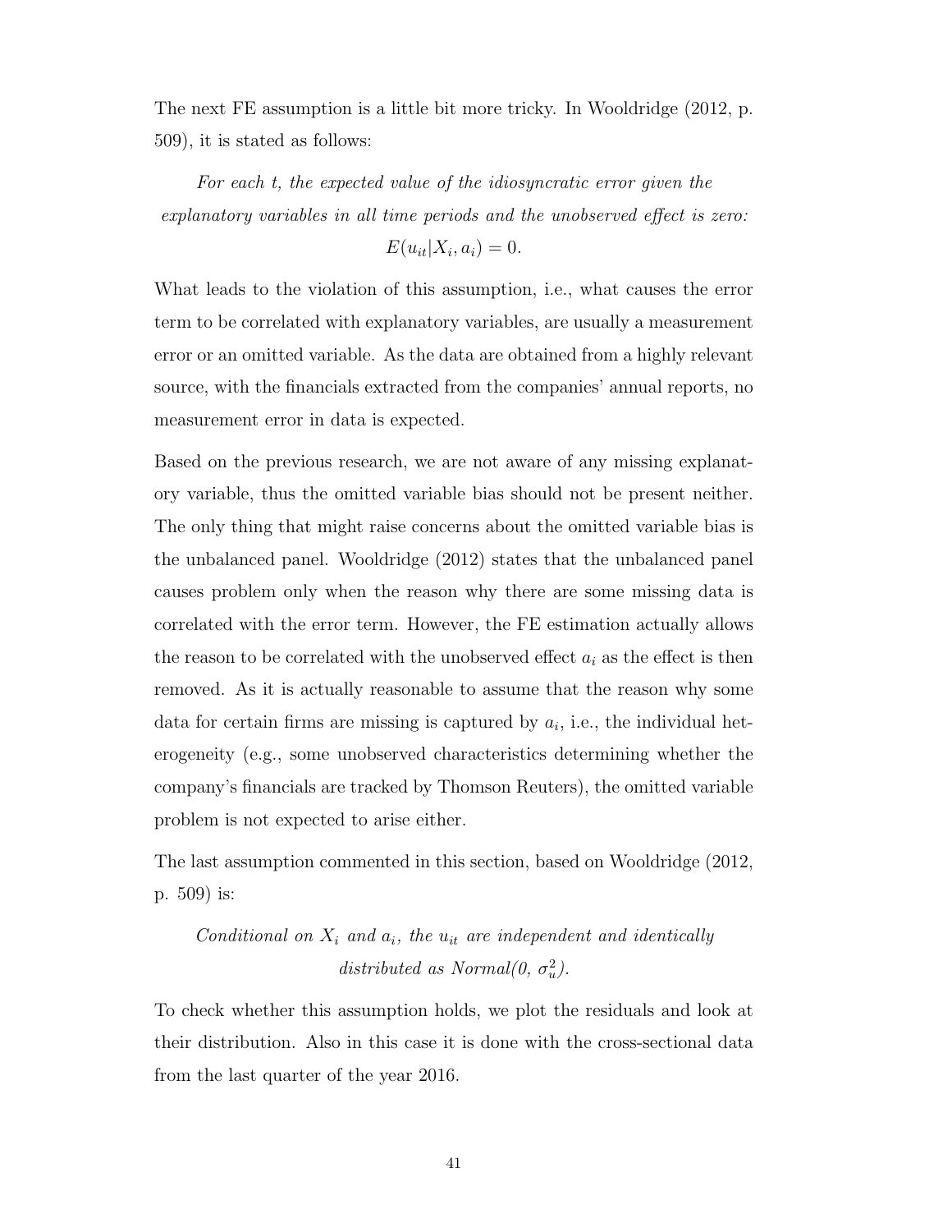The next FE assumption is a little bit more tricky. In Wooldridge (2012, p. 509), it is stated as follows:

> *For each t, the expected value of the idiosyncratic error given the explanatory variables in all time periods and the unobserved effect is zero:* $E(u_{it}|X_i, a_i) = 0$.

What leads to the violation of this assumption, i.e., what causes the error term to be correlated with explanatory variables, are usually a measurement error or an omitted variable. As the data are obtained from a highly relevant source, with the financials extracted from the companies' annual reports, no measurement error in data is expected.

Based on the previous research, we are not aware of any missing explanatory variable, thus the omitted variable bias should not be present neither. The only thing that might raise concerns about the omitted variable bias is the unbalanced panel. Wooldridge (2012) states that the unbalanced panel causes problem only when the reason why there are some missing data is correlated with the error term. However, the FE estimation actually allows the reason to be correlated with the unobserved effect $a_i$ as the effect is then removed. As it is actually reasonable to assume that the reason why some data for certain firms are missing is captured by $a_i$, i.e., the individual heterogeneity (e.g., some unobserved characteristics determining whether the company's financials are tracked by Thomson Reuters), the omitted variable problem is not expected to arise either.

The last assumption commented in this section, based on Wooldridge (2012, p. 509) is:

> *Conditional on* $X_i$ *and* $a_i$*, the* $u_{it}$ *are independent and identically distributed as Normal(0,* $\sigma_u^2$*).*

To check whether this assumption holds, we plot the residuals and look at their distribution. Also in this case it is done with the cross-sectional data from the last quarter of the year 2016.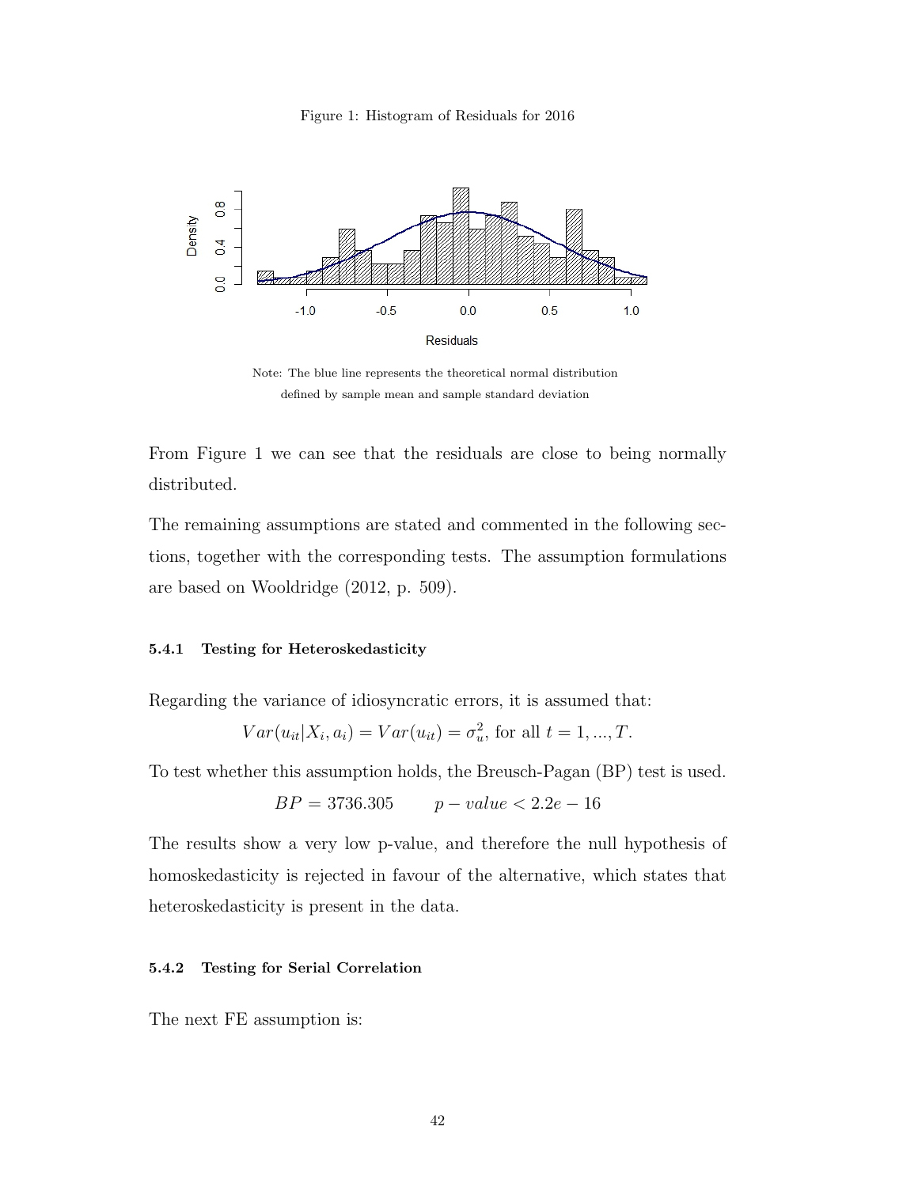Figure 1: Histogram of Residuals for 2016

Note: The blue line represents the theoretical normal distribution defined by sample mean and sample standard deviation

From Figure 1 we can see that the residuals are close to being normally distributed.

The remaining assumptions are stated and commented in the following sections, together with the corresponding tests. The assumption formulations are based on Wooldridge (2012, p. 509).

#### 5.4.1 Testing for Heteroskedasticity

Regarding the variance of idiosyncratic errors, it is assumed that:

$$Var(u_{it}|X_i, a_i) = Var(u_{it}) = \sigma_u^2, \text{ for all } t = 1, ..., T.$$

To test whether this assumption holds, the Breusch-Pagan (BP) test is used.

$$BP = 3736.305 \qquad p - value < 2.2e - 16$$

The results show a very low p-value, and therefore the null hypothesis of homoskedasticity is rejected in favour of the alternative, which states that heteroskedasticity is present in the data.

#### 5.4.2 Testing for Serial Correlation

The next FE assumption is: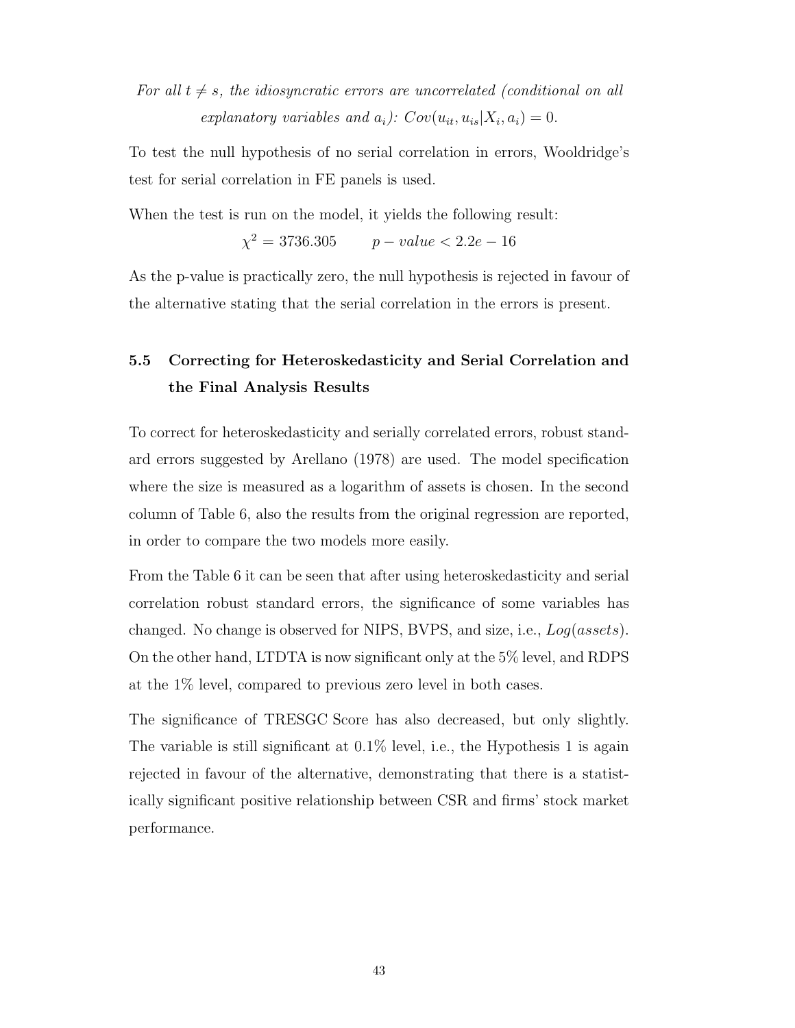*For all $t \neq s$, the idiosyncratic errors are uncorrelated (conditional on all explanatory variables and $a_i$): $Cov(u_{it}, u_{is}|X_i, a_i) = 0$.*

To test the null hypothesis of no serial correlation in errors, Wooldridge's test for serial correlation in FE panels is used.

When the test is run on the model, it yields the following result:

$$\chi^2 = 3736.305 \qquad p - value < 2.2e - 16$$

As the p-value is practically zero, the null hypothesis is rejected in favour of the alternative stating that the serial correlation in the errors is present.

## 5.5 Correcting for Heteroskedasticity and Serial Correlation and the Final Analysis Results

To correct for heteroskedasticity and serially correlated errors, robust standard errors suggested by Arellano (1978) are used. The model specification where the size is measured as a logarithm of assets is chosen. In the second column of Table 6, also the results from the original regression are reported, in order to compare the two models more easily.

From the Table 6 it can be seen that after using heteroskedasticity and serial correlation robust standard errors, the significance of some variables has changed. No change is observed for NIPS, BVPS, and size, i.e., $Log(assets)$. On the other hand, LTDTA is now significant only at the 5% level, and RDPS at the 1% level, compared to previous zero level in both cases.

The significance of TRESGC Score has also decreased, but only slightly. The variable is still significant at 0.1% level, i.e., the Hypothesis 1 is again rejected in favour of the alternative, demonstrating that there is a statistically significant positive relationship between CSR and firms' stock market performance.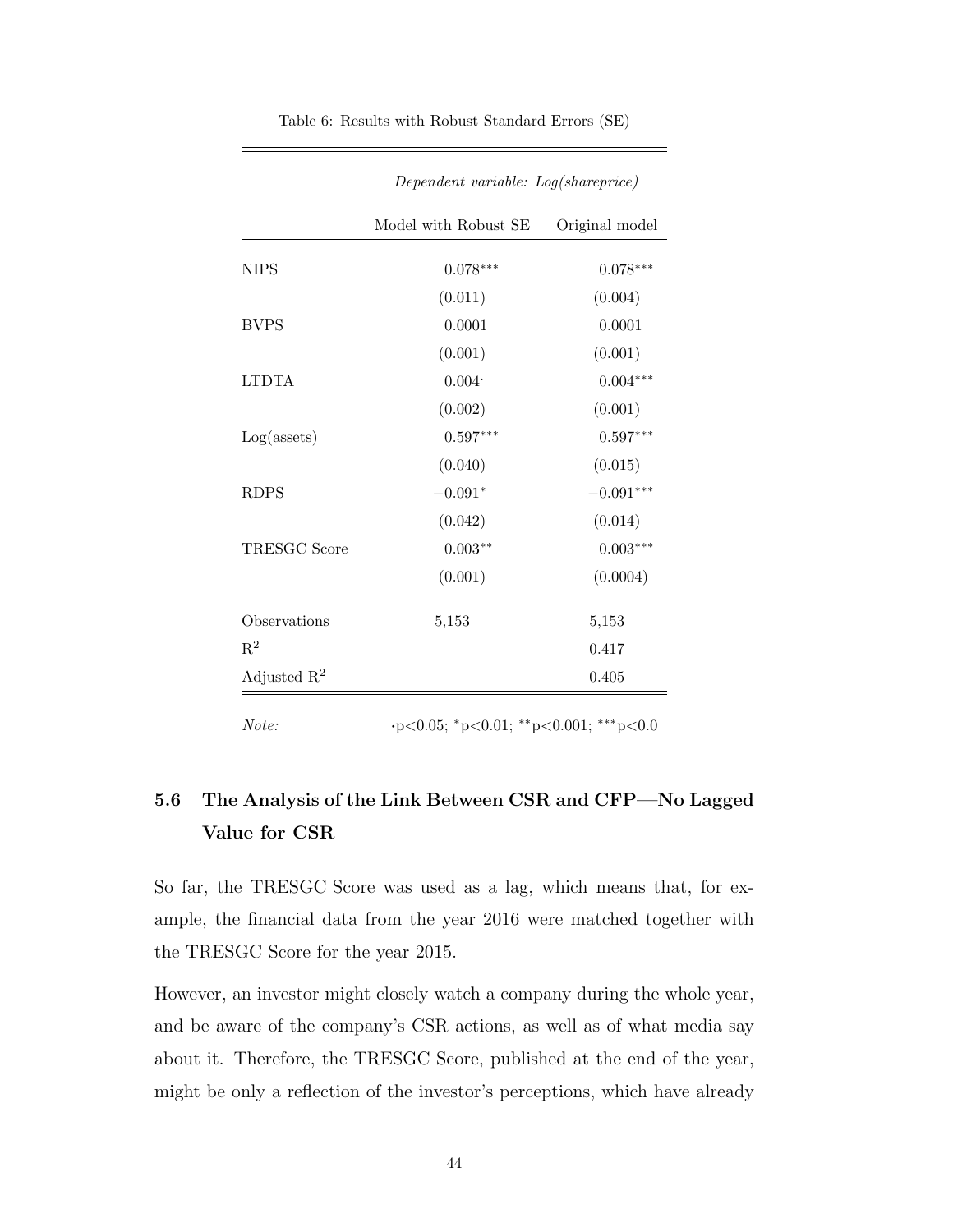Table 6: Results with Robust Standard Errors (SE)

| | *Dependent variable: Log(shareprice)* | |
|---|---|---|
| | Model with Robust SE | Original model |
| NIPS | 0.078*** | 0.078*** |
| | (0.011) | (0.004) |
| BVPS | 0.0001 | 0.0001 |
| | (0.001) | (0.001) |
| LTDTA | 0.004· | 0.004*** |
| | (0.002) | (0.001) |
| Log(assets) | 0.597*** | 0.597*** |
| | (0.040) | (0.015) |
| RDPS | −0.091* | −0.091*** |
| | (0.042) | (0.014) |
| TRESGC Score | 0.003** | 0.003*** |
| | (0.001) | (0.0004) |
| Observations | 5,153 | 5,153 |
| $R^2$ | | 0.417 |
| Adjusted $R^2$ | | 0.405 |

*Note:* ·p<0.05; *p<0.01; **p<0.001; ***p<0.0

## 5.6 The Analysis of the Link Between CSR and CFP—No Lagged Value for CSR

So far, the TRESGC Score was used as a lag, which means that, for example, the financial data from the year 2016 were matched together with the TRESGC Score for the year 2015.

However, an investor might closely watch a company during the whole year, and be aware of the company's CSR actions, as well as of what media say about it. Therefore, the TRESGC Score, published at the end of the year, might be only a reflection of the investor's perceptions, which have already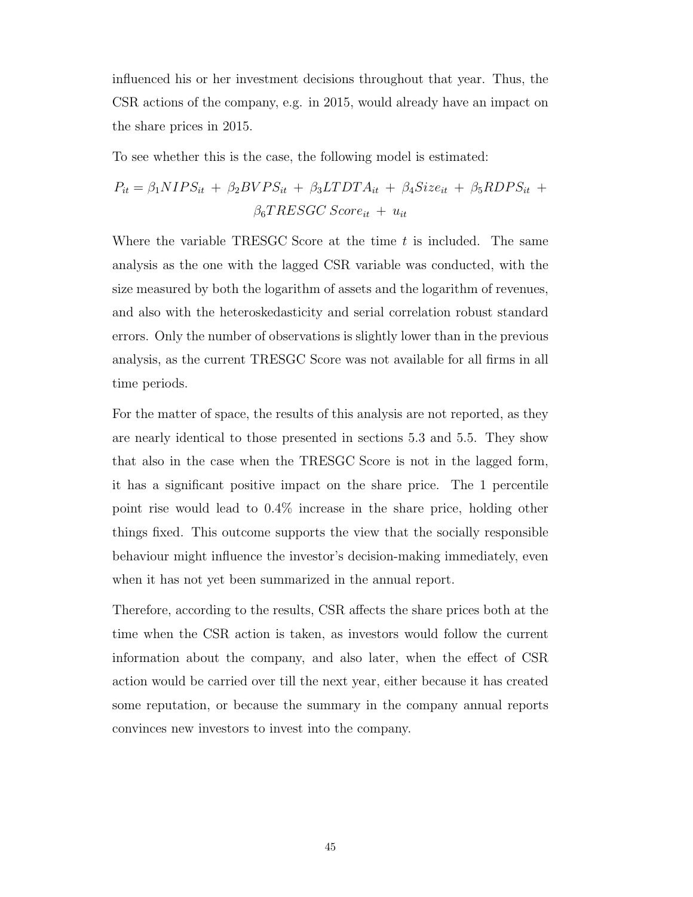influenced his or her investment decisions throughout that year. Thus, the CSR actions of the company, e.g. in 2015, would already have an impact on the share prices in 2015.

To see whether this is the case, the following model is estimated:

$$P_{it} = \beta_1 NIPS_{it} + \beta_2 BVPS_{it} + \beta_3 LTDTA_{it} + \beta_4 Size_{it} + \beta_5 RDPS_{it} + \beta_6 TRESGC\,Score_{it} + u_{it}$$

Where the variable TRESGC Score at the time $t$ is included. The same analysis as the one with the lagged CSR variable was conducted, with the size measured by both the logarithm of assets and the logarithm of revenues, and also with the heteroskedasticity and serial correlation robust standard errors. Only the number of observations is slightly lower than in the previous analysis, as the current TRESGC Score was not available for all firms in all time periods.

For the matter of space, the results of this analysis are not reported, as they are nearly identical to those presented in sections 5.3 and 5.5. They show that also in the case when the TRESGC Score is not in the lagged form, it has a significant positive impact on the share price. The 1 percentile point rise would lead to 0.4% increase in the share price, holding other things fixed. This outcome supports the view that the socially responsible behaviour might influence the investor's decision-making immediately, even when it has not yet been summarized in the annual report.

Therefore, according to the results, CSR affects the share prices both at the time when the CSR action is taken, as investors would follow the current information about the company, and also later, when the effect of CSR action would be carried over till the next year, either because it has created some reputation, or because the summary in the company annual reports convinces new investors to invest into the company.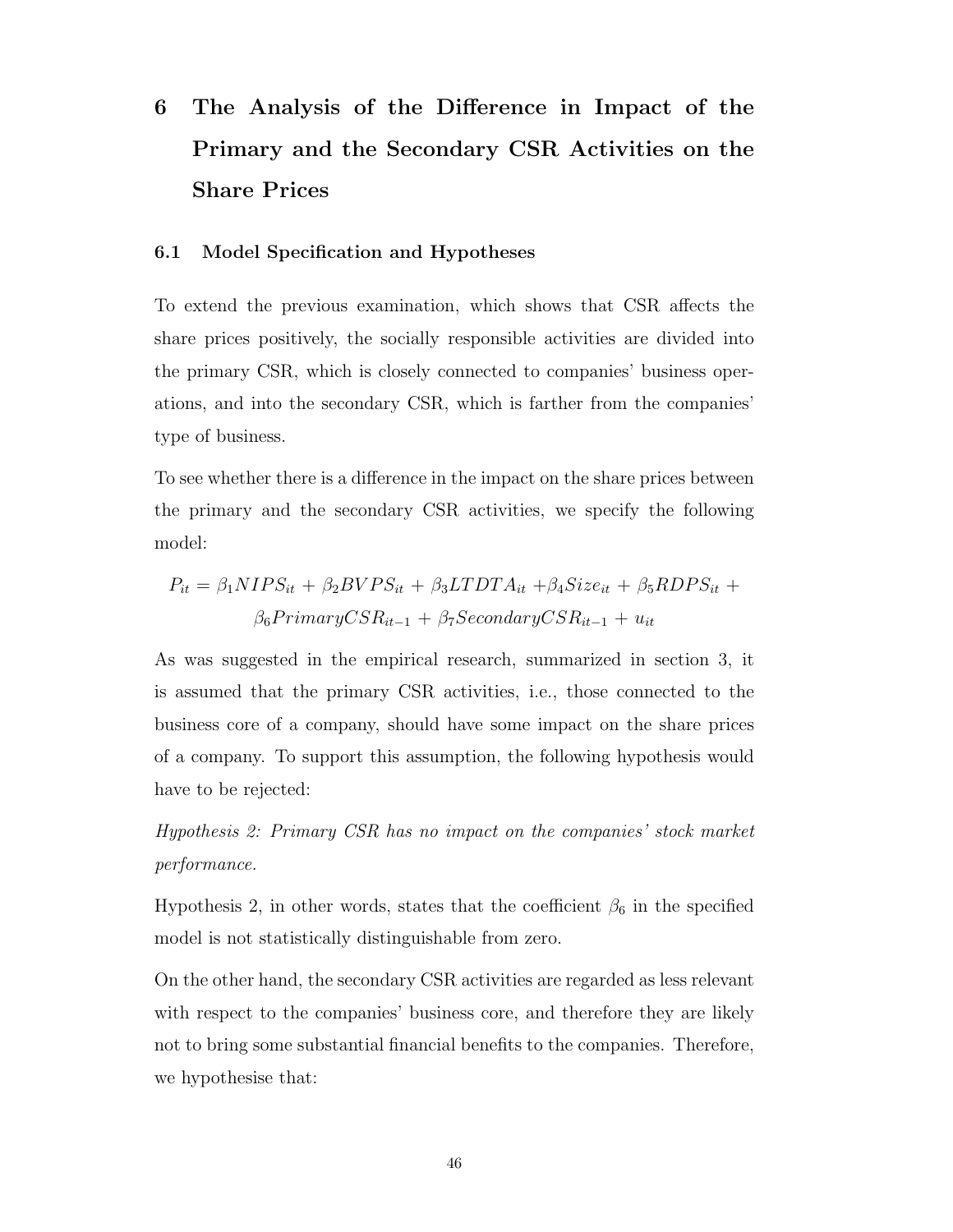# 6 The Analysis of the Difference in Impact of the Primary and the Secondary CSR Activities on the Share Prices

## 6.1 Model Specification and Hypotheses

To extend the previous examination, which shows that CSR affects the share prices positively, the socially responsible activities are divided into the primary CSR, which is closely connected to companies' business operations, and into the secondary CSR, which is farther from the companies' type of business.

To see whether there is a difference in the impact on the share prices between the primary and the secondary CSR activities, we specify the following model:

$$P_{it} = \beta_1 NIPS_{it} + \beta_2 BVPS_{it} + \beta_3 LTDTA_{it} + \beta_4 Size_{it} + \beta_5 RDPS_{it} + \beta_6 PrimaryCSR_{it-1} + \beta_7 SecondaryCSR_{it-1} + u_{it}$$

As was suggested in the empirical research, summarized in section 3, it is assumed that the primary CSR activities, i.e., those connected to the business core of a company, should have some impact on the share prices of a company. To support this assumption, the following hypothesis would have to be rejected:

*Hypothesis 2: Primary CSR has no impact on the companies' stock market performance.*

Hypothesis 2, in other words, states that the coefficient $\beta_6$ in the specified model is not statistically distinguishable from zero.

On the other hand, the secondary CSR activities are regarded as less relevant with respect to the companies' business core, and therefore they are likely not to bring some substantial financial benefits to the companies. Therefore, we hypothesise that: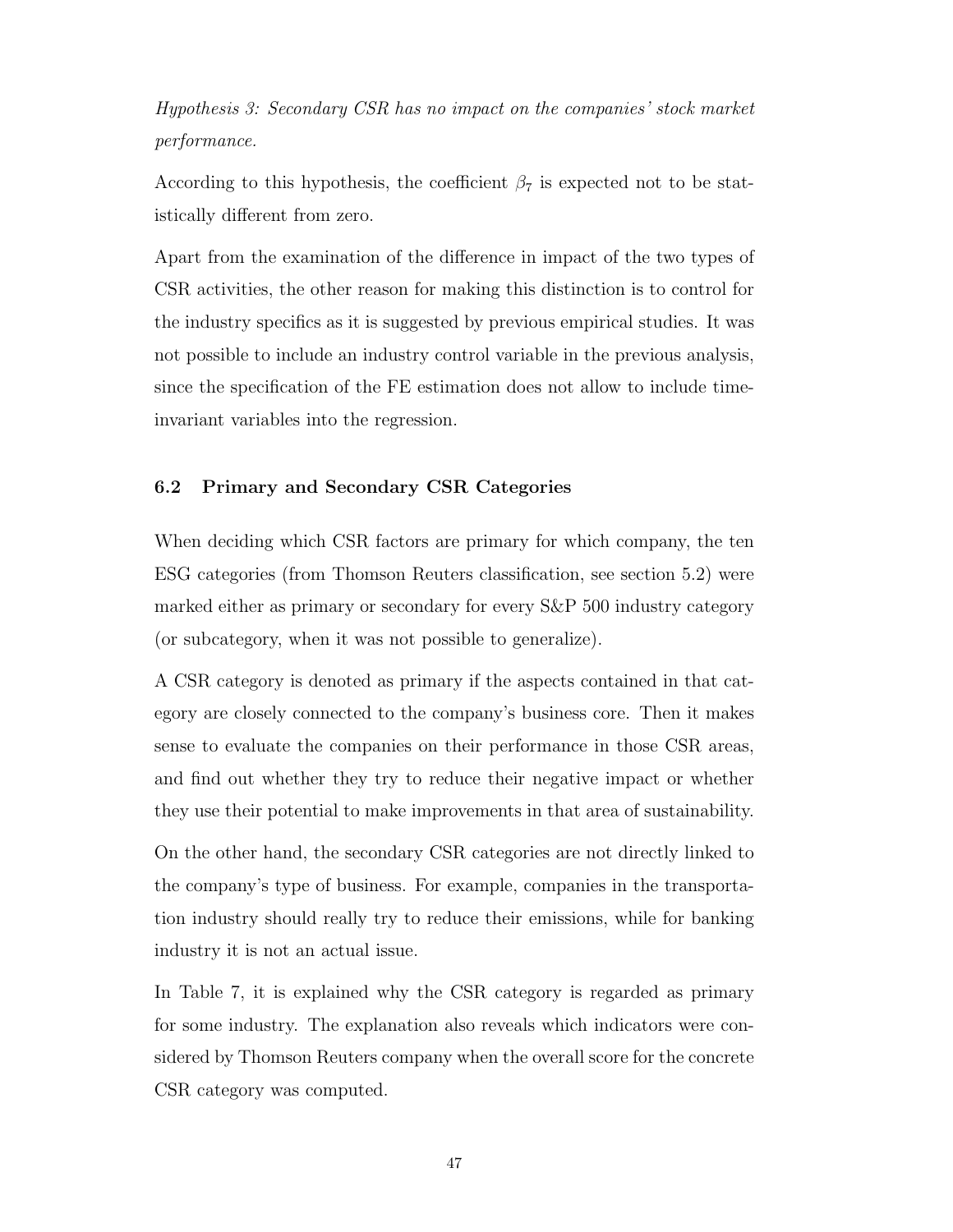*Hypothesis 3: Secondary CSR has no impact on the companies' stock market performance.*

According to this hypothesis, the coefficient $\beta_7$ is expected not to be statistically different from zero.

Apart from the examination of the difference in impact of the two types of CSR activities, the other reason for making this distinction is to control for the industry specifics as it is suggested by previous empirical studies. It was not possible to include an industry control variable in the previous analysis, since the specification of the FE estimation does not allow to include time-invariant variables into the regression.

### 6.2 Primary and Secondary CSR Categories

When deciding which CSR factors are primary for which company, the ten ESG categories (from Thomson Reuters classification, see section 5.2) were marked either as primary or secondary for every S&P 500 industry category (or subcategory, when it was not possible to generalize).

A CSR category is denoted as primary if the aspects contained in that category are closely connected to the company's business core. Then it makes sense to evaluate the companies on their performance in those CSR areas, and find out whether they try to reduce their negative impact or whether they use their potential to make improvements in that area of sustainability.

On the other hand, the secondary CSR categories are not directly linked to the company's type of business. For example, companies in the transportation industry should really try to reduce their emissions, while for banking industry it is not an actual issue.

In Table 7, it is explained why the CSR category is regarded as primary for some industry. The explanation also reveals which indicators were considered by Thomson Reuters company when the overall score for the concrete CSR category was computed.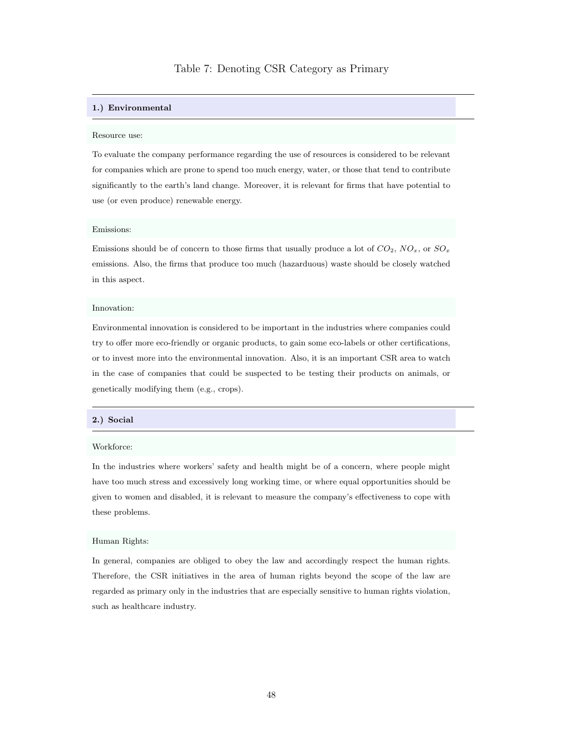Table 7: Denoting CSR Category as Primary

**1.) Environmental**

Resource use:

To evaluate the company performance regarding the use of resources is considered to be relevant for companies which are prone to spend too much energy, water, or those that tend to contribute significantly to the earth's land change. Moreover, it is relevant for firms that have potential to use (or even produce) renewable energy.

Emissions:

Emissions should be of concern to those firms that usually produce a lot of $CO_2$, $NO_x$, or $SO_x$ emissions. Also, the firms that produce too much (hazarduous) waste should be closely watched in this aspect.

Innovation:

Environmental innovation is considered to be important in the industries where companies could try to offer more eco-friendly or organic products, to gain some eco-labels or other certifications, or to invest more into the environmental innovation. Also, it is an important CSR area to watch in the case of companies that could be suspected to be testing their products on animals, or genetically modifying them (e.g., crops).

**2.) Social**

Workforce:

In the industries where workers' safety and health might be of a concern, where people might have too much stress and excessively long working time, or where equal opportunities should be given to women and disabled, it is relevant to measure the company's effectiveness to cope with these problems.

Human Rights:

In general, companies are obliged to obey the law and accordingly respect the human rights. Therefore, the CSR initiatives in the area of human rights beyond the scope of the law are regarded as primary only in the industries that are especially sensitive to human rights violation, such as healthcare industry.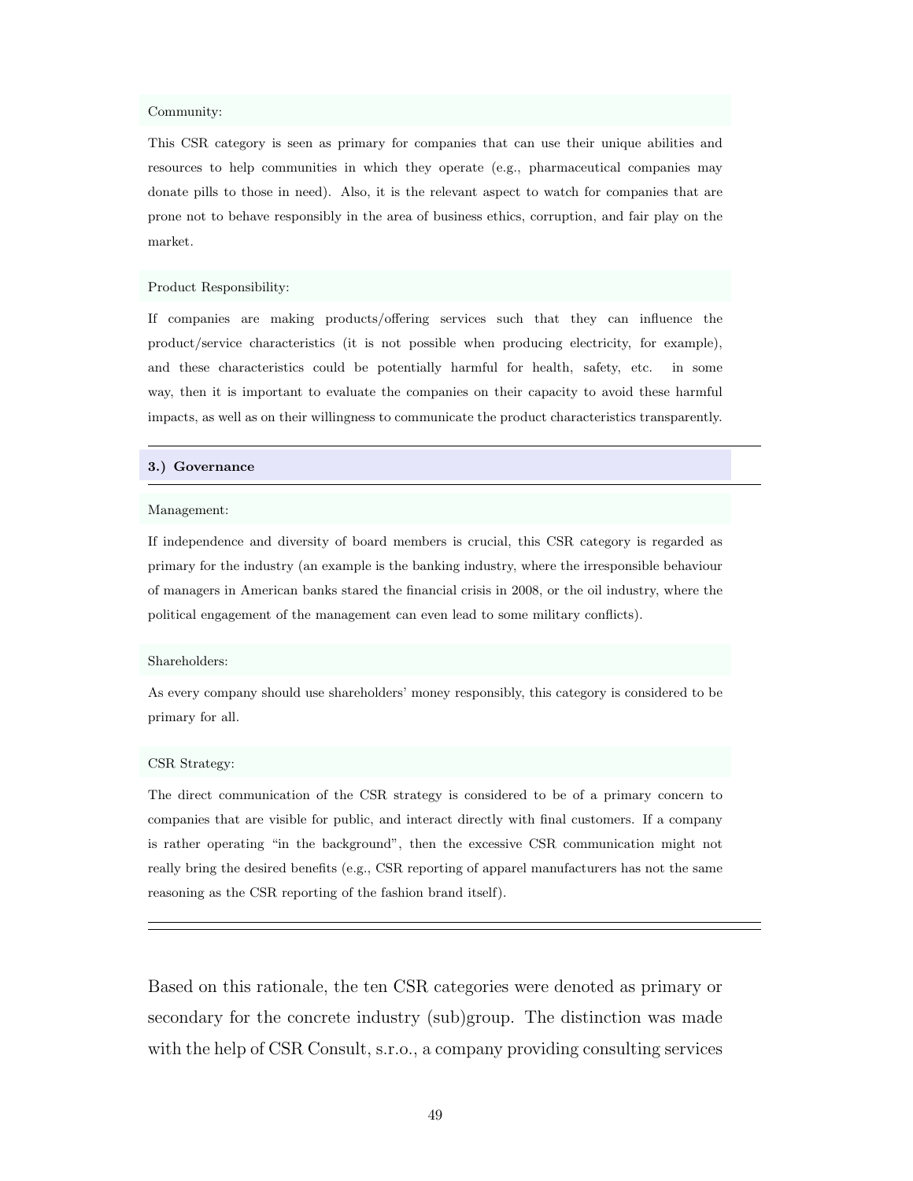Community:

This CSR category is seen as primary for companies that can use their unique abilities and resources to help communities in which they operate (e.g., pharmaceutical companies may donate pills to those in need). Also, it is the relevant aspect to watch for companies that are prone not to behave responsibly in the area of business ethics, corruption, and fair play on the market.

Product Responsibility:

If companies are making products/offering services such that they can influence the product/service characteristics (it is not possible when producing electricity, for example), and these characteristics could be potentially harmful for health, safety, etc. in some way, then it is important to evaluate the companies on their capacity to avoid these harmful impacts, as well as on their willingness to communicate the product characteristics transparently.

**3.) Governance**

Management:

If independence and diversity of board members is crucial, this CSR category is regarded as primary for the industry (an example is the banking industry, where the irresponsible behaviour of managers in American banks stared the financial crisis in 2008, or the oil industry, where the political engagement of the management can even lead to some military conflicts).

Shareholders:

As every company should use shareholders' money responsibly, this category is considered to be primary for all.

CSR Strategy:

The direct communication of the CSR strategy is considered to be of a primary concern to companies that are visible for public, and interact directly with final customers. If a company is rather operating "in the background", then the excessive CSR communication might not really bring the desired benefits (e.g., CSR reporting of apparel manufacturers has not the same reasoning as the CSR reporting of the fashion brand itself).

---

Based on this rationale, the ten CSR categories were denoted as primary or secondary for the concrete industry (sub)group. The distinction was made with the help of CSR Consult, s.r.o., a company providing consulting services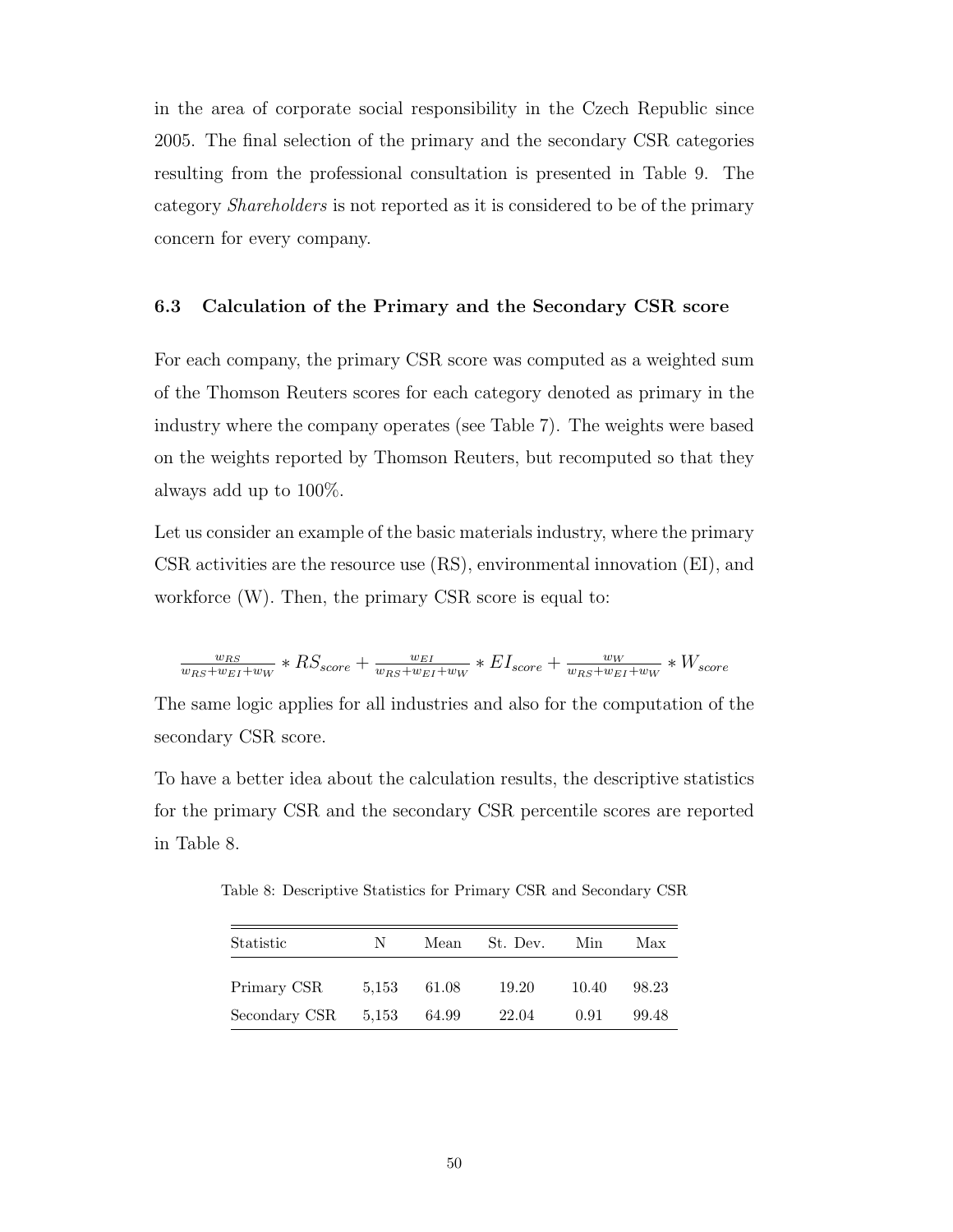in the area of corporate social responsibility in the Czech Republic since 2005. The final selection of the primary and the secondary CSR categories resulting from the professional consultation is presented in Table 9. The category *Shareholders* is not reported as it is considered to be of the primary concern for every company.

### 6.3 Calculation of the Primary and the Secondary CSR score

For each company, the primary CSR score was computed as a weighted sum of the Thomson Reuters scores for each category denoted as primary in the industry where the company operates (see Table 7). The weights were based on the weights reported by Thomson Reuters, but recomputed so that they always add up to 100%.

Let us consider an example of the basic materials industry, where the primary CSR activities are the resource use (RS), environmental innovation (EI), and workforce (W). Then, the primary CSR score is equal to:

$$\frac{w_{RS}}{w_{RS}+w_{EI}+w_W} * RS_{score} + \frac{w_{EI}}{w_{RS}+w_{EI}+w_W} * EI_{score} + \frac{w_W}{w_{RS}+w_{EI}+w_W} * W_{score}$$

The same logic applies for all industries and also for the computation of the secondary CSR score.

To have a better idea about the calculation results, the descriptive statistics for the primary CSR and the secondary CSR percentile scores are reported in Table 8.

Table 8: Descriptive Statistics for Primary CSR and Secondary CSR

| Statistic | N | Mean | St. Dev. | Min | Max |
|---|---|---|---|---|---|
| Primary CSR | 5,153 | 61.08 | 19.20 | 10.40 | 98.23 |
| Secondary CSR | 5,153 | 64.99 | 22.04 | 0.91 | 99.48 |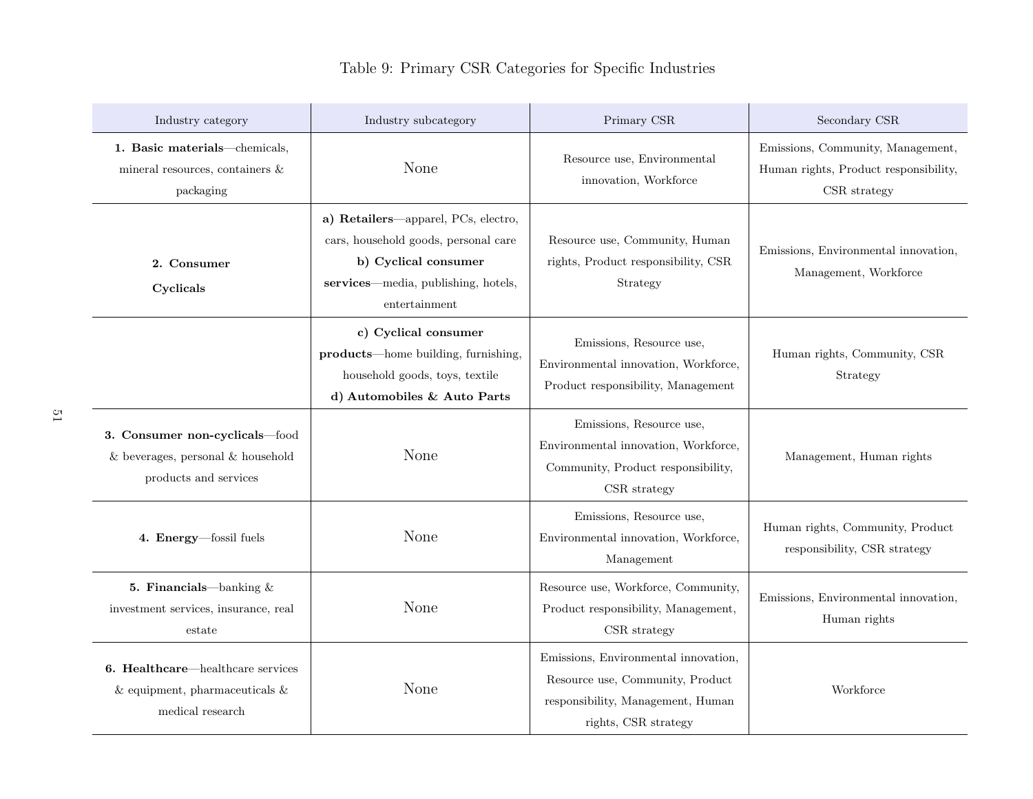Table 9: Primary CSR Categories for Specific Industries

| Industry category | Industry subcategory | Primary CSR | Secondary CSR |
|---|---|---|---|
| **1. Basic materials**—chemicals, mineral resources, containers & packaging | None | Resource use, Environmental innovation, Workforce | Emissions, Community, Management, Human rights, Product responsibility, CSR strategy |
| **2. Consumer Cyclicals** | **a) Retailers**—apparel, PCs, electro, cars, household goods, personal care **b) Cyclical consumer services**—media, publishing, hotels, entertainment | Resource use, Community, Human rights, Product responsibility, CSR Strategy | Emissions, Environmental innovation, Management, Workforce |
| | **c) Cyclical consumer products**—home building, furnishing, household goods, toys, textile **d) Automobiles & Auto Parts** | Emissions, Resource use, Environmental innovation, Workforce, Product responsibility, Management | Human rights, Community, CSR Strategy |
| **3. Consumer non-cyclicals**—food & beverages, personal & household products and services | None | Emissions, Resource use, Environmental innovation, Workforce, Community, Product responsibility, CSR strategy | Management, Human rights |
| **4. Energy**—fossil fuels | None | Emissions, Resource use, Environmental innovation, Workforce, Management | Human rights, Community, Product responsibility, CSR strategy |
| **5. Financials**—banking & investment services, insurance, real estate | None | Resource use, Workforce, Community, Product responsibility, Management, CSR strategy | Emissions, Environmental innovation, Human rights |
| **6. Healthcare**—healthcare services & equipment, pharmaceuticals & medical research | None | Emissions, Environmental innovation, Resource use, Community, Product responsibility, Management, Human rights, CSR strategy | Workforce |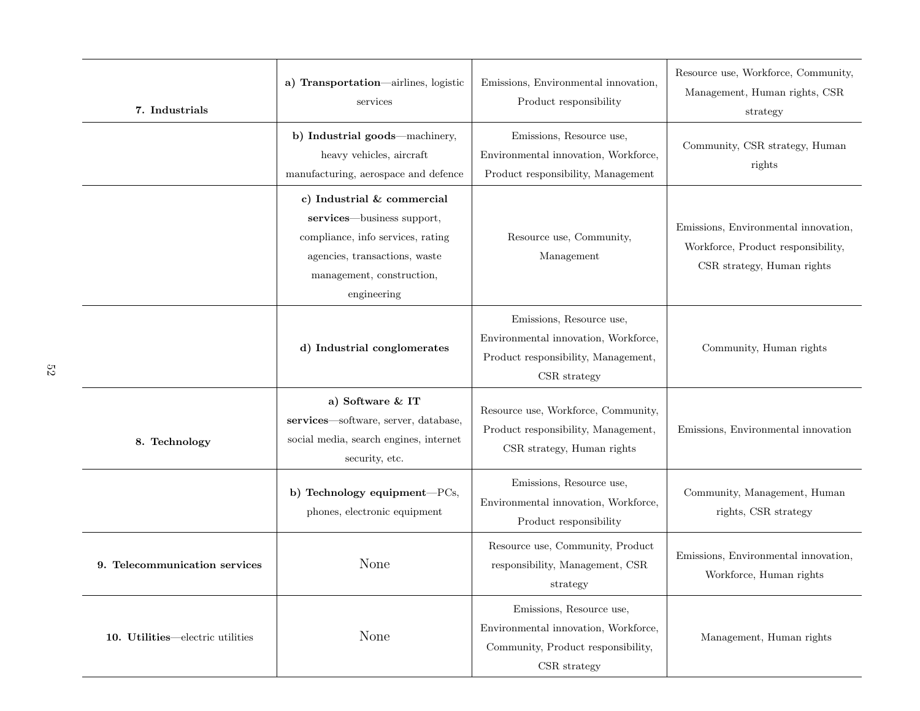| | | | |
|---|---|---|---|
| **7. Industrials** | **a) Transportation**—airlines, logistic services | Emissions, Environmental innovation, Product responsibility | Resource use, Workforce, Community, Management, Human rights, CSR strategy |
| | **b) Industrial goods**—machinery, heavy vehicles, aircraft manufacturing, aerospace and defence | Emissions, Resource use, Environmental innovation, Workforce, Product responsibility, Management | Community, CSR strategy, Human rights |
| | **c) Industrial & commercial services**—business support, compliance, info services, rating agencies, transactions, waste management, construction, engineering | Resource use, Community, Management | Emissions, Environmental innovation, Workforce, Product responsibility, CSR strategy, Human rights |
| | **d) Industrial conglomerates** | Emissions, Resource use, Environmental innovation, Workforce, Product responsibility, Management, CSR strategy | Community, Human rights |
| **8. Technology** | **a) Software & IT services**—software, server, database, social media, search engines, internet security, etc. | Resource use, Workforce, Community, Product responsibility, Management, CSR strategy, Human rights | Emissions, Environmental innovation |
| | **b) Technology equipment**—PCs, phones, electronic equipment | Emissions, Resource use, Environmental innovation, Workforce, Product responsibility | Community, Management, Human rights, CSR strategy |
| **9. Telecommunication services** | None | Resource use, Community, Product responsibility, Management, CSR strategy | Emissions, Environmental innovation, Workforce, Human rights |
| **10. Utilities**—electric utilities | None | Emissions, Resource use, Environmental innovation, Workforce, Community, Product responsibility, CSR strategy | Management, Human rights |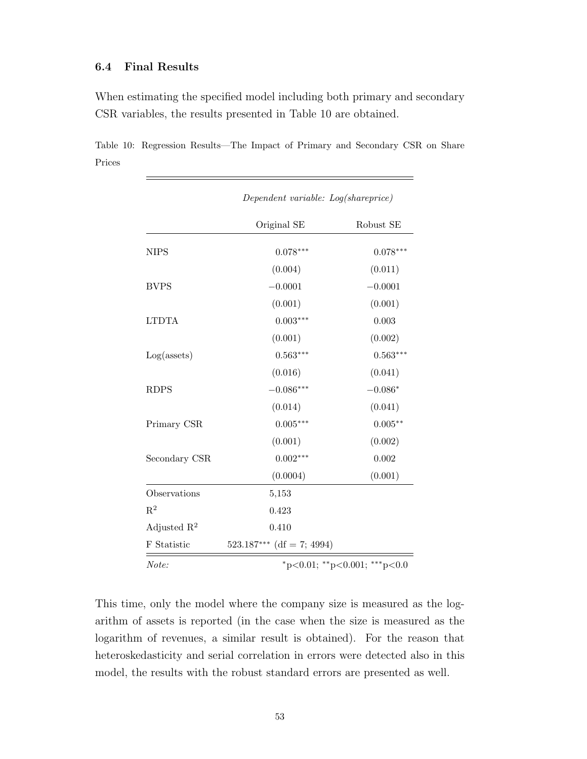### 6.4 Final Results

When estimating the specified model including both primary and secondary CSR variables, the results presented in Table 10 are obtained.

Table 10: Regression Results—The Impact of Primary and Secondary CSR on Share Prices

| | *Dependent variable: Log(shareprice)* | |
|---|---|---|
| | Original SE | Robust SE |
| NIPS | $0.078^{***}$ | $0.078^{***}$ |
| | (0.004) | (0.011) |
| BVPS | $-0.0001$ | $-0.0001$ |
| | (0.001) | (0.001) |
| LTDTA | $0.003^{***}$ | 0.003 |
| | (0.001) | (0.002) |
| Log(assets) | $0.563^{***}$ | $0.563^{***}$ |
| | (0.016) | (0.041) |
| RDPS | $-0.086^{***}$ | $-0.086^{*}$ |
| | (0.014) | (0.041) |
| Primary CSR | $0.005^{***}$ | $0.005^{**}$ |
| | (0.001) | (0.002) |
| Secondary CSR | $0.002^{***}$ | 0.002 |
| | (0.0004) | (0.001) |
| Observations | 5,153 | |
| $R^2$ | 0.423 | |
| Adjusted $R^2$ | 0.410 | |
| F Statistic | $523.187^{***}$ (df = 7; 4994) | |
| *Note:* | $^{*}$p<0.01; $^{**}$p<0.001; $^{***}$p<0.0 | |

This time, only the model where the company size is measured as the logarithm of assets is reported (in the case when the size is measured as the logarithm of revenues, a similar result is obtained). For the reason that heteroskedasticity and serial correlation in errors were detected also in this model, the results with the robust standard errors are presented as well.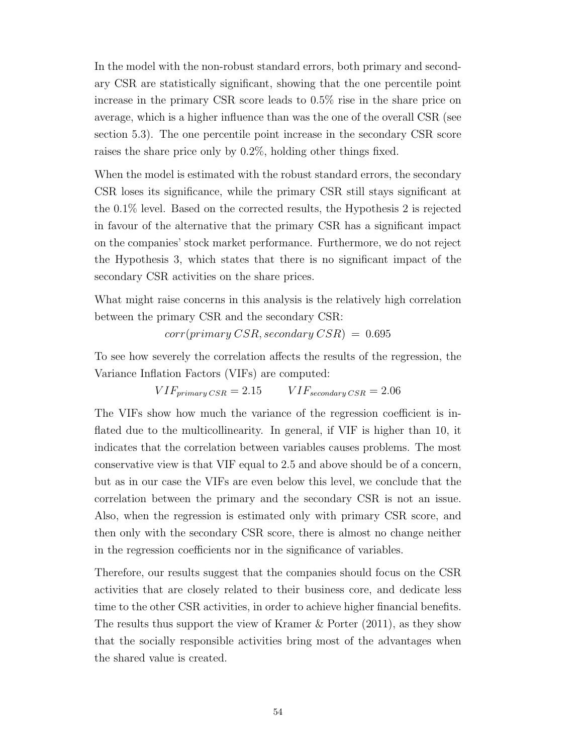In the model with the non-robust standard errors, both primary and secondary CSR are statistically significant, showing that the one percentile point increase in the primary CSR score leads to 0.5% rise in the share price on average, which is a higher influence than was the one of the overall CSR (see section 5.3). The one percentile point increase in the secondary CSR score raises the share price only by 0.2%, holding other things fixed.

When the model is estimated with the robust standard errors, the secondary CSR loses its significance, while the primary CSR still stays significant at the 0.1% level. Based on the corrected results, the Hypothesis 2 is rejected in favour of the alternative that the primary CSR has a significant impact on the companies' stock market performance. Furthermore, we do not reject the Hypothesis 3, which states that there is no significant impact of the secondary CSR activities on the share prices.

What might raise concerns in this analysis is the relatively high correlation between the primary CSR and the secondary CSR:

$$corr(primary\,CSR, secondary\,CSR) \;=\; 0.695$$

To see how severely the correlation affects the results of the regression, the Variance Inflation Factors (VIFs) are computed:

$$VIF_{primary\,CSR} = 2.15 \qquad VIF_{secondary\,CSR} = 2.06$$

The VIFs show how much the variance of the regression coefficient is inflated due to the multicollinearity. In general, if VIF is higher than 10, it indicates that the correlation between variables causes problems. The most conservative view is that VIF equal to 2.5 and above should be of a concern, but as in our case the VIFs are even below this level, we conclude that the correlation between the primary and the secondary CSR is not an issue. Also, when the regression is estimated only with primary CSR score, and then only with the secondary CSR score, there is almost no change neither in the regression coefficients nor in the significance of variables.

Therefore, our results suggest that the companies should focus on the CSR activities that are closely related to their business core, and dedicate less time to the other CSR activities, in order to achieve higher financial benefits. The results thus support the view of Kramer & Porter (2011), as they show that the socially responsible activities bring most of the advantages when the shared value is created.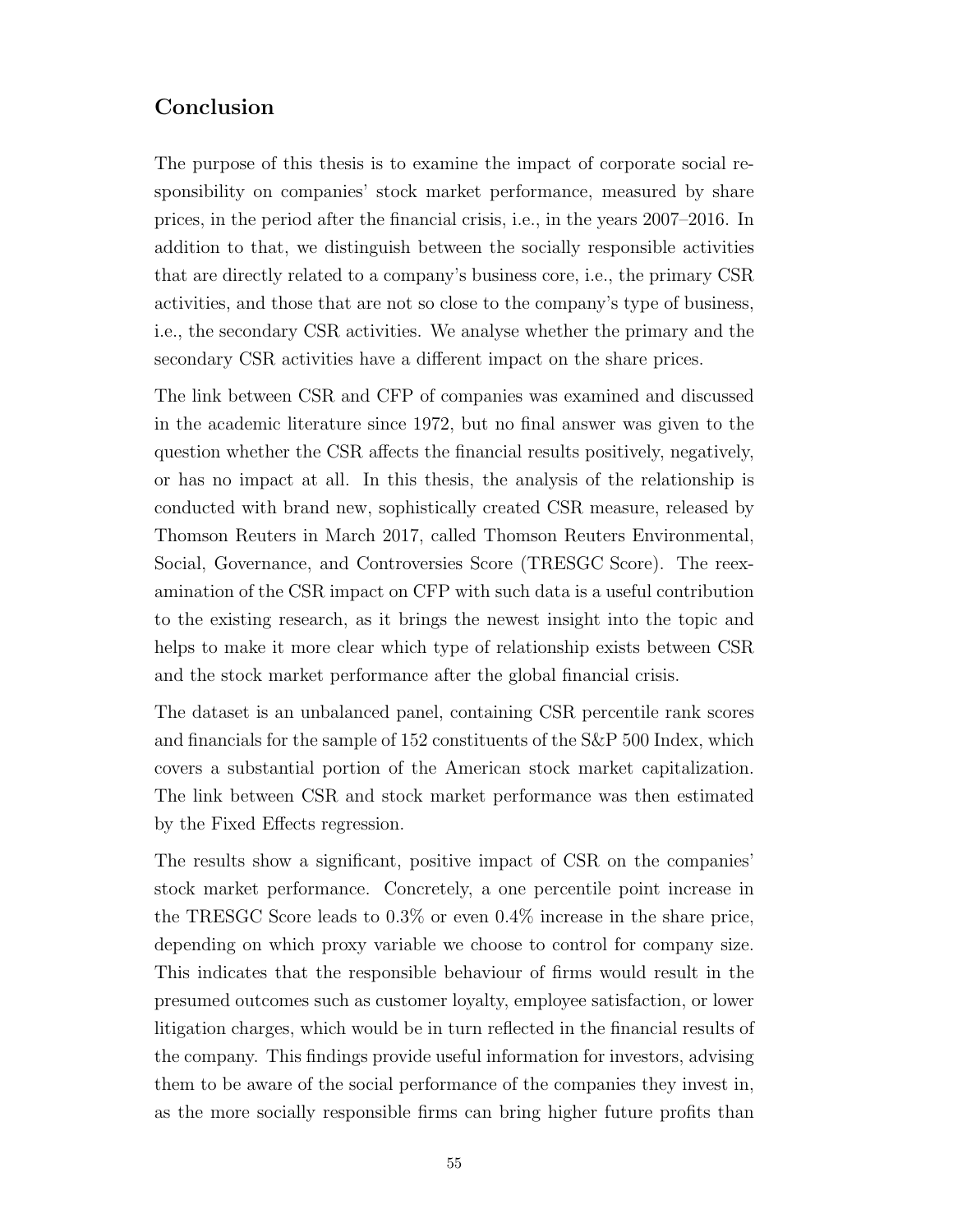## Conclusion

The purpose of this thesis is to examine the impact of corporate social responsibility on companies' stock market performance, measured by share prices, in the period after the financial crisis, i.e., in the years 2007–2016. In addition to that, we distinguish between the socially responsible activities that are directly related to a company's business core, i.e., the primary CSR activities, and those that are not so close to the company's type of business, i.e., the secondary CSR activities. We analyse whether the primary and the secondary CSR activities have a different impact on the share prices.

The link between CSR and CFP of companies was examined and discussed in the academic literature since 1972, but no final answer was given to the question whether the CSR affects the financial results positively, negatively, or has no impact at all. In this thesis, the analysis of the relationship is conducted with brand new, sophistically created CSR measure, released by Thomson Reuters in March 2017, called Thomson Reuters Environmental, Social, Governance, and Controversies Score (TRESGC Score). The reexamination of the CSR impact on CFP with such data is a useful contribution to the existing research, as it brings the newest insight into the topic and helps to make it more clear which type of relationship exists between CSR and the stock market performance after the global financial crisis.

The dataset is an unbalanced panel, containing CSR percentile rank scores and financials for the sample of 152 constituents of the S&P 500 Index, which covers a substantial portion of the American stock market capitalization. The link between CSR and stock market performance was then estimated by the Fixed Effects regression.

The results show a significant, positive impact of CSR on the companies' stock market performance. Concretely, a one percentile point increase in the TRESGC Score leads to 0.3% or even 0.4% increase in the share price, depending on which proxy variable we choose to control for company size. This indicates that the responsible behaviour of firms would result in the presumed outcomes such as customer loyalty, employee satisfaction, or lower litigation charges, which would be in turn reflected in the financial results of the company. This findings provide useful information for investors, advising them to be aware of the social performance of the companies they invest in, as the more socially responsible firms can bring higher future profits than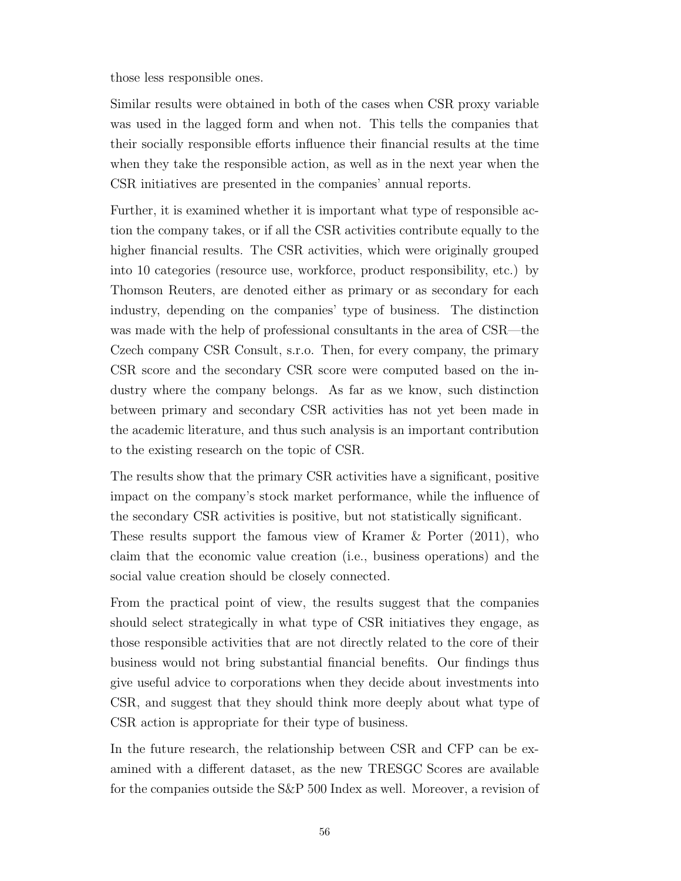those less responsible ones.

Similar results were obtained in both of the cases when CSR proxy variable was used in the lagged form and when not. This tells the companies that their socially responsible efforts influence their financial results at the time when they take the responsible action, as well as in the next year when the CSR initiatives are presented in the companies' annual reports.

Further, it is examined whether it is important what type of responsible action the company takes, or if all the CSR activities contribute equally to the higher financial results. The CSR activities, which were originally grouped into 10 categories (resource use, workforce, product responsibility, etc.) by Thomson Reuters, are denoted either as primary or as secondary for each industry, depending on the companies' type of business. The distinction was made with the help of professional consultants in the area of CSR—the Czech company CSR Consult, s.r.o. Then, for every company, the primary CSR score and the secondary CSR score were computed based on the industry where the company belongs. As far as we know, such distinction between primary and secondary CSR activities has not yet been made in the academic literature, and thus such analysis is an important contribution to the existing research on the topic of CSR.

The results show that the primary CSR activities have a significant, positive impact on the company's stock market performance, while the influence of the secondary CSR activities is positive, but not statistically significant. These results support the famous view of Kramer & Porter (2011), who claim that the economic value creation (i.e., business operations) and the social value creation should be closely connected.

From the practical point of view, the results suggest that the companies should select strategically in what type of CSR initiatives they engage, as those responsible activities that are not directly related to the core of their business would not bring substantial financial benefits. Our findings thus give useful advice to corporations when they decide about investments into CSR, and suggest that they should think more deeply about what type of CSR action is appropriate for their type of business.

In the future research, the relationship between CSR and CFP can be examined with a different dataset, as the new TRESGC Scores are available for the companies outside the S&P 500 Index as well. Moreover, a revision of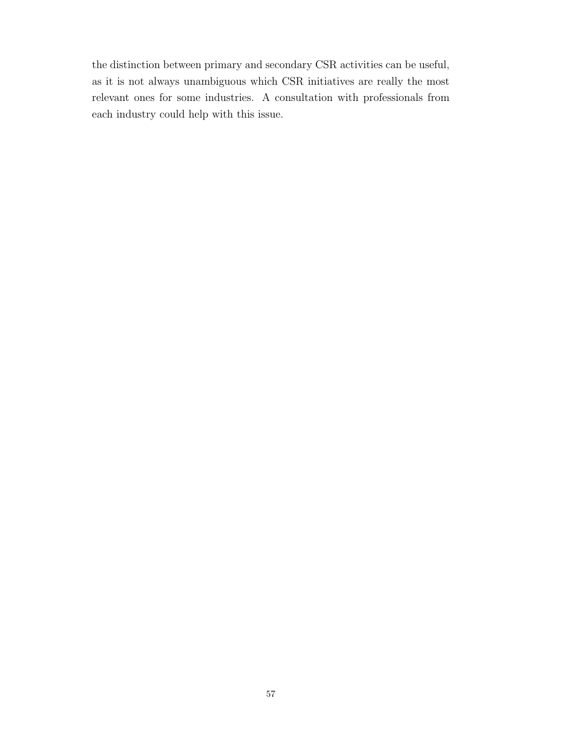the distinction between primary and secondary CSR activities can be useful, as it is not always unambiguous which CSR initiatives are really the most relevant ones for some industries. A consultation with professionals from each industry could help with this issue.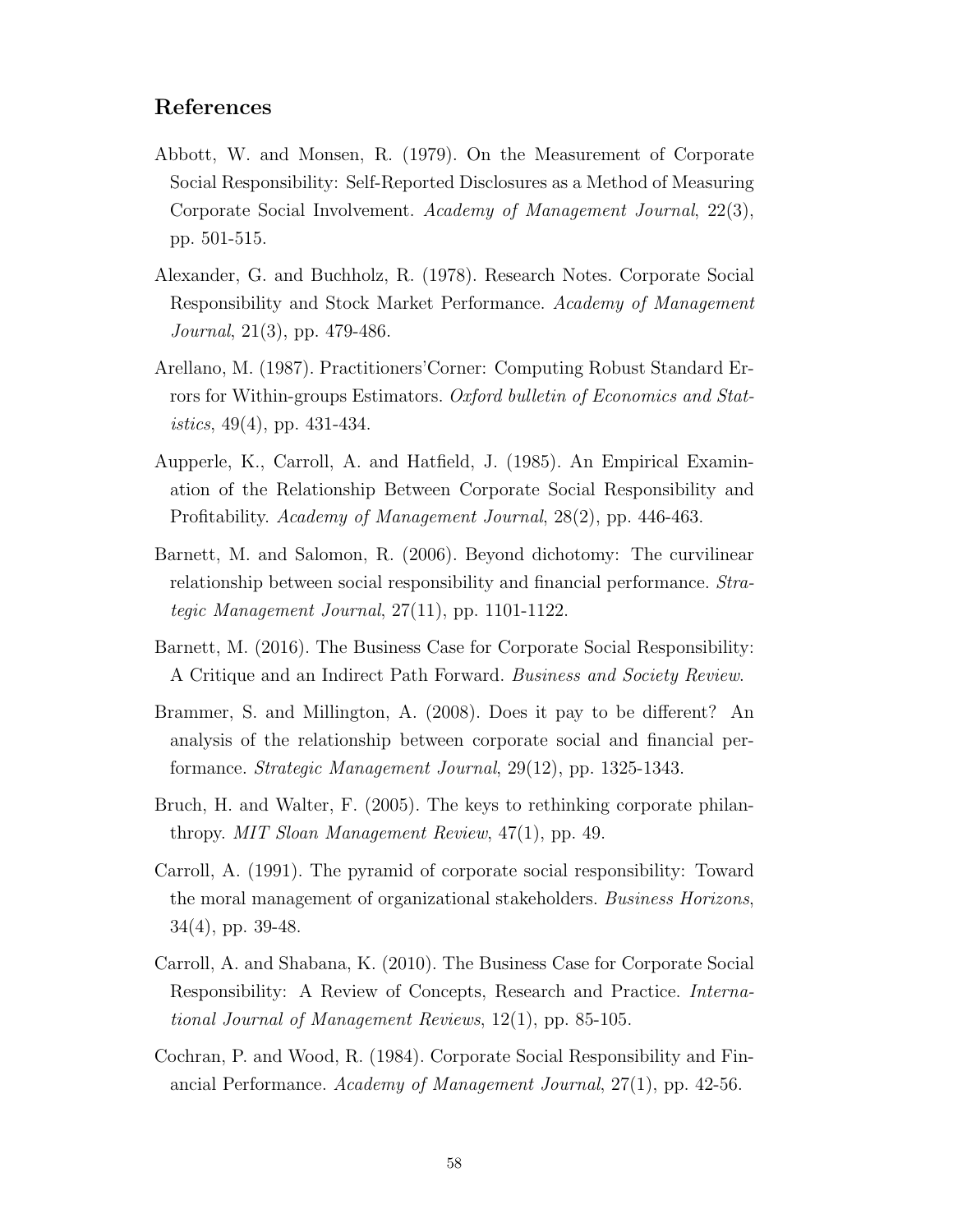## References

Abbott, W. and Monsen, R. (1979). On the Measurement of Corporate Social Responsibility: Self-Reported Disclosures as a Method of Measuring Corporate Social Involvement. *Academy of Management Journal*, 22(3), pp. 501-515.

Alexander, G. and Buchholz, R. (1978). Research Notes. Corporate Social Responsibility and Stock Market Performance. *Academy of Management Journal*, 21(3), pp. 479-486.

Arellano, M. (1987). Practitioners'Corner: Computing Robust Standard Errors for Within-groups Estimators. *Oxford bulletin of Economics and Statistics*, 49(4), pp. 431-434.

Aupperle, K., Carroll, A. and Hatfield, J. (1985). An Empirical Examination of the Relationship Between Corporate Social Responsibility and Profitability. *Academy of Management Journal*, 28(2), pp. 446-463.

Barnett, M. and Salomon, R. (2006). Beyond dichotomy: The curvilinear relationship between social responsibility and financial performance. *Strategic Management Journal*, 27(11), pp. 1101-1122.

Barnett, M. (2016). The Business Case for Corporate Social Responsibility: A Critique and an Indirect Path Forward. *Business and Society Review*.

Brammer, S. and Millington, A. (2008). Does it pay to be different? An analysis of the relationship between corporate social and financial performance. *Strategic Management Journal*, 29(12), pp. 1325-1343.

Bruch, H. and Walter, F. (2005). The keys to rethinking corporate philanthropy. *MIT Sloan Management Review*, 47(1), pp. 49.

Carroll, A. (1991). The pyramid of corporate social responsibility: Toward the moral management of organizational stakeholders. *Business Horizons*, 34(4), pp. 39-48.

Carroll, A. and Shabana, K. (2010). The Business Case for Corporate Social Responsibility: A Review of Concepts, Research and Practice. *International Journal of Management Reviews*, 12(1), pp. 85-105.

Cochran, P. and Wood, R. (1984). Corporate Social Responsibility and Financial Performance. *Academy of Management Journal*, 27(1), pp. 42-56.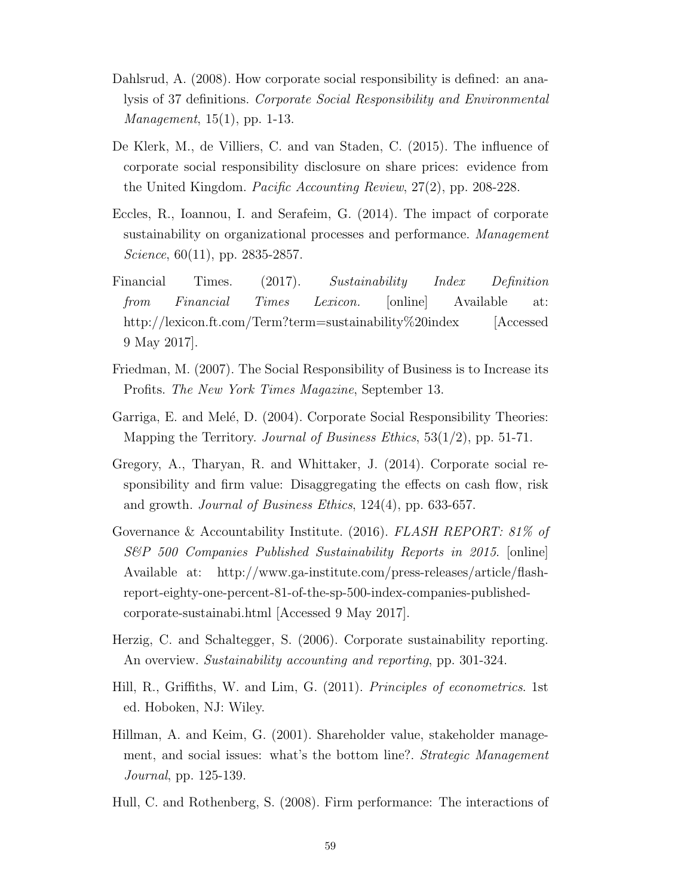Dahlsrud, A. (2008). How corporate social responsibility is defined: an analysis of 37 definitions. *Corporate Social Responsibility and Environmental Management*, 15(1), pp. 1-13.

De Klerk, M., de Villiers, C. and van Staden, C. (2015). The influence of corporate social responsibility disclosure on share prices: evidence from the United Kingdom. *Pacific Accounting Review*, 27(2), pp. 208-228.

Eccles, R., Ioannou, I. and Serafeim, G. (2014). The impact of corporate sustainability on organizational processes and performance. *Management Science*, 60(11), pp. 2835-2857.

Financial Times. (2017). *Sustainability Index Definition from Financial Times Lexicon.* [online] Available at: http://lexicon.ft.com/Term?term=sustainability%20index [Accessed 9 May 2017].

Friedman, M. (2007). The Social Responsibility of Business is to Increase its Profits. *The New York Times Magazine*, September 13.

Garriga, E. and Melé, D. (2004). Corporate Social Responsibility Theories: Mapping the Territory. *Journal of Business Ethics*, 53(1/2), pp. 51-71.

Gregory, A., Tharyan, R. and Whittaker, J. (2014). Corporate social responsibility and firm value: Disaggregating the effects on cash flow, risk and growth. *Journal of Business Ethics*, 124(4), pp. 633-657.

Governance & Accountability Institute. (2016). *FLASH REPORT: 81% of S&P 500 Companies Published Sustainability Reports in 2015*. [online] Available at: http://www.ga-institute.com/press-releases/article/flash-report-eighty-one-percent-81-of-the-sp-500-index-companies-published-corporate-sustainabi.html [Accessed 9 May 2017].

Herzig, C. and Schaltegger, S. (2006). Corporate sustainability reporting. An overview. *Sustainability accounting and reporting*, pp. 301-324.

Hill, R., Griffiths, W. and Lim, G. (2011). *Principles of econometrics*. 1st ed. Hoboken, NJ: Wiley.

Hillman, A. and Keim, G. (2001). Shareholder value, stakeholder management, and social issues: what's the bottom line?. *Strategic Management Journal*, pp. 125-139.

Hull, C. and Rothenberg, S. (2008). Firm performance: The interactions of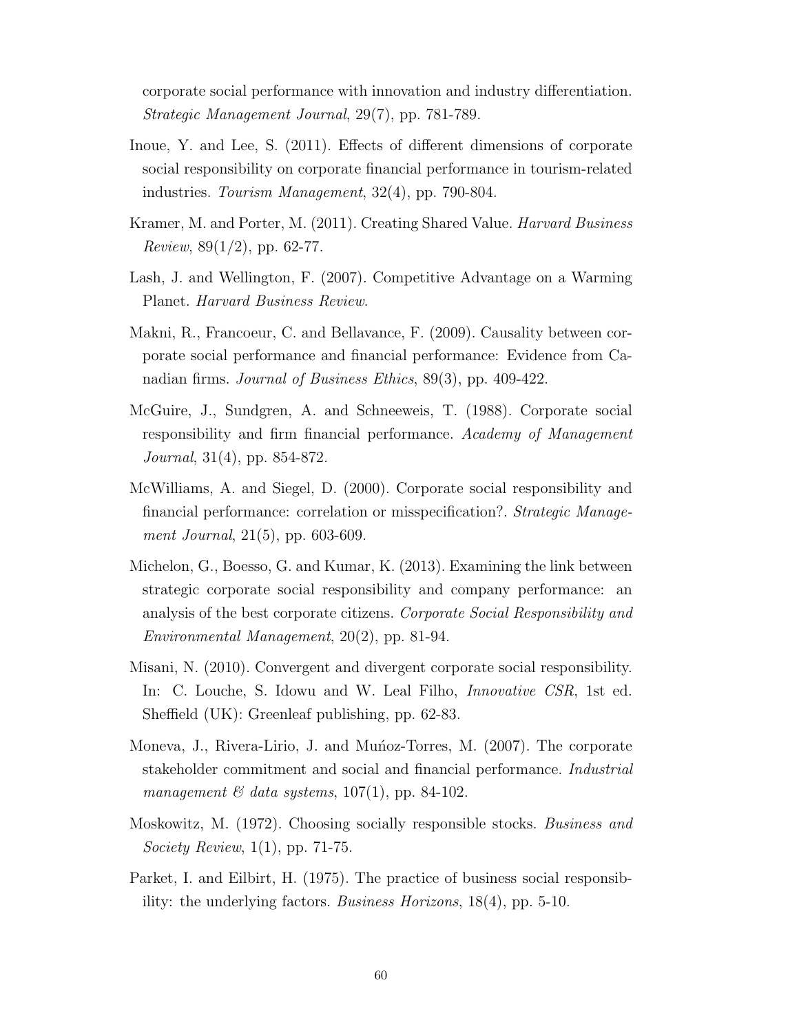corporate social performance with innovation and industry differentiation. *Strategic Management Journal*, 29(7), pp. 781-789.

Inoue, Y. and Lee, S. (2011). Effects of different dimensions of corporate social responsibility on corporate financial performance in tourism-related industries. *Tourism Management*, 32(4), pp. 790-804.

Kramer, M. and Porter, M. (2011). Creating Shared Value. *Harvard Business Review*, 89(1/2), pp. 62-77.

Lash, J. and Wellington, F. (2007). Competitive Advantage on a Warming Planet. *Harvard Business Review*.

Makni, R., Francoeur, C. and Bellavance, F. (2009). Causality between corporate social performance and financial performance: Evidence from Canadian firms. *Journal of Business Ethics*, 89(3), pp. 409-422.

McGuire, J., Sundgren, A. and Schneeweis, T. (1988). Corporate social responsibility and firm financial performance. *Academy of Management Journal*, 31(4), pp. 854-872.

McWilliams, A. and Siegel, D. (2000). Corporate social responsibility and financial performance: correlation or misspecification?. *Strategic Management Journal*, 21(5), pp. 603-609.

Michelon, G., Boesso, G. and Kumar, K. (2013). Examining the link between strategic corporate social responsibility and company performance: an analysis of the best corporate citizens. *Corporate Social Responsibility and Environmental Management*, 20(2), pp. 81-94.

Misani, N. (2010). Convergent and divergent corporate social responsibility. In: C. Louche, S. Idowu and W. Leal Filho, *Innovative CSR*, 1st ed. Sheffield (UK): Greenleaf publishing, pp. 62-83.

Moneva, J., Rivera-Lirio, J. and Muńoz-Torres, M. (2007). The corporate stakeholder commitment and social and financial performance. *Industrial management & data systems*, 107(1), pp. 84-102.

Moskowitz, M. (1972). Choosing socially responsible stocks. *Business and Society Review*, 1(1), pp. 71-75.

Parket, I. and Eilbirt, H. (1975). The practice of business social responsibility: the underlying factors. *Business Horizons*, 18(4), pp. 5-10.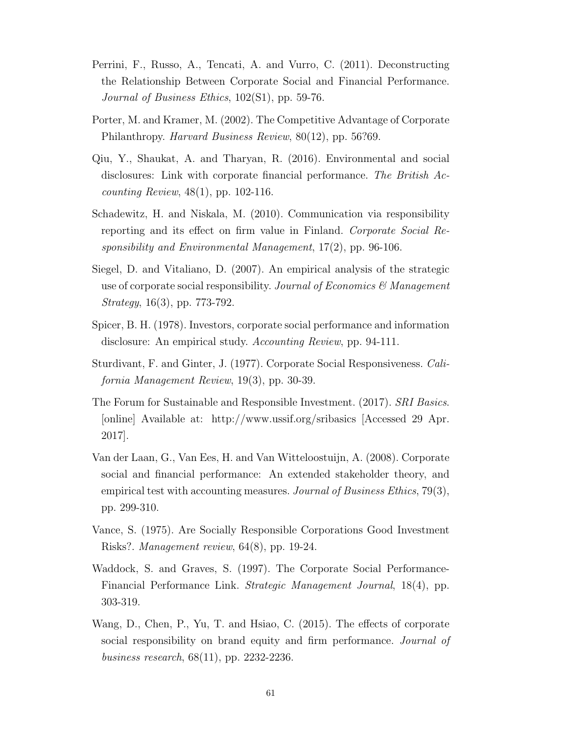Perrini, F., Russo, A., Tencati, A. and Vurro, C. (2011). Deconstructing the Relationship Between Corporate Social and Financial Performance. *Journal of Business Ethics*, 102(S1), pp. 59-76.

Porter, M. and Kramer, M. (2002). The Competitive Advantage of Corporate Philanthropy. *Harvard Business Review*, 80(12), pp. 56?69.

Qiu, Y., Shaukat, A. and Tharyan, R. (2016). Environmental and social disclosures: Link with corporate financial performance. *The British Accounting Review*, 48(1), pp. 102-116.

Schadewitz, H. and Niskala, M. (2010). Communication via responsibility reporting and its effect on firm value in Finland. *Corporate Social Responsibility and Environmental Management*, 17(2), pp. 96-106.

Siegel, D. and Vitaliano, D. (2007). An empirical analysis of the strategic use of corporate social responsibility. *Journal of Economics & Management Strategy*, 16(3), pp. 773-792.

Spicer, B. H. (1978). Investors, corporate social performance and information disclosure: An empirical study. *Accounting Review*, pp. 94-111.

Sturdivant, F. and Ginter, J. (1977). Corporate Social Responsiveness. *California Management Review*, 19(3), pp. 30-39.

The Forum for Sustainable and Responsible Investment. (2017). *SRI Basics*. [online] Available at: http://www.ussif.org/sribasics [Accessed 29 Apr. 2017].

Van der Laan, G., Van Ees, H. and Van Witteloostuijn, A. (2008). Corporate social and financial performance: An extended stakeholder theory, and empirical test with accounting measures. *Journal of Business Ethics*, 79(3), pp. 299-310.

Vance, S. (1975). Are Socially Responsible Corporations Good Investment Risks?. *Management review*, 64(8), pp. 19-24.

Waddock, S. and Graves, S. (1997). The Corporate Social Performance-Financial Performance Link. *Strategic Management Journal*, 18(4), pp. 303-319.

Wang, D., Chen, P., Yu, T. and Hsiao, C. (2015). The effects of corporate social responsibility on brand equity and firm performance. *Journal of business research*, 68(11), pp. 2232-2236.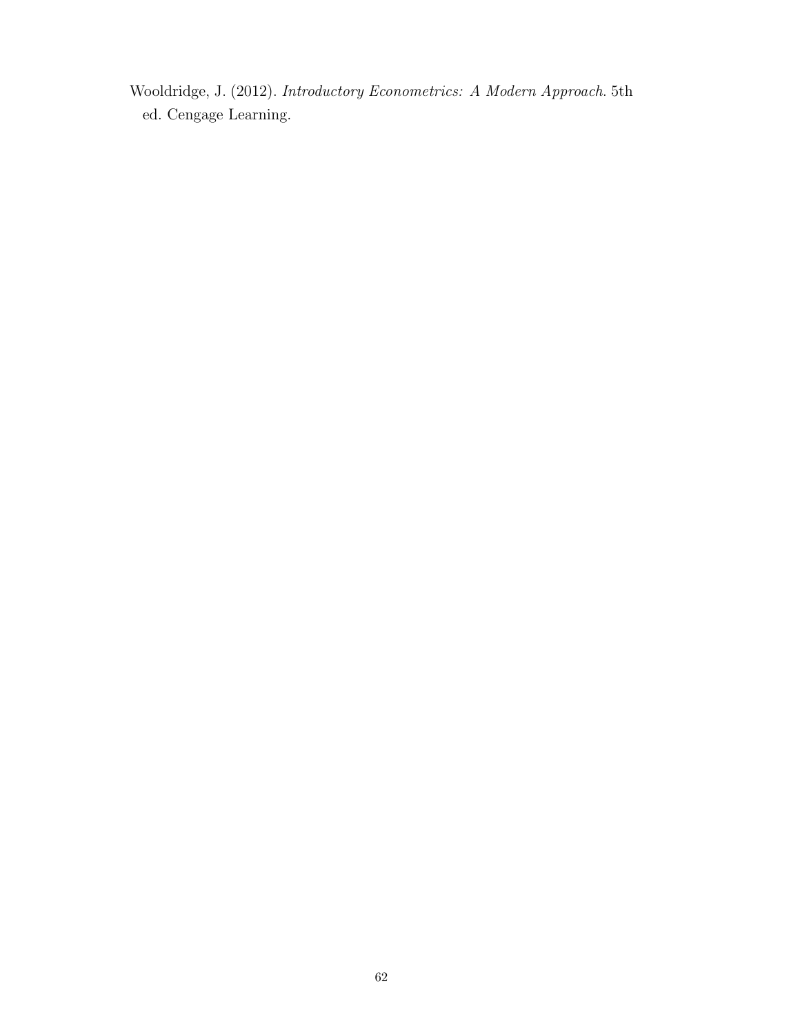Wooldridge, J. (2012). *Introductory Econometrics: A Modern Approach*. 5th ed. Cengage Learning.